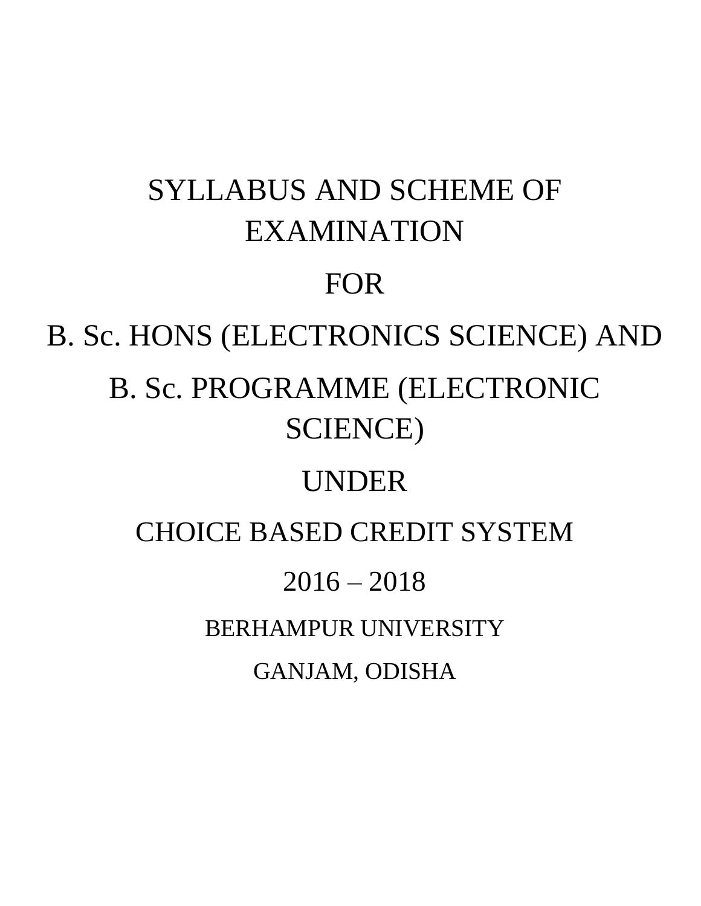# SYLLABUS AND SCHEME OF EXAMINATION

# FOR

# B. Sc. HONS (ELECTRONICS SCIENCE) AND

# B. Sc. PROGRAMME (ELECTRONIC SCIENCE)

# UNDER

## CHOICE BASED CREDIT SYSTEM

## 2016 – 2018

### BERHAMPUR UNIVERSITY

### GANJAM, ODISHA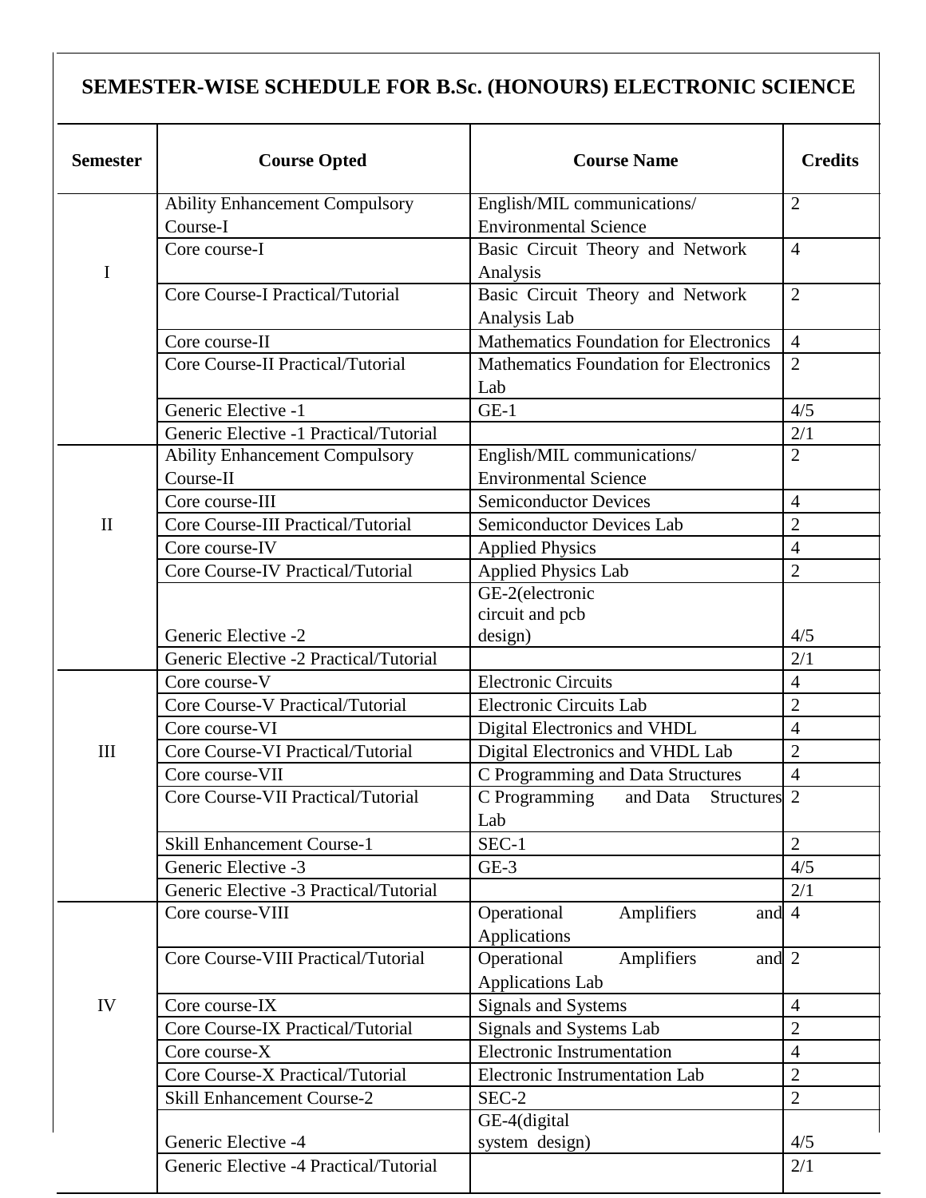# SEMESTER-WISE SCHEDULE FOR B.Sc. (HONOURS) ELECTRONIC SCIENCE

| Semester | Course Opted | Course Name | Credits |
|---|---|---|---|
| I | Ability Enhancement Compulsory Course-I | English/MIL communications/ Environmental Science | 2 |
| | Core course-I | Basic Circuit Theory and Network Analysis | 4 |
| | Core Course-I Practical/Tutorial | Basic Circuit Theory and Network Analysis Lab | 2 |
| | Core course-II | Mathematics Foundation for Electronics | 4 |
| | Core Course-II Practical/Tutorial | Mathematics Foundation for Electronics Lab | 2 |
| | Generic Elective -1 | GE-1 | 4/5 |
| | Generic Elective -1 Practical/Tutorial | | 2/1 |
| II | Ability Enhancement Compulsory Course-II | English/MIL communications/ Environmental Science | 2 |
| | Core course-III | Semiconductor Devices | 4 |
| | Core Course-III Practical/Tutorial | Semiconductor Devices Lab | 2 |
| | Core course-IV | Applied Physics | 4 |
| | Core Course-IV Practical/Tutorial | Applied Physics Lab | 2 |
| | Generic Elective -2 | GE-2(electronic circuit and pcb design) | 4/5 |
| | Generic Elective -2 Practical/Tutorial | | 2/1 |
| III | Core course-V | Electronic Circuits | 4 |
| | Core Course-V Practical/Tutorial | Electronic Circuits Lab | 2 |
| | Core course-VI | Digital Electronics and VHDL | 4 |
| | Core Course-VI Practical/Tutorial | Digital Electronics and VHDL Lab | 2 |
| | Core course-VII | C Programming and Data Structures | 4 |
| | Core Course-VII Practical/Tutorial | C Programming and Data Structures Lab | 2 |
| | Skill Enhancement Course-1 | SEC-1 | 2 |
| | Generic Elective -3 | GE-3 | 4/5 |
| | Generic Elective -3 Practical/Tutorial | | 2/1 |
| IV | Core course-VIII | Operational Amplifiers and Applications | 4 |
| | Core Course-VIII Practical/Tutorial | Operational Amplifiers and Applications Lab | 2 |
| | Core course-IX | Signals and Systems | 4 |
| | Core Course-IX Practical/Tutorial | Signals and Systems Lab | 2 |
| | Core course-X | Electronic Instrumentation | 4 |
| | Core Course-X Practical/Tutorial | Electronic Instrumentation Lab | 2 |
| | Skill Enhancement Course-2 | SEC-2 | 2 |
| | Generic Elective -4 | GE-4(digital system design) | 4/5 |
| | Generic Elective -4 Practical/Tutorial | | 2/1 |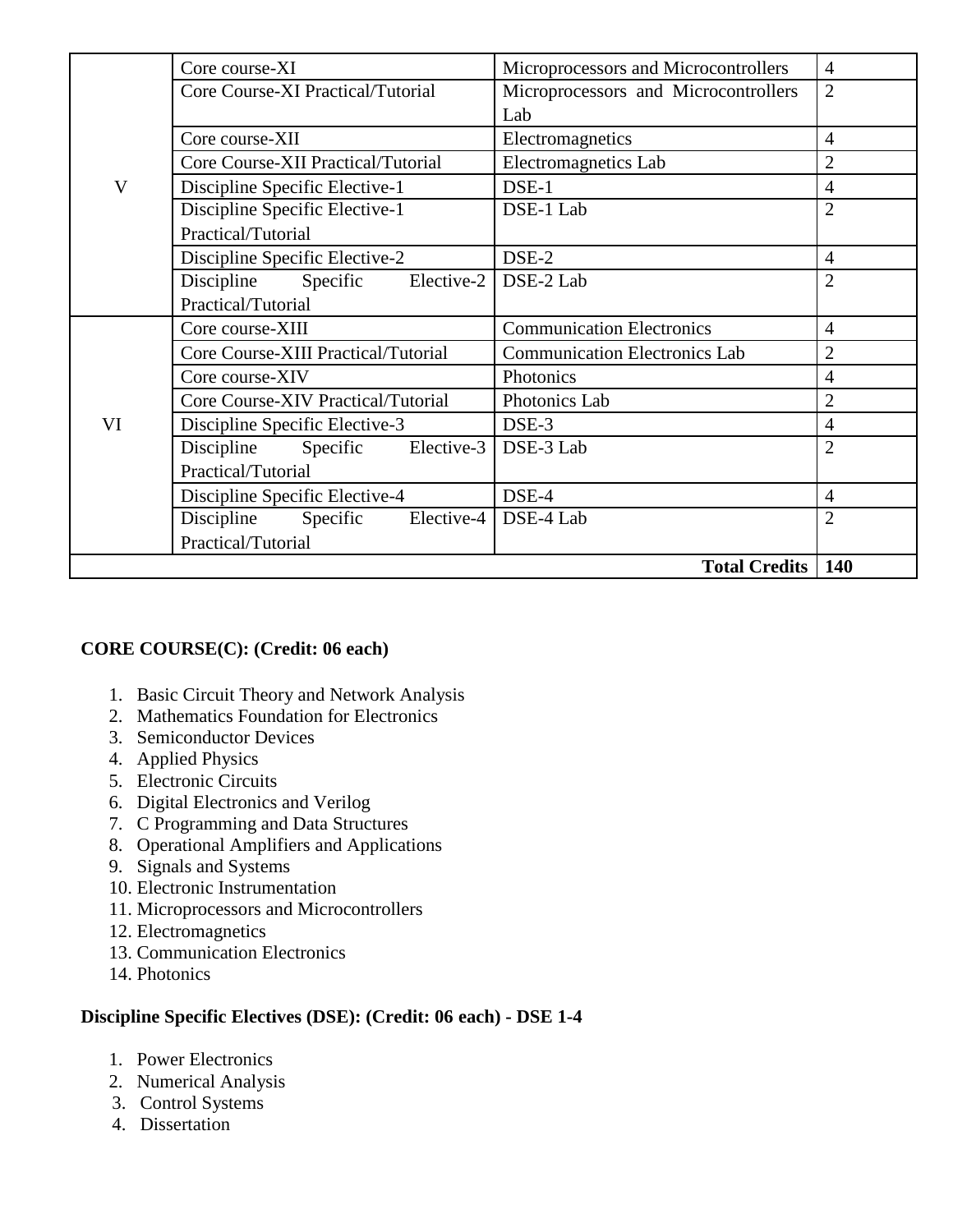| | | | |
|---|---|---|---|
| V | Core course-XI | Microprocessors and Microcontrollers | 4 |
| | Core Course-XI Practical/Tutorial | Microprocessors and Microcontrollers Lab | 2 |
| | Core course-XII | Electromagnetics | 4 |
| | Core Course-XII Practical/Tutorial | Electromagnetics Lab | 2 |
| | Discipline Specific Elective-1 | DSE-1 | 4 |
| | Discipline Specific Elective-1 Practical/Tutorial | DSE-1 Lab | 2 |
| | Discipline Specific Elective-2 | DSE-2 | 4 |
| | Discipline Specific Elective-2 Practical/Tutorial | DSE-2 Lab | 2 |
| VI | Core course-XIII | Communication Electronics | 4 |
| | Core Course-XIII Practical/Tutorial | Communication Electronics Lab | 2 |
| | Core course-XIV | Photonics | 4 |
| | Core Course-XIV Practical/Tutorial | Photonics Lab | 2 |
| | Discipline Specific Elective-3 | DSE-3 | 4 |
| | Discipline Specific Elective-3 Practical/Tutorial | DSE-3 Lab | 2 |
| | Discipline Specific Elective-4 | DSE-4 | 4 |
| | Discipline Specific Elective-4 Practical/Tutorial | DSE-4 Lab | 2 |
| | | **Total Credits** | **140** |

**CORE COURSE(C): (Credit: 06 each)**

1. Basic Circuit Theory and Network Analysis
2. Mathematics Foundation for Electronics
3. Semiconductor Devices
4. Applied Physics
5. Electronic Circuits
6. Digital Electronics and Verilog
7. C Programming and Data Structures
8. Operational Amplifiers and Applications
9. Signals and Systems
10. Electronic Instrumentation
11. Microprocessors and Microcontrollers
12. Electromagnetics
13. Communication Electronics
14. Photonics

**Discipline Specific Electives (DSE): (Credit: 06 each) - DSE 1-4**

1. Power Electronics
2. Numerical Analysis
3. Control Systems
4. Dissertation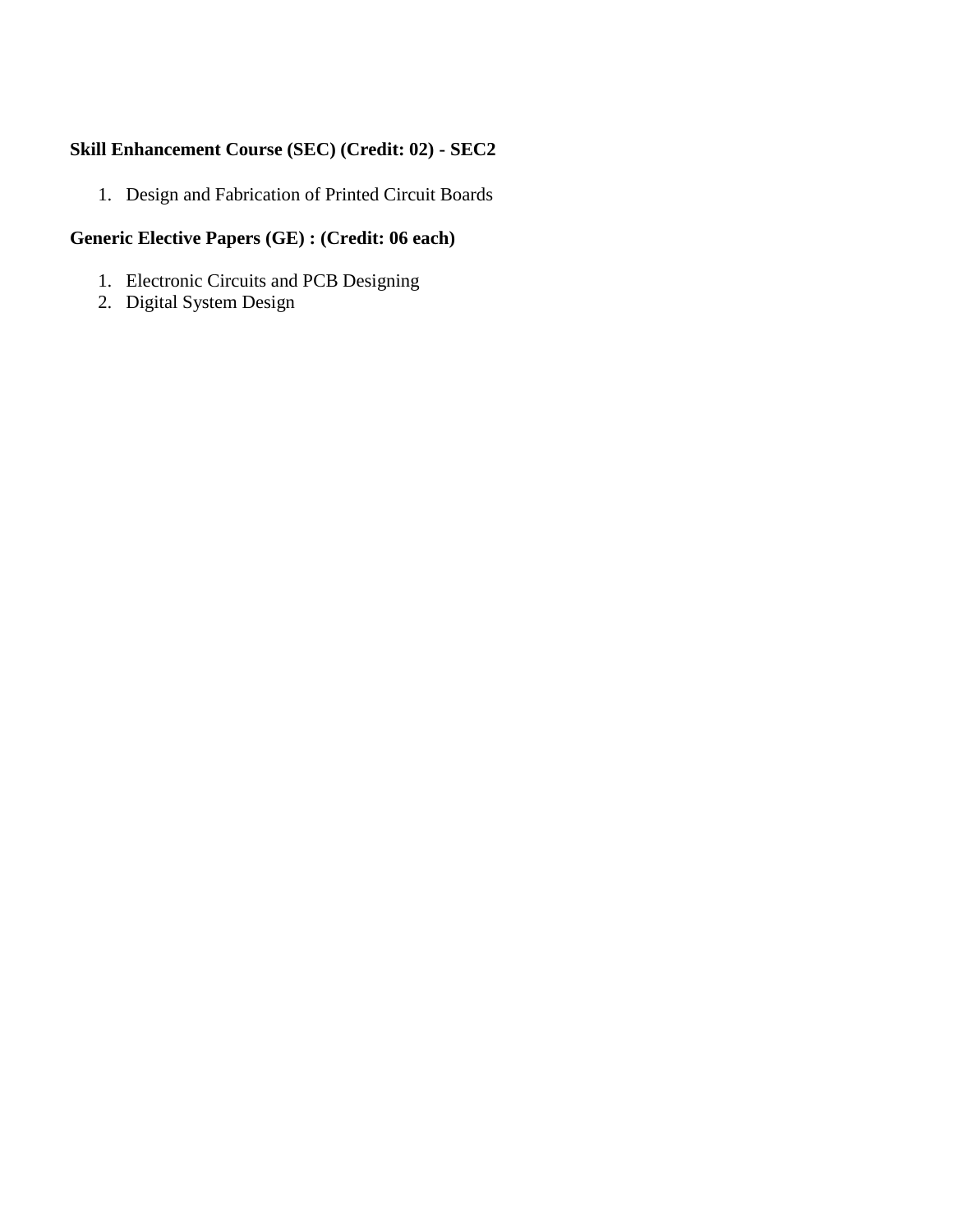**Skill Enhancement Course (SEC) (Credit: 02) - SEC2**

1. Design and Fabrication of Printed Circuit Boards

**Generic Elective Papers (GE) : (Credit: 06 each)**

1. Electronic Circuits and PCB Designing
2. Digital System Design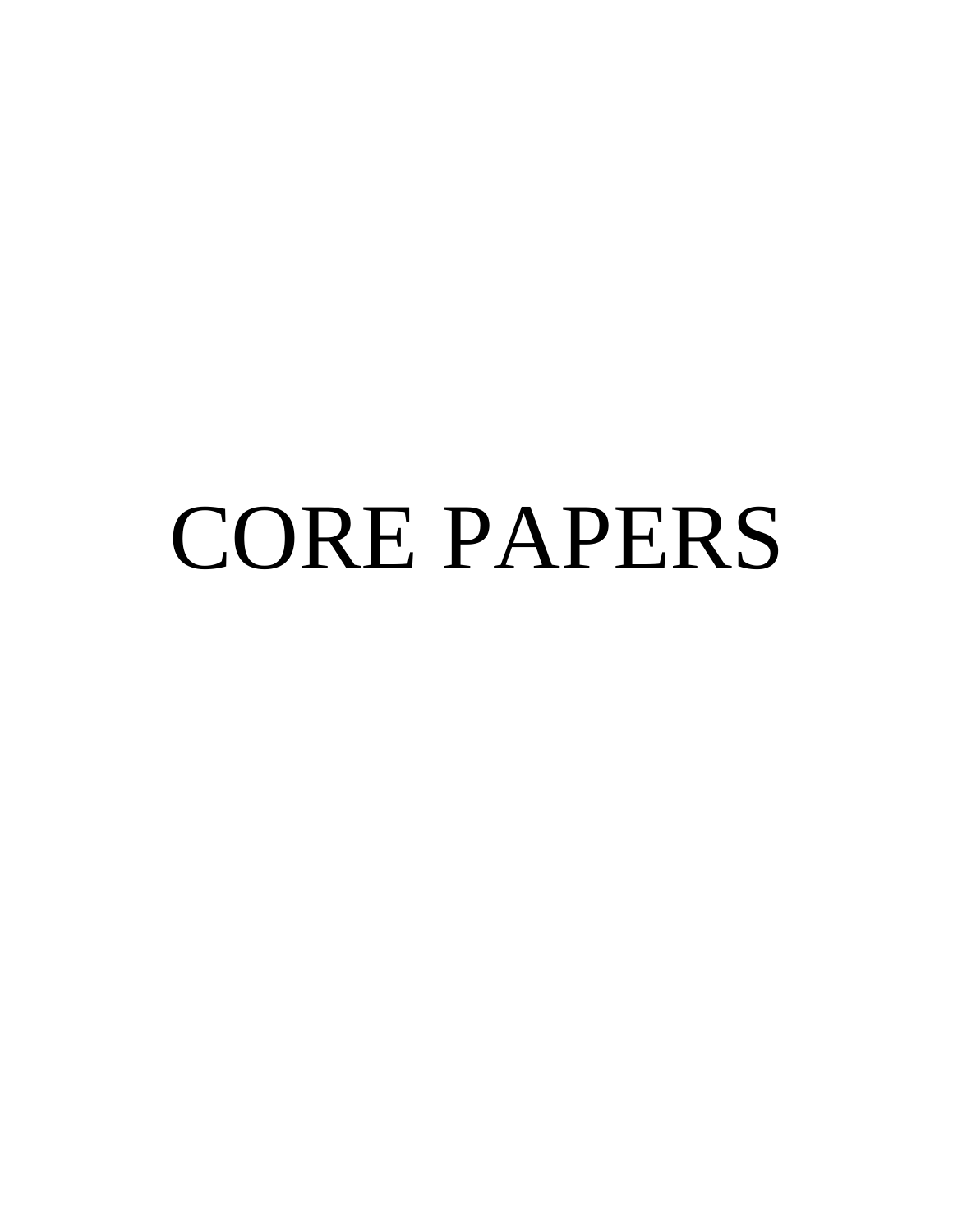# CORE PAPERS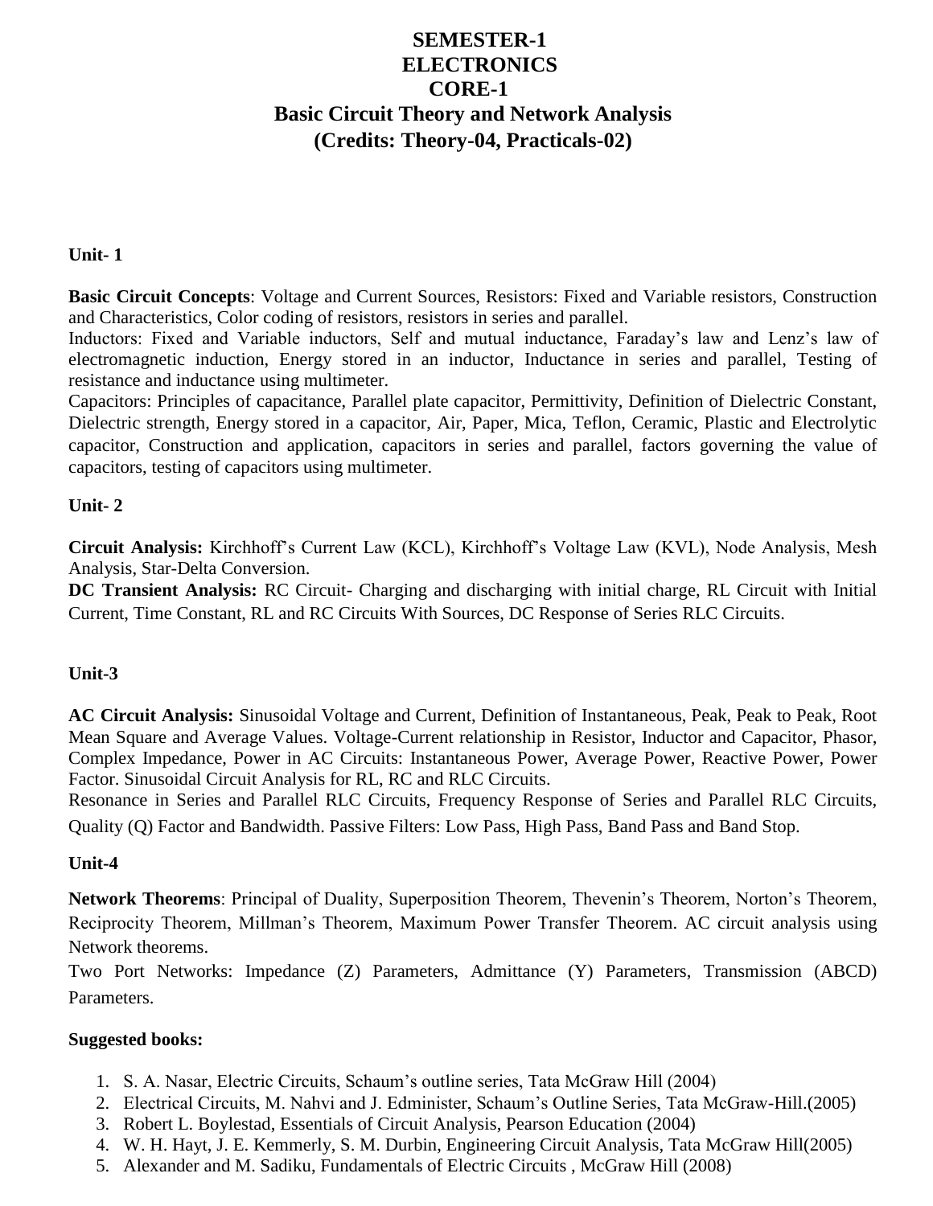# SEMESTER-1
# ELECTRONICS
## CORE-1
## Basic Circuit Theory and Network Analysis
## (Credits: Theory-04, Practicals-02)

### Unit- 1

**Basic Circuit Concepts**: Voltage and Current Sources, Resistors: Fixed and Variable resistors, Construction and Characteristics, Color coding of resistors, resistors in series and parallel.
Inductors: Fixed and Variable inductors, Self and mutual inductance, Faraday's law and Lenz's law of electromagnetic induction, Energy stored in an inductor, Inductance in series and parallel, Testing of resistance and inductance using multimeter.
Capacitors: Principles of capacitance, Parallel plate capacitor, Permittivity, Definition of Dielectric Constant, Dielectric strength, Energy stored in a capacitor, Air, Paper, Mica, Teflon, Ceramic, Plastic and Electrolytic capacitor, Construction and application, capacitors in series and parallel, factors governing the value of capacitors, testing of capacitors using multimeter.

### Unit- 2

**Circuit Analysis:** Kirchhoff's Current Law (KCL), Kirchhoff's Voltage Law (KVL), Node Analysis, Mesh Analysis, Star-Delta Conversion.
**DC Transient Analysis:** RC Circuit- Charging and discharging with initial charge, RL Circuit with Initial Current, Time Constant, RL and RC Circuits With Sources, DC Response of Series RLC Circuits.

### Unit-3

**AC Circuit Analysis:** Sinusoidal Voltage and Current, Definition of Instantaneous, Peak, Peak to Peak, Root Mean Square and Average Values. Voltage-Current relationship in Resistor, Inductor and Capacitor, Phasor, Complex Impedance, Power in AC Circuits: Instantaneous Power, Average Power, Reactive Power, Power Factor. Sinusoidal Circuit Analysis for RL, RC and RLC Circuits.
Resonance in Series and Parallel RLC Circuits, Frequency Response of Series and Parallel RLC Circuits, Quality (Q) Factor and Bandwidth. Passive Filters: Low Pass, High Pass, Band Pass and Band Stop.

### Unit-4

**Network Theorems**: Principal of Duality, Superposition Theorem, Thevenin's Theorem, Norton's Theorem, Reciprocity Theorem, Millman's Theorem, Maximum Power Transfer Theorem. AC circuit analysis using Network theorems.
Two Port Networks: Impedance (Z) Parameters, Admittance (Y) Parameters, Transmission (ABCD) Parameters.

### Suggested books:

1. S. A. Nasar, Electric Circuits, Schaum's outline series, Tata McGraw Hill (2004)
2. Electrical Circuits, M. Nahvi and J. Edminister, Schaum's Outline Series, Tata McGraw-Hill.(2005)
3. Robert L. Boylestad, Essentials of Circuit Analysis, Pearson Education (2004)
4. W. H. Hayt, J. E. Kemmerly, S. M. Durbin, Engineering Circuit Analysis, Tata McGraw Hill(2005)
5. Alexander and M. Sadiku, Fundamentals of Electric Circuits , McGraw Hill (2008)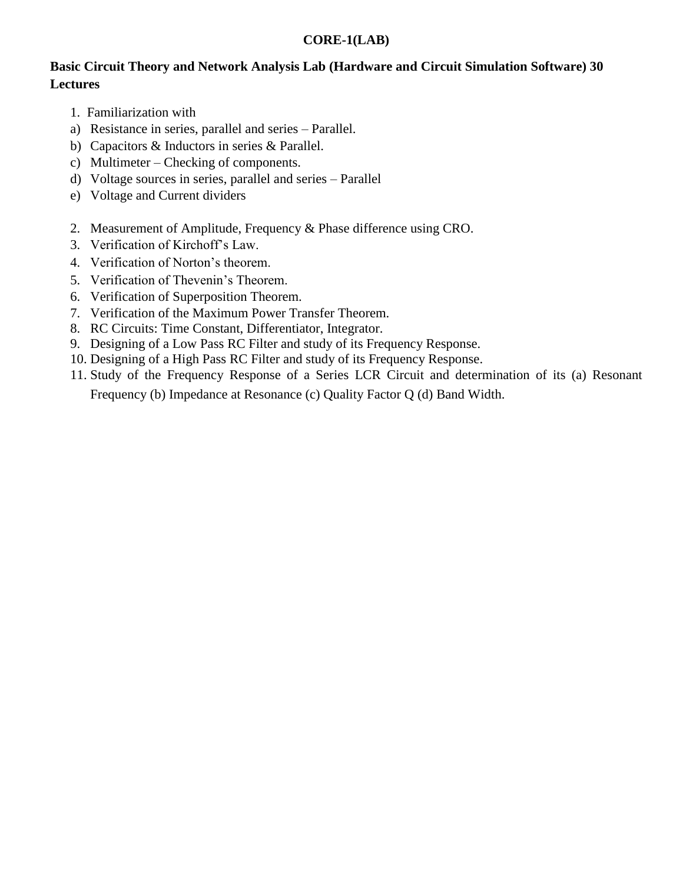**CORE-1(LAB)**

**Basic Circuit Theory and Network Analysis Lab (Hardware and Circuit Simulation Software) 30 Lectures**

1. Familiarization with

a) Resistance in series, parallel and series – Parallel.
b) Capacitors & Inductors in series & Parallel.
c) Multimeter – Checking of components.
d) Voltage sources in series, parallel and series – Parallel
e) Voltage and Current dividers

2. Measurement of Amplitude, Frequency & Phase difference using CRO.
3. Verification of Kirchoff's Law.
4. Verification of Norton's theorem.
5. Verification of Thevenin's Theorem.
6. Verification of Superposition Theorem.
7. Verification of the Maximum Power Transfer Theorem.
8. RC Circuits: Time Constant, Differentiator, Integrator.
9. Designing of a Low Pass RC Filter and study of its Frequency Response.
10. Designing of a High Pass RC Filter and study of its Frequency Response.
11. Study of the Frequency Response of a Series LCR Circuit and determination of its (a) Resonant Frequency (b) Impedance at Resonance (c) Quality Factor Q (d) Band Width.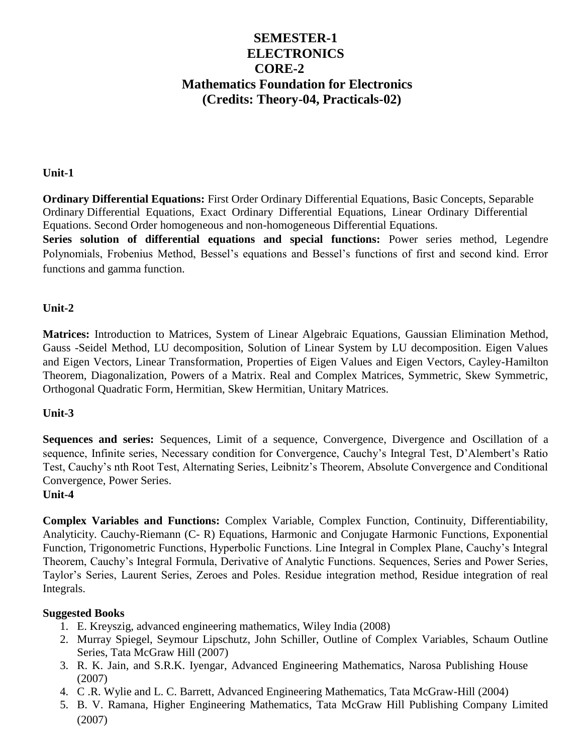# SEMESTER-1
# ELECTRONICS
## CORE-2
## Mathematics Foundation for Electronics
### (Credits: Theory-04, Practicals-02)

**Unit-1**

**Ordinary Differential Equations:** First Order Ordinary Differential Equations, Basic Concepts, Separable Ordinary Differential Equations, Exact Ordinary Differential Equations, Linear Ordinary Differential Equations. Second Order homogeneous and non-homogeneous Differential Equations.

**Series solution of differential equations and special functions:** Power series method, Legendre Polynomials, Frobenius Method, Bessel's equations and Bessel's functions of first and second kind. Error functions and gamma function.

**Unit-2**

**Matrices:** Introduction to Matrices, System of Linear Algebraic Equations, Gaussian Elimination Method, Gauss -Seidel Method, LU decomposition, Solution of Linear System by LU decomposition. Eigen Values and Eigen Vectors, Linear Transformation, Properties of Eigen Values and Eigen Vectors, Cayley-Hamilton Theorem, Diagonalization, Powers of a Matrix. Real and Complex Matrices, Symmetric, Skew Symmetric, Orthogonal Quadratic Form, Hermitian, Skew Hermitian, Unitary Matrices.

**Unit-3**

**Sequences and series:** Sequences, Limit of a sequence, Convergence, Divergence and Oscillation of a sequence, Infinite series, Necessary condition for Convergence, Cauchy's Integral Test, D'Alembert's Ratio Test, Cauchy's nth Root Test, Alternating Series, Leibnitz's Theorem, Absolute Convergence and Conditional Convergence, Power Series.

**Unit-4**

**Complex Variables and Functions:** Complex Variable, Complex Function, Continuity, Differentiability, Analyticity. Cauchy-Riemann (C- R) Equations, Harmonic and Conjugate Harmonic Functions, Exponential Function, Trigonometric Functions, Hyperbolic Functions. Line Integral in Complex Plane, Cauchy's Integral Theorem, Cauchy's Integral Formula, Derivative of Analytic Functions. Sequences, Series and Power Series, Taylor's Series, Laurent Series, Zeroes and Poles. Residue integration method, Residue integration of real Integrals.

**Suggested Books**

1. E. Kreyszig, advanced engineering mathematics, Wiley India (2008)
2. Murray Spiegel, Seymour Lipschutz, John Schiller, Outline of Complex Variables, Schaum Outline Series, Tata McGraw Hill (2007)
3. R. K. Jain, and S.R.K. Iyengar, Advanced Engineering Mathematics, Narosa Publishing House (2007)
4. C .R. Wylie and L. C. Barrett, Advanced Engineering Mathematics, Tata McGraw-Hill (2004)
5. B. V. Ramana, Higher Engineering Mathematics, Tata McGraw Hill Publishing Company Limited (2007)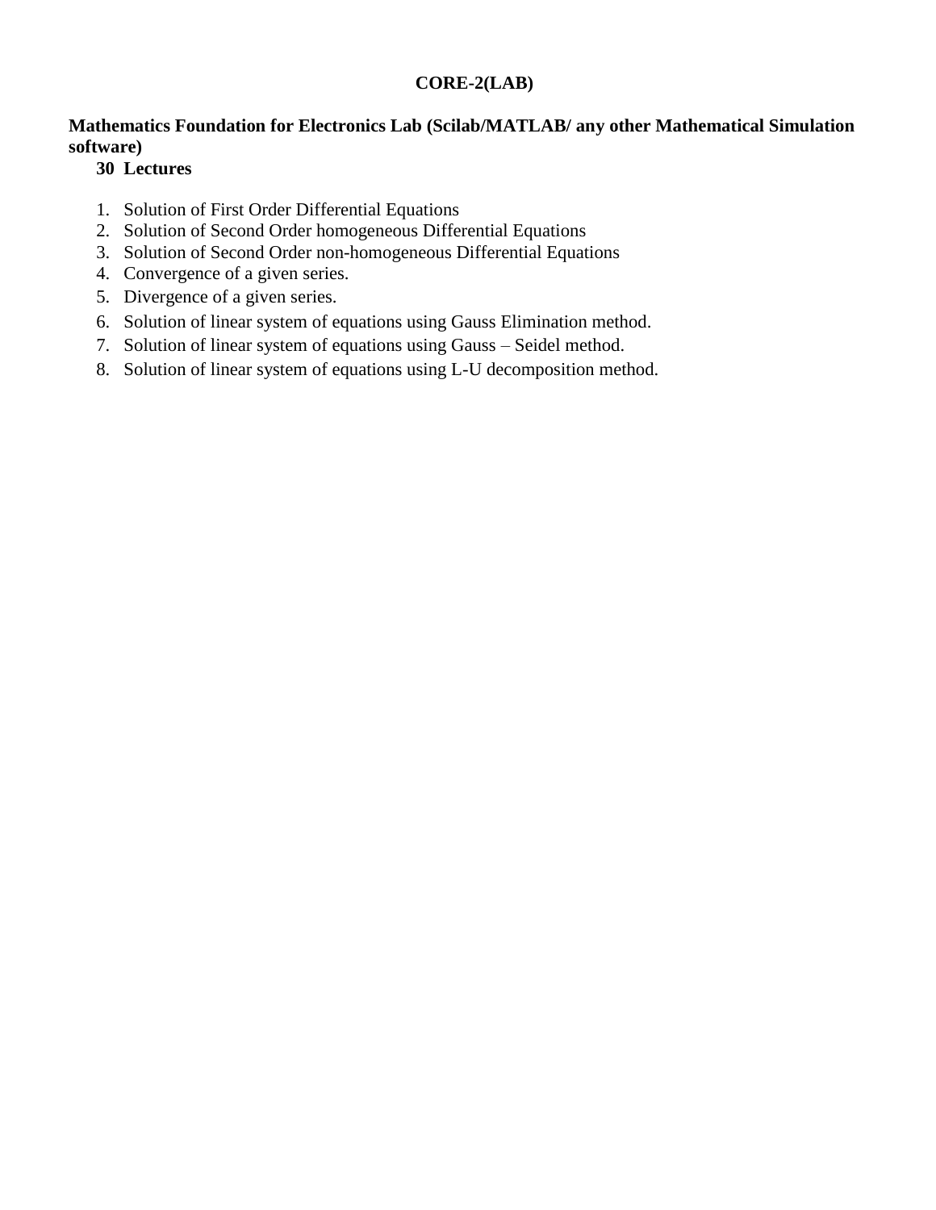**CORE-2(LAB)**

**Mathematics Foundation for Electronics Lab (Scilab/MATLAB/ any other Mathematical Simulation software)**

**30 Lectures**

1. Solution of First Order Differential Equations
2. Solution of Second Order homogeneous Differential Equations
3. Solution of Second Order non-homogeneous Differential Equations
4. Convergence of a given series.
5. Divergence of a given series.
6. Solution of linear system of equations using Gauss Elimination method.
7. Solution of linear system of equations using Gauss – Seidel method.
8. Solution of linear system of equations using L-U decomposition method.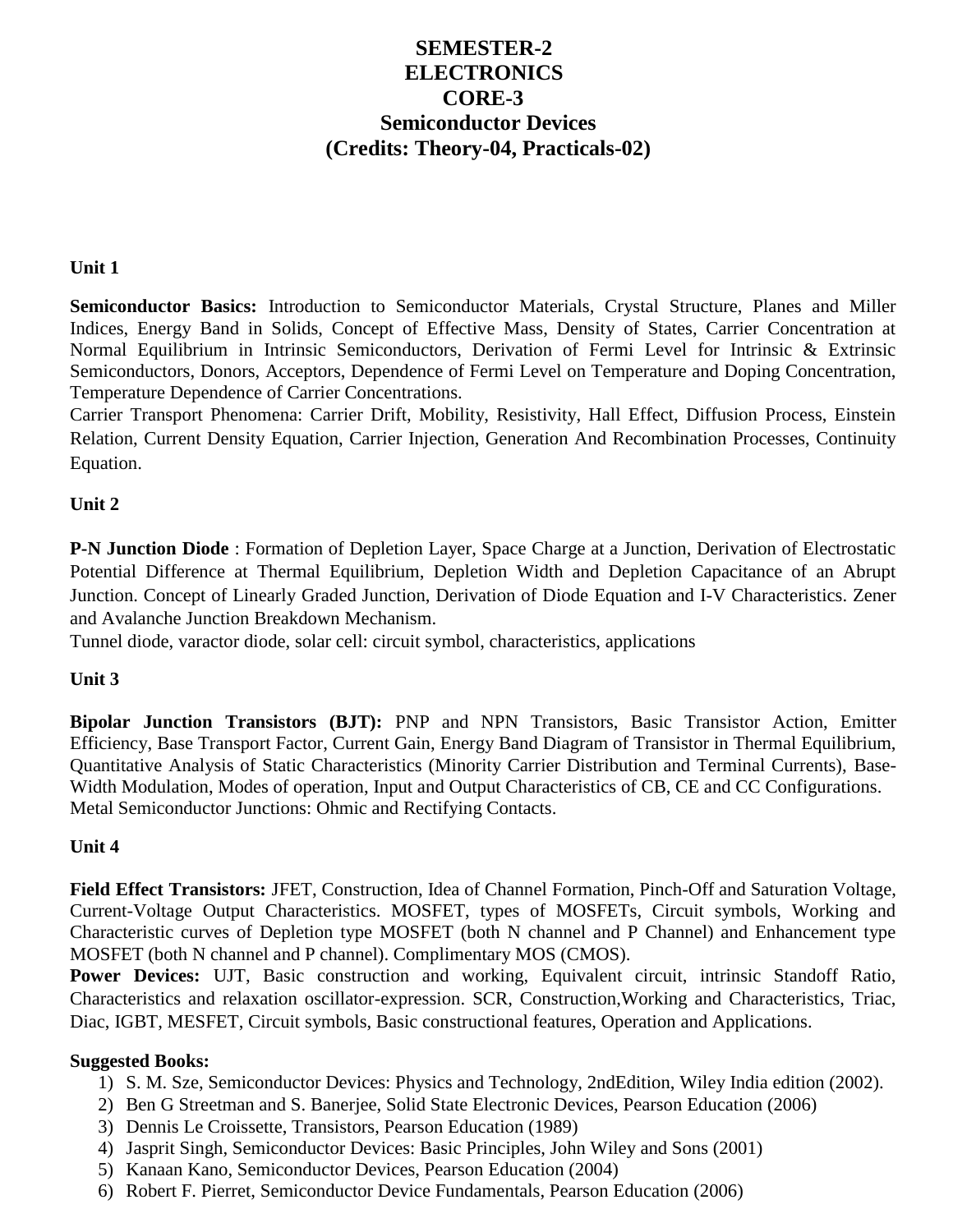# SEMESTER-2
# ELECTRONICS
# CORE-3
# Semiconductor Devices
# (Credits: Theory-04, Practicals-02)

**Unit 1**

**Semiconductor Basics:** Introduction to Semiconductor Materials, Crystal Structure, Planes and Miller Indices, Energy Band in Solids, Concept of Effective Mass, Density of States, Carrier Concentration at Normal Equilibrium in Intrinsic Semiconductors, Derivation of Fermi Level for Intrinsic & Extrinsic Semiconductors, Donors, Acceptors, Dependence of Fermi Level on Temperature and Doping Concentration, Temperature Dependence of Carrier Concentrations.

Carrier Transport Phenomena: Carrier Drift, Mobility, Resistivity, Hall Effect, Diffusion Process, Einstein Relation, Current Density Equation, Carrier Injection, Generation And Recombination Processes, Continuity Equation.

**Unit 2**

**P-N Junction Diode** : Formation of Depletion Layer, Space Charge at a Junction, Derivation of Electrostatic Potential Difference at Thermal Equilibrium, Depletion Width and Depletion Capacitance of an Abrupt Junction. Concept of Linearly Graded Junction, Derivation of Diode Equation and I-V Characteristics. Zener and Avalanche Junction Breakdown Mechanism.

Tunnel diode, varactor diode, solar cell: circuit symbol, characteristics, applications

**Unit 3**

**Bipolar Junction Transistors (BJT):** PNP and NPN Transistors, Basic Transistor Action, Emitter Efficiency, Base Transport Factor, Current Gain, Energy Band Diagram of Transistor in Thermal Equilibrium, Quantitative Analysis of Static Characteristics (Minority Carrier Distribution and Terminal Currents), Base-Width Modulation, Modes of operation, Input and Output Characteristics of CB, CE and CC Configurations.

Metal Semiconductor Junctions: Ohmic and Rectifying Contacts.

**Unit 4**

**Field Effect Transistors:** JFET, Construction, Idea of Channel Formation, Pinch-Off and Saturation Voltage, Current-Voltage Output Characteristics. MOSFET, types of MOSFETs, Circuit symbols, Working and Characteristic curves of Depletion type MOSFET (both N channel and P Channel) and Enhancement type MOSFET (both N channel and P channel). Complimentary MOS (CMOS).

**Power Devices:** UJT, Basic construction and working, Equivalent circuit, intrinsic Standoff Ratio, Characteristics and relaxation oscillator-expression. SCR, Construction,Working and Characteristics, Triac, Diac, IGBT, MESFET, Circuit symbols, Basic constructional features, Operation and Applications.

**Suggested Books:**

1) S. M. Sze, Semiconductor Devices: Physics and Technology, 2ndEdition, Wiley India edition (2002).
2) Ben G Streetman and S. Banerjee, Solid State Electronic Devices, Pearson Education (2006)
3) Dennis Le Croissette, Transistors, Pearson Education (1989)
4) Jasprit Singh, Semiconductor Devices: Basic Principles, John Wiley and Sons (2001)
5) Kanaan Kano, Semiconductor Devices, Pearson Education (2004)
6) Robert F. Pierret, Semiconductor Device Fundamentals, Pearson Education (2006)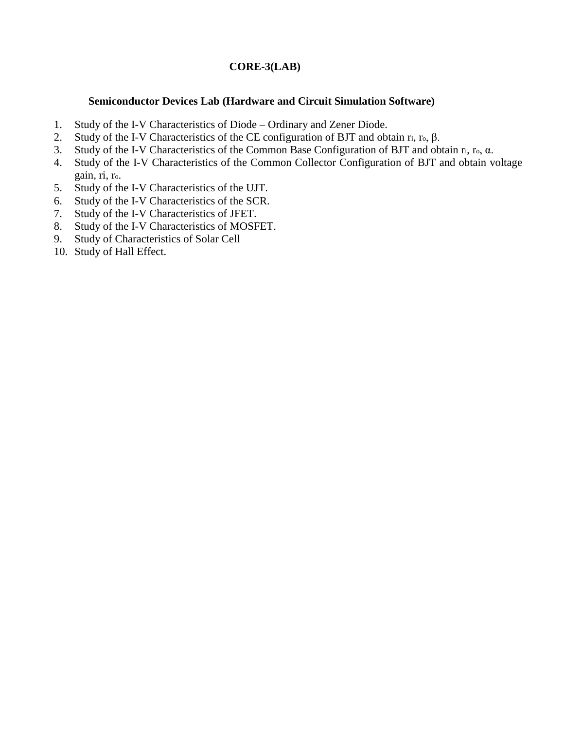# CORE-3(LAB)

## Semiconductor Devices Lab (Hardware and Circuit Simulation Software)

1. Study of the I-V Characteristics of Diode – Ordinary and Zener Diode.
2. Study of the I-V Characteristics of the CE configuration of BJT and obtain $r_i$, $r_o$, $\beta$.
3. Study of the I-V Characteristics of the Common Base Configuration of BJT and obtain $r_i$, $r_o$, $\alpha$.
4. Study of the I-V Characteristics of the Common Collector Configuration of BJT and obtain voltage gain, ri, $r_o$.
5. Study of the I-V Characteristics of the UJT.
6. Study of the I-V Characteristics of the SCR.
7. Study of the I-V Characteristics of JFET.
8. Study of the I-V Characteristics of MOSFET.
9. Study of Characteristics of Solar Cell
10. Study of Hall Effect.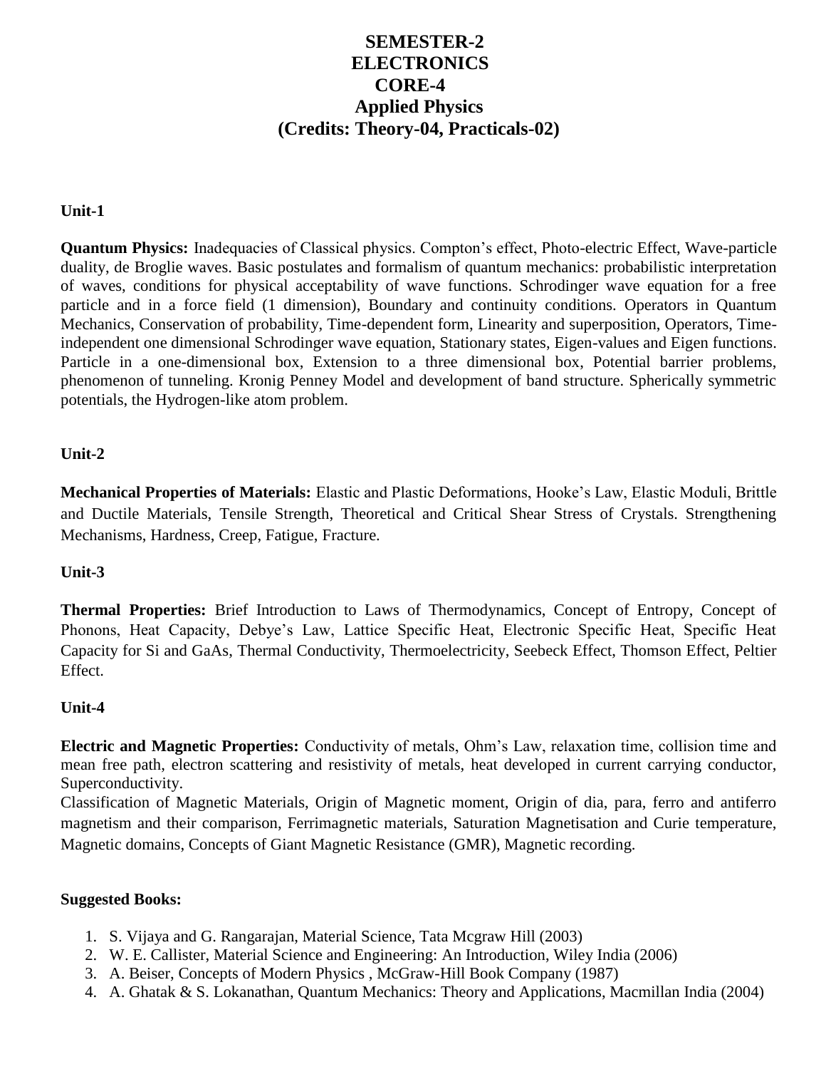# SEMESTER-2
# ELECTRONICS
## CORE-4
## Applied Physics
## (Credits: Theory-04, Practicals-02)

**Unit-1**

**Quantum Physics:** Inadequacies of Classical physics. Compton's effect, Photo-electric Effect, Wave-particle duality, de Broglie waves. Basic postulates and formalism of quantum mechanics: probabilistic interpretation of waves, conditions for physical acceptability of wave functions. Schrodinger wave equation for a free particle and in a force field (1 dimension), Boundary and continuity conditions. Operators in Quantum Mechanics, Conservation of probability, Time-dependent form, Linearity and superposition, Operators, Time-independent one dimensional Schrodinger wave equation, Stationary states, Eigen-values and Eigen functions. Particle in a one-dimensional box, Extension to a three dimensional box, Potential barrier problems, phenomenon of tunneling. Kronig Penney Model and development of band structure. Spherically symmetric potentials, the Hydrogen-like atom problem.

**Unit-2**

**Mechanical Properties of Materials:** Elastic and Plastic Deformations, Hooke's Law, Elastic Moduli, Brittle and Ductile Materials, Tensile Strength, Theoretical and Critical Shear Stress of Crystals. Strengthening Mechanisms, Hardness, Creep, Fatigue, Fracture.

**Unit-3**

**Thermal Properties:** Brief Introduction to Laws of Thermodynamics, Concept of Entropy, Concept of Phonons, Heat Capacity, Debye's Law, Lattice Specific Heat, Electronic Specific Heat, Specific Heat Capacity for Si and GaAs, Thermal Conductivity, Thermoelectricity, Seebeck Effect, Thomson Effect, Peltier Effect.

**Unit-4**

**Electric and Magnetic Properties:** Conductivity of metals, Ohm's Law, relaxation time, collision time and mean free path, electron scattering and resistivity of metals, heat developed in current carrying conductor, Superconductivity.

Classification of Magnetic Materials, Origin of Magnetic moment, Origin of dia, para, ferro and antiferro magnetism and their comparison, Ferrimagnetic materials, Saturation Magnetisation and Curie temperature, Magnetic domains, Concepts of Giant Magnetic Resistance (GMR), Magnetic recording.

**Suggested Books:**

1. S. Vijaya and G. Rangarajan, Material Science, Tata Mcgraw Hill (2003)
2. W. E. Callister, Material Science and Engineering: An Introduction, Wiley India (2006)
3. A. Beiser, Concepts of Modern Physics , McGraw-Hill Book Company (1987)
4. A. Ghatak & S. Lokanathan, Quantum Mechanics: Theory and Applications, Macmillan India (2004)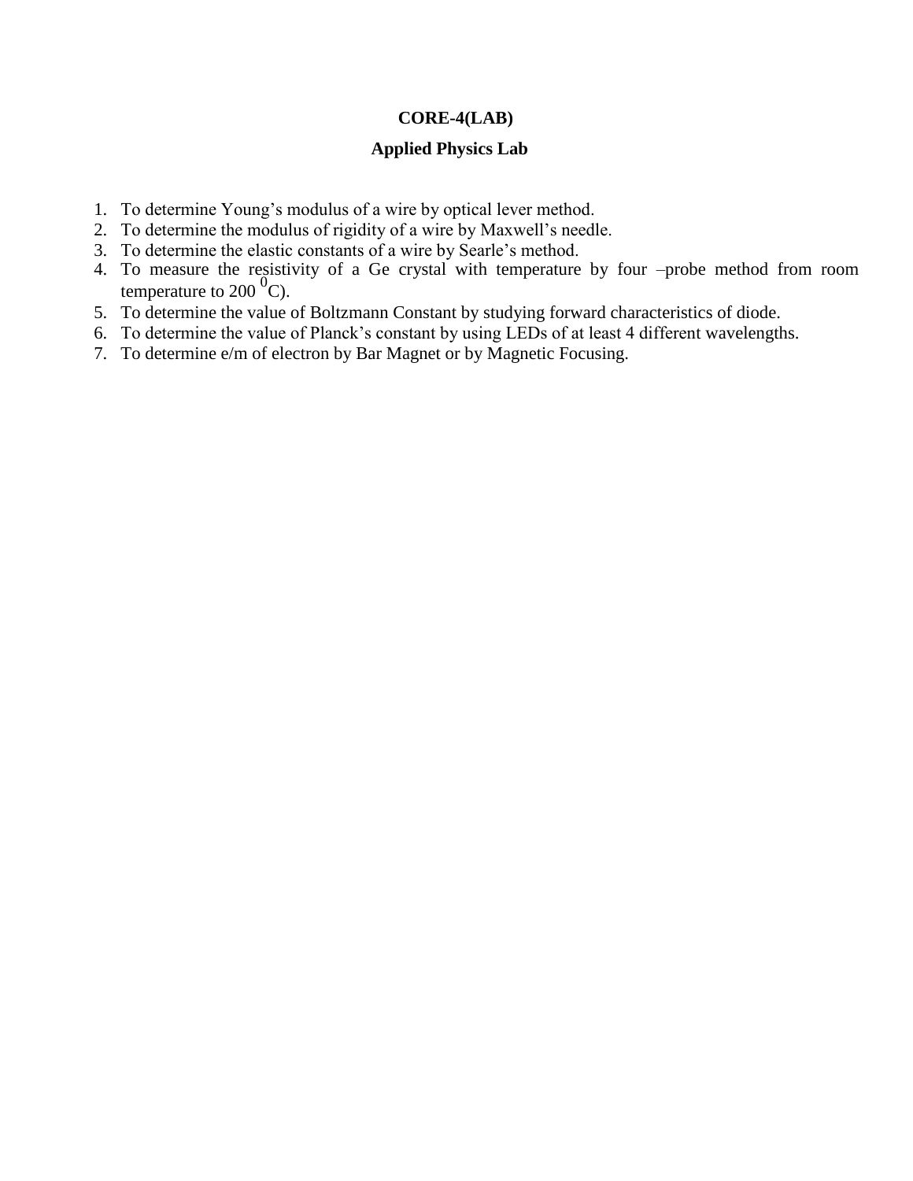**CORE-4(LAB)**

**Applied Physics Lab**

1. To determine Young's modulus of a wire by optical lever method.
2. To determine the modulus of rigidity of a wire by Maxwell's needle.
3. To determine the elastic constants of a wire by Searle's method.
4. To measure the resistivity of a Ge crystal with temperature by four –probe method from room temperature to 200 $^0$C).
5. To determine the value of Boltzmann Constant by studying forward characteristics of diode.
6. To determine the value of Planck's constant by using LEDs of at least 4 different wavelengths.
7. To determine e/m of electron by Bar Magnet or by Magnetic Focusing.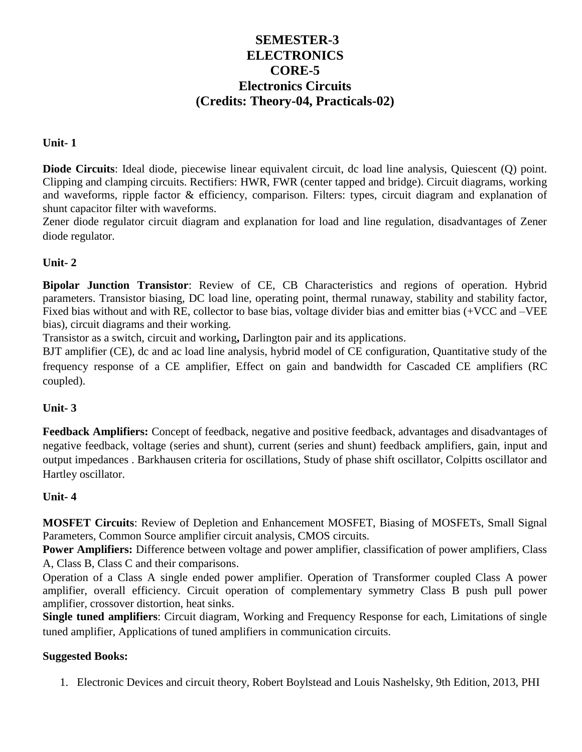# SEMESTER-3
# ELECTRONICS
# CORE-5
# Electronics Circuits
# (Credits: Theory-04, Practicals-02)

**Unit- 1**

**Diode Circuits**: Ideal diode, piecewise linear equivalent circuit, dc load line analysis, Quiescent (Q) point. Clipping and clamping circuits. Rectifiers: HWR, FWR (center tapped and bridge). Circuit diagrams, working and waveforms, ripple factor & efficiency, comparison. Filters: types, circuit diagram and explanation of shunt capacitor filter with waveforms.

Zener diode regulator circuit diagram and explanation for load and line regulation, disadvantages of Zener diode regulator.

**Unit- 2**

**Bipolar Junction Transistor**: Review of CE, CB Characteristics and regions of operation. Hybrid parameters. Transistor biasing, DC load line, operating point, thermal runaway, stability and stability factor, Fixed bias without and with RE, collector to base bias, voltage divider bias and emitter bias (+VCC and –VEE bias), circuit diagrams and their working.

Transistor as a switch, circuit and working**,** Darlington pair and its applications.

BJT amplifier (CE), dc and ac load line analysis, hybrid model of CE configuration, Quantitative study of the frequency response of a CE amplifier, Effect on gain and bandwidth for Cascaded CE amplifiers (RC coupled).

**Unit- 3**

**Feedback Amplifiers:** Concept of feedback, negative and positive feedback, advantages and disadvantages of negative feedback, voltage (series and shunt), current (series and shunt) feedback amplifiers, gain, input and output impedances . Barkhausen criteria for oscillations, Study of phase shift oscillator, Colpitts oscillator and Hartley oscillator.

**Unit- 4**

**MOSFET Circuits**: Review of Depletion and Enhancement MOSFET, Biasing of MOSFETs, Small Signal Parameters, Common Source amplifier circuit analysis, CMOS circuits.

**Power Amplifiers:** Difference between voltage and power amplifier, classification of power amplifiers, Class A, Class B, Class C and their comparisons.

Operation of a Class A single ended power amplifier. Operation of Transformer coupled Class A power amplifier, overall efficiency. Circuit operation of complementary symmetry Class B push pull power amplifier, crossover distortion, heat sinks.

**Single tuned amplifiers**: Circuit diagram, Working and Frequency Response for each, Limitations of single tuned amplifier, Applications of tuned amplifiers in communication circuits.

**Suggested Books:**

1. Electronic Devices and circuit theory, Robert Boylstead and Louis Nashelsky, 9th Edition, 2013, PHI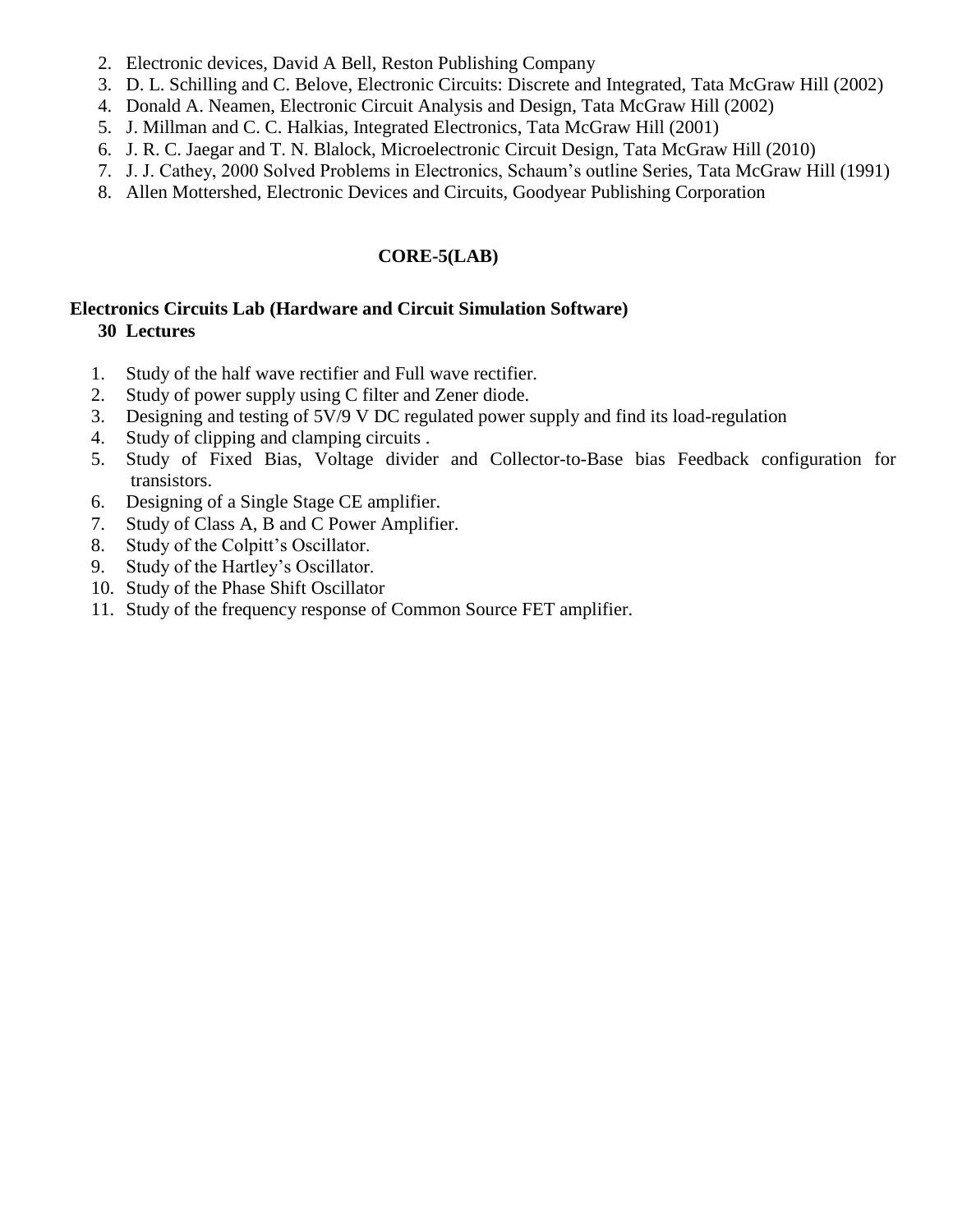2. Electronic devices, David A Bell, Reston Publishing Company
3. D. L. Schilling and C. Belove, Electronic Circuits: Discrete and Integrated, Tata McGraw Hill (2002)
4. Donald A. Neamen, Electronic Circuit Analysis and Design, Tata McGraw Hill (2002)
5. J. Millman and C. C. Halkias, Integrated Electronics, Tata McGraw Hill (2001)
6. J. R. C. Jaegar and T. N. Blalock, Microelectronic Circuit Design, Tata McGraw Hill (2010)
7. J. J. Cathey, 2000 Solved Problems in Electronics, Schaum's outline Series, Tata McGraw Hill (1991)
8. Allen Mottershed, Electronic Devices and Circuits, Goodyear Publishing Corporation

## CORE-5(LAB)

### Electronics Circuits Lab (Hardware and Circuit Simulation Software)

**30 Lectures**

1. Study of the half wave rectifier and Full wave rectifier.
2. Study of power supply using C filter and Zener diode.
3. Designing and testing of 5V/9 V DC regulated power supply and find its load-regulation
4. Study of clipping and clamping circuits .
5. Study of Fixed Bias, Voltage divider and Collector-to-Base bias Feedback configuration for transistors.
6. Designing of a Single Stage CE amplifier.
7. Study of Class A, B and C Power Amplifier.
8. Study of the Colpitt's Oscillator.
9. Study of the Hartley's Oscillator.
10. Study of the Phase Shift Oscillator
11. Study of the frequency response of Common Source FET amplifier.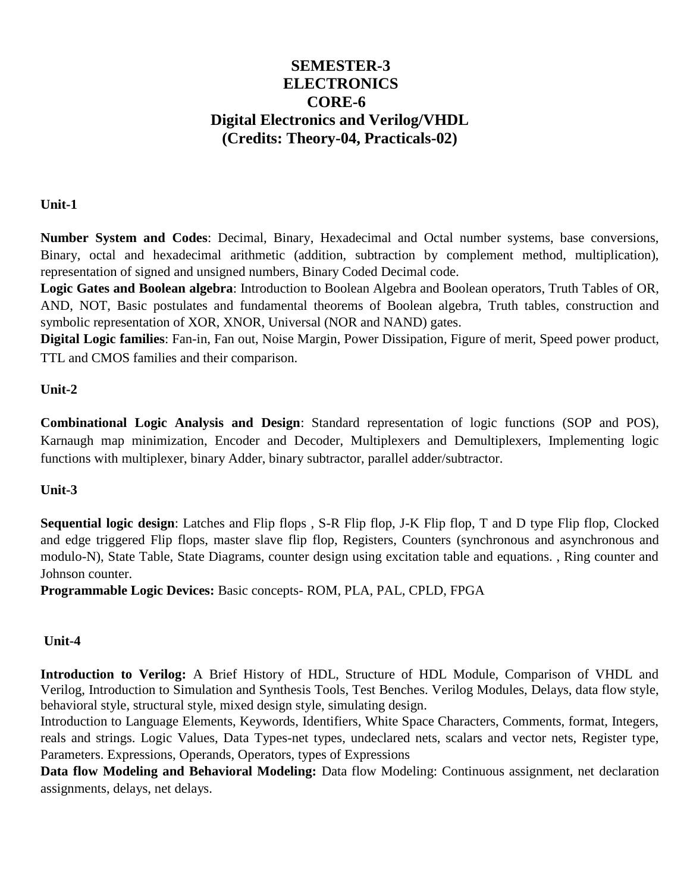# SEMESTER-3
# ELECTRONICS
# CORE-6
# Digital Electronics and Verilog/VHDL
# (Credits: Theory-04, Practicals-02)

**Unit-1**

**Number System and Codes**: Decimal, Binary, Hexadecimal and Octal number systems, base conversions, Binary, octal and hexadecimal arithmetic (addition, subtraction by complement method, multiplication), representation of signed and unsigned numbers, Binary Coded Decimal code.

**Logic Gates and Boolean algebra**: Introduction to Boolean Algebra and Boolean operators, Truth Tables of OR, AND, NOT, Basic postulates and fundamental theorems of Boolean algebra, Truth tables, construction and symbolic representation of XOR, XNOR, Universal (NOR and NAND) gates.

**Digital Logic families**: Fan-in, Fan out, Noise Margin, Power Dissipation, Figure of merit, Speed power product, TTL and CMOS families and their comparison.

**Unit-2**

**Combinational Logic Analysis and Design**: Standard representation of logic functions (SOP and POS), Karnaugh map minimization, Encoder and Decoder, Multiplexers and Demultiplexers, Implementing logic functions with multiplexer, binary Adder, binary subtractor, parallel adder/subtractor.

**Unit-3**

**Sequential logic design**: Latches and Flip flops , S-R Flip flop, J-K Flip flop, T and D type Flip flop, Clocked and edge triggered Flip flops, master slave flip flop, Registers, Counters (synchronous and asynchronous and modulo-N), State Table, State Diagrams, counter design using excitation table and equations. , Ring counter and Johnson counter.

**Programmable Logic Devices:** Basic concepts- ROM, PLA, PAL, CPLD, FPGA

**Unit-4**

**Introduction to Verilog:** A Brief History of HDL, Structure of HDL Module, Comparison of VHDL and Verilog, Introduction to Simulation and Synthesis Tools, Test Benches. Verilog Modules, Delays, data flow style, behavioral style, structural style, mixed design style, simulating design.

Introduction to Language Elements, Keywords, Identifiers, White Space Characters, Comments, format, Integers, reals and strings. Logic Values, Data Types-net types, undeclared nets, scalars and vector nets, Register type, Parameters. Expressions, Operands, Operators, types of Expressions

**Data flow Modeling and Behavioral Modeling:** Data flow Modeling: Continuous assignment, net declaration assignments, delays, net delays.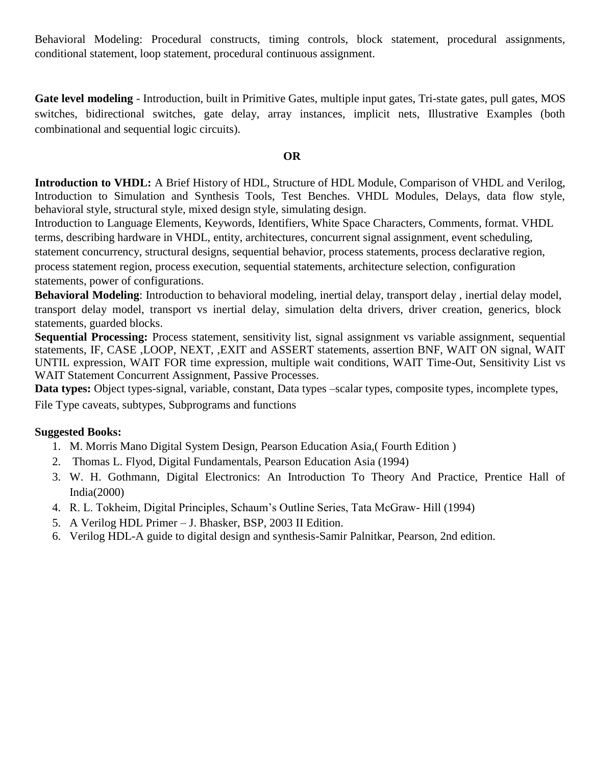Behavioral Modeling: Procedural constructs, timing controls, block statement, procedural assignments, conditional statement, loop statement, procedural continuous assignment.

**Gate level modeling** - Introduction, built in Primitive Gates, multiple input gates, Tri-state gates, pull gates, MOS switches, bidirectional switches, gate delay, array instances, implicit nets, Illustrative Examples (both combinational and sequential logic circuits).

**OR**

**Introduction to VHDL:** A Brief History of HDL, Structure of HDL Module, Comparison of VHDL and Verilog, Introduction to Simulation and Synthesis Tools, Test Benches. VHDL Modules, Delays, data flow style, behavioral style, structural style, mixed design style, simulating design.

Introduction to Language Elements, Keywords, Identifiers, White Space Characters, Comments, format. VHDL terms, describing hardware in VHDL, entity, architectures, concurrent signal assignment, event scheduling, statement concurrency, structural designs, sequential behavior, process statements, process declarative region, process statement region, process execution, sequential statements, architecture selection, configuration statements, power of configurations.

**Behavioral Modeling**: Introduction to behavioral modeling, inertial delay, transport delay , inertial delay model, transport delay model, transport vs inertial delay, simulation delta drivers, driver creation, generics, block statements, guarded blocks.

**Sequential Processing:** Process statement, sensitivity list, signal assignment vs variable assignment, sequential statements, IF, CASE ,LOOP, NEXT, ,EXIT and ASSERT statements, assertion BNF, WAIT ON signal, WAIT UNTIL expression, WAIT FOR time expression, multiple wait conditions, WAIT Time-Out, Sensitivity List vs WAIT Statement Concurrent Assignment, Passive Processes.

**Data types:** Object types-signal, variable, constant, Data types –scalar types, composite types, incomplete types, File Type caveats, subtypes, Subprograms and functions

**Suggested Books:**

1. M. Morris Mano Digital System Design, Pearson Education Asia,( Fourth Edition )
2. Thomas L. Flyod, Digital Fundamentals, Pearson Education Asia (1994)
3. W. H. Gothmann, Digital Electronics: An Introduction To Theory And Practice, Prentice Hall of India(2000)
4. R. L. Tokheim, Digital Principles, Schaum's Outline Series, Tata McGraw- Hill (1994)
5. A Verilog HDL Primer – J. Bhasker, BSP, 2003 II Edition.
6. Verilog HDL-A guide to digital design and synthesis-Samir Palnitkar, Pearson, 2nd edition.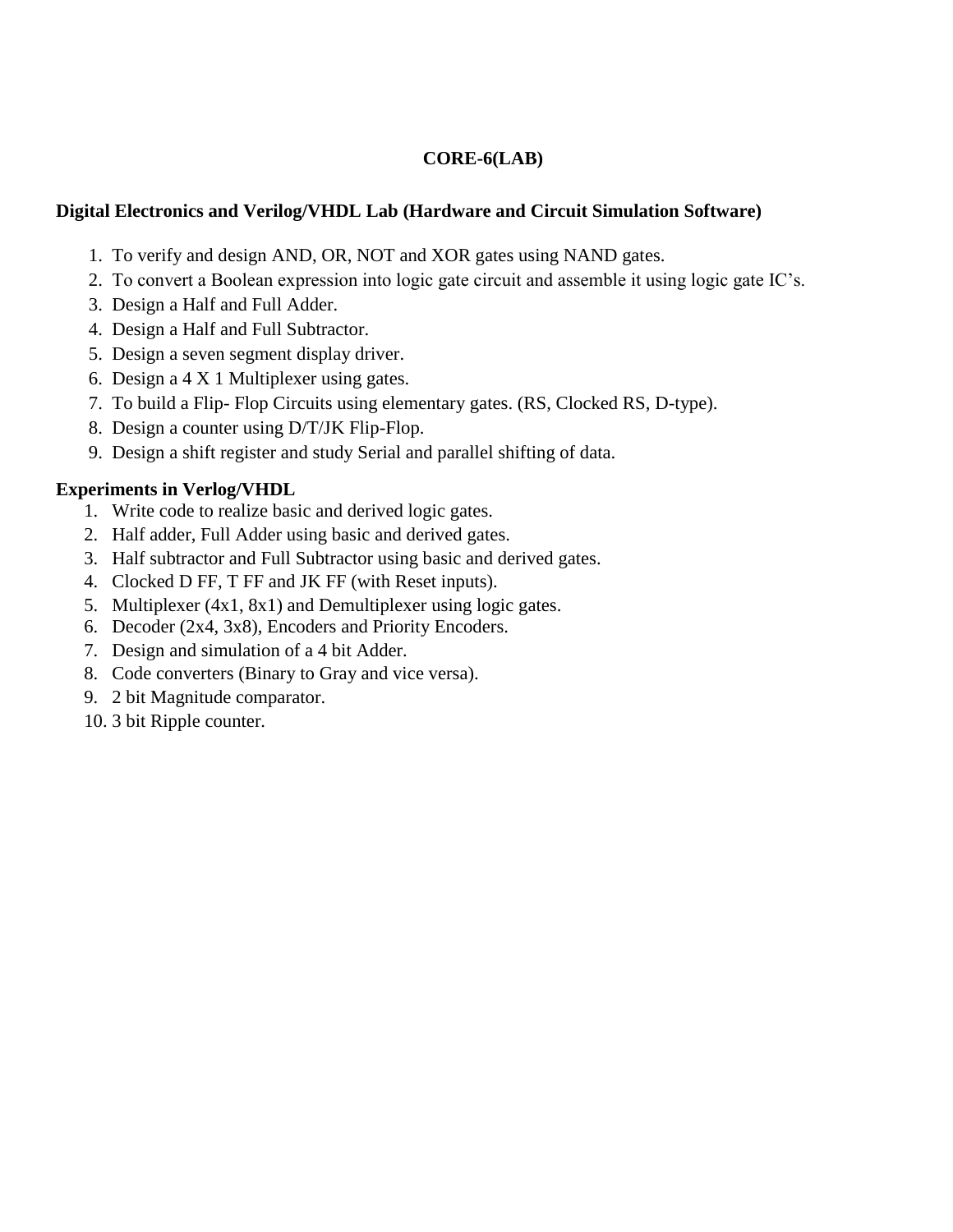**CORE-6(LAB)**

**Digital Electronics and Verilog/VHDL Lab (Hardware and Circuit Simulation Software)**

1. To verify and design AND, OR, NOT and XOR gates using NAND gates.
2. To convert a Boolean expression into logic gate circuit and assemble it using logic gate IC's.
3. Design a Half and Full Adder.
4. Design a Half and Full Subtractor.
5. Design a seven segment display driver.
6. Design a 4 X 1 Multiplexer using gates.
7. To build a Flip- Flop Circuits using elementary gates. (RS, Clocked RS, D-type).
8. Design a counter using D/T/JK Flip-Flop.
9. Design a shift register and study Serial and parallel shifting of data.

**Experiments in Verlog/VHDL**

1. Write code to realize basic and derived logic gates.
2. Half adder, Full Adder using basic and derived gates.
3. Half subtractor and Full Subtractor using basic and derived gates.
4. Clocked D FF, T FF and JK FF (with Reset inputs).
5. Multiplexer (4x1, 8x1) and Demultiplexer using logic gates.
6. Decoder (2x4, 3x8), Encoders and Priority Encoders.
7. Design and simulation of a 4 bit Adder.
8. Code converters (Binary to Gray and vice versa).
9. 2 bit Magnitude comparator.
10. 3 bit Ripple counter.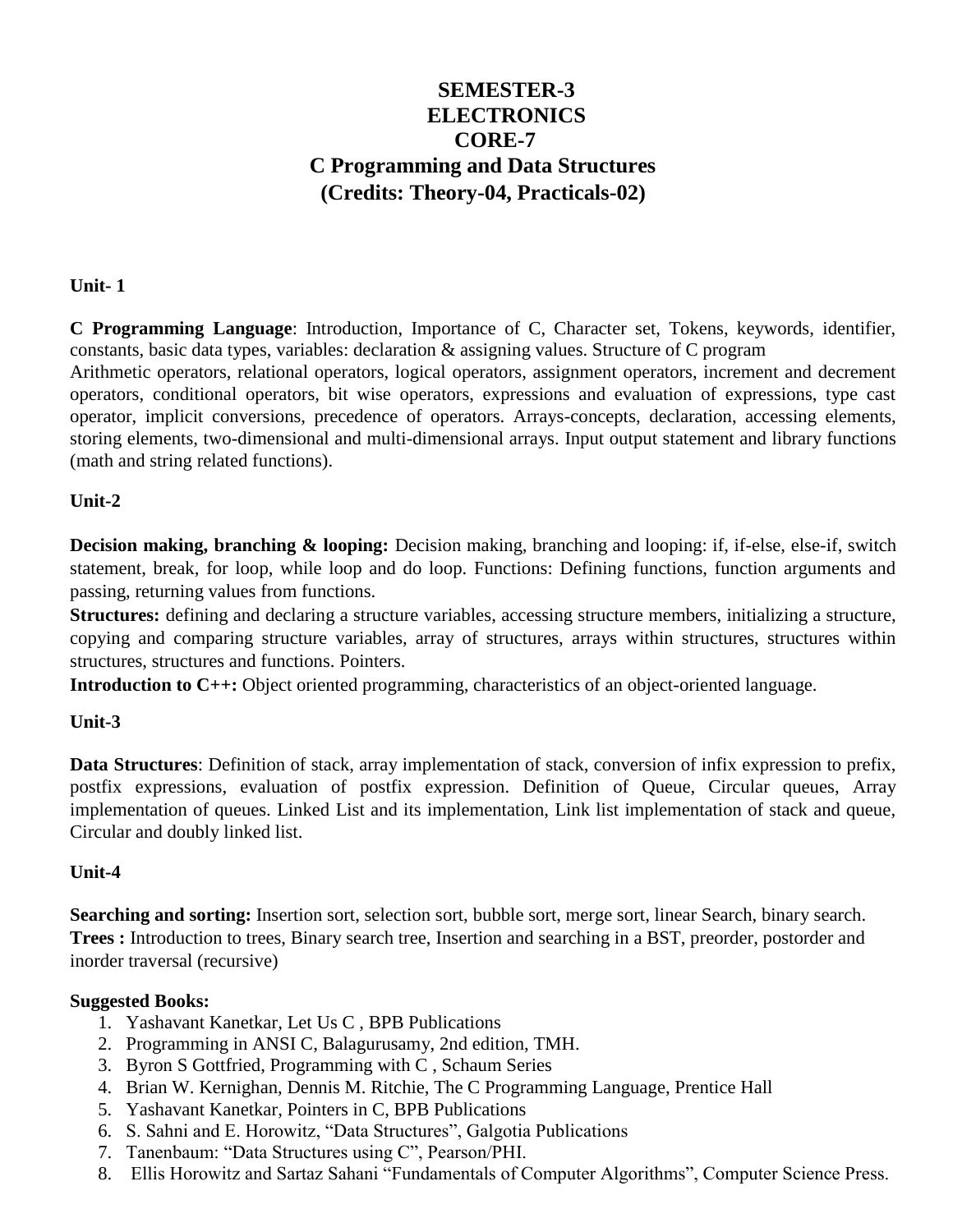# SEMESTER-3
# ELECTRONICS
# CORE-7
# C Programming and Data Structures
# (Credits: Theory-04, Practicals-02)

**Unit- 1**

**C Programming Language**: Introduction, Importance of C, Character set, Tokens, keywords, identifier, constants, basic data types, variables: declaration & assigning values. Structure of C program
Arithmetic operators, relational operators, logical operators, assignment operators, increment and decrement operators, conditional operators, bit wise operators, expressions and evaluation of expressions, type cast operator, implicit conversions, precedence of operators. Arrays-concepts, declaration, accessing elements, storing elements, two-dimensional and multi-dimensional arrays. Input output statement and library functions (math and string related functions).

**Unit-2**

**Decision making, branching & looping:** Decision making, branching and looping: if, if-else, else-if, switch statement, break, for loop, while loop and do loop. Functions: Defining functions, function arguments and passing, returning values from functions.
**Structures:** defining and declaring a structure variables, accessing structure members, initializing a structure, copying and comparing structure variables, array of structures, arrays within structures, structures within structures, structures and functions. Pointers.
**Introduction to C++:** Object oriented programming, characteristics of an object-oriented language.

**Unit-3**

**Data Structures**: Definition of stack, array implementation of stack, conversion of infix expression to prefix, postfix expressions, evaluation of postfix expression. Definition of Queue, Circular queues, Array implementation of queues. Linked List and its implementation, Link list implementation of stack and queue, Circular and doubly linked list.

**Unit-4**

**Searching and sorting:** Insertion sort, selection sort, bubble sort, merge sort, linear Search, binary search.
**Trees :** Introduction to trees, Binary search tree, Insertion and searching in a BST, preorder, postorder and inorder traversal (recursive)

**Suggested Books:**

1. Yashavant Kanetkar, Let Us C , BPB Publications
2. Programming in ANSI C, Balagurusamy, 2nd edition, TMH.
3. Byron S Gottfried, Programming with C , Schaum Series
4. Brian W. Kernighan, Dennis M. Ritchie, The C Programming Language, Prentice Hall
5. Yashavant Kanetkar, Pointers in C, BPB Publications
6. S. Sahni and E. Horowitz, "Data Structures", Galgotia Publications
7. Tanenbaum: "Data Structures using C", Pearson/PHI.
8. Ellis Horowitz and Sartaz Sahani "Fundamentals of Computer Algorithms", Computer Science Press.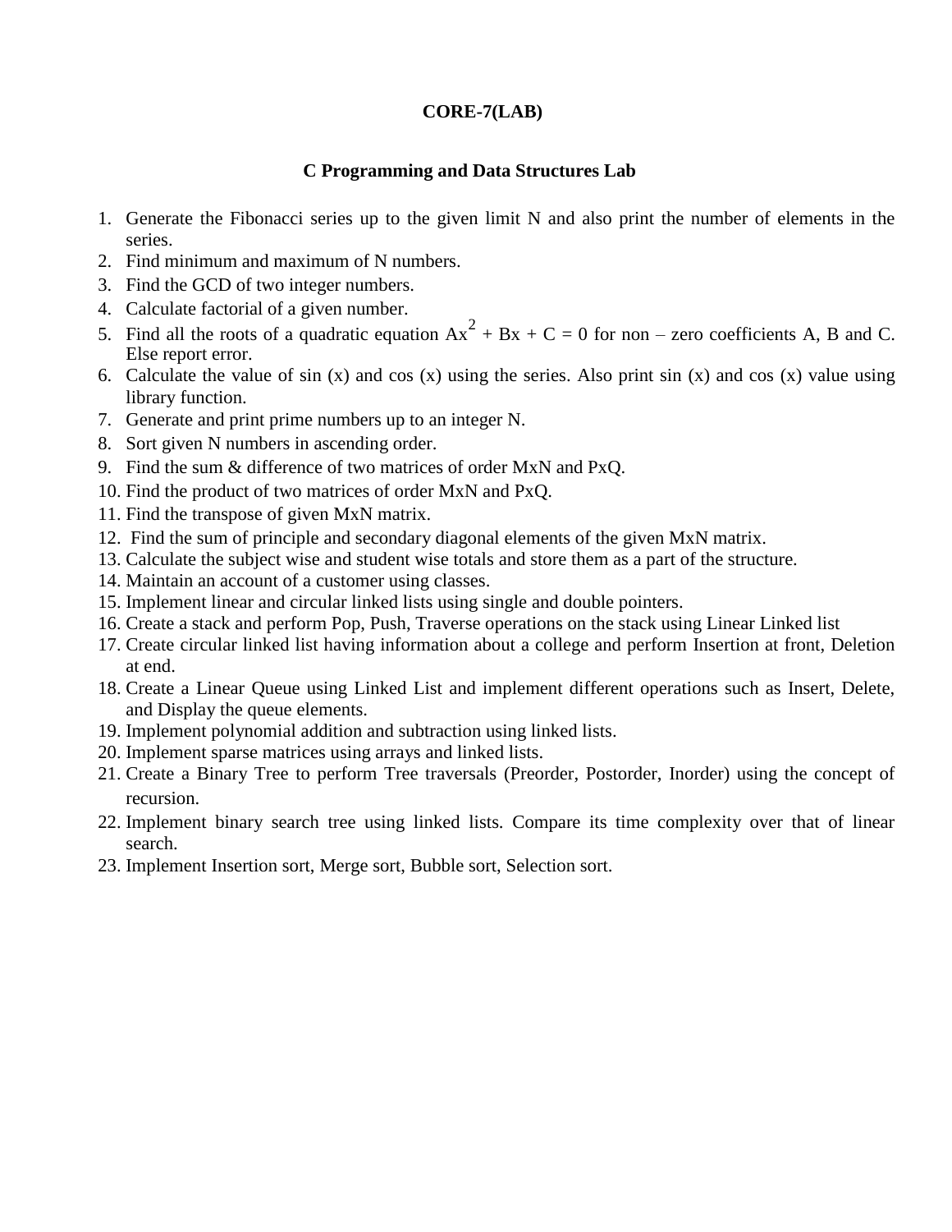**CORE-7(LAB)**

**C Programming and Data Structures Lab**

1. Generate the Fibonacci series up to the given limit N and also print the number of elements in the series.
2. Find minimum and maximum of N numbers.
3. Find the GCD of two integer numbers.
4. Calculate factorial of a given number.
5. Find all the roots of a quadratic equation $Ax^2 + Bx + C = 0$ for non – zero coefficients A, B and C. Else report error.
6. Calculate the value of sin (x) and cos (x) using the series. Also print sin (x) and cos (x) value using library function.
7. Generate and print prime numbers up to an integer N.
8. Sort given N numbers in ascending order.
9. Find the sum & difference of two matrices of order MxN and PxQ.
10. Find the product of two matrices of order MxN and PxQ.
11. Find the transpose of given MxN matrix.
12. Find the sum of principle and secondary diagonal elements of the given MxN matrix.
13. Calculate the subject wise and student wise totals and store them as a part of the structure.
14. Maintain an account of a customer using classes.
15. Implement linear and circular linked lists using single and double pointers.
16. Create a stack and perform Pop, Push, Traverse operations on the stack using Linear Linked list
17. Create circular linked list having information about a college and perform Insertion at front, Deletion at end.
18. Create a Linear Queue using Linked List and implement different operations such as Insert, Delete, and Display the queue elements.
19. Implement polynomial addition and subtraction using linked lists.
20. Implement sparse matrices using arrays and linked lists.
21. Create a Binary Tree to perform Tree traversals (Preorder, Postorder, Inorder) using the concept of recursion.
22. Implement binary search tree using linked lists. Compare its time complexity over that of linear search.
23. Implement Insertion sort, Merge sort, Bubble sort, Selection sort.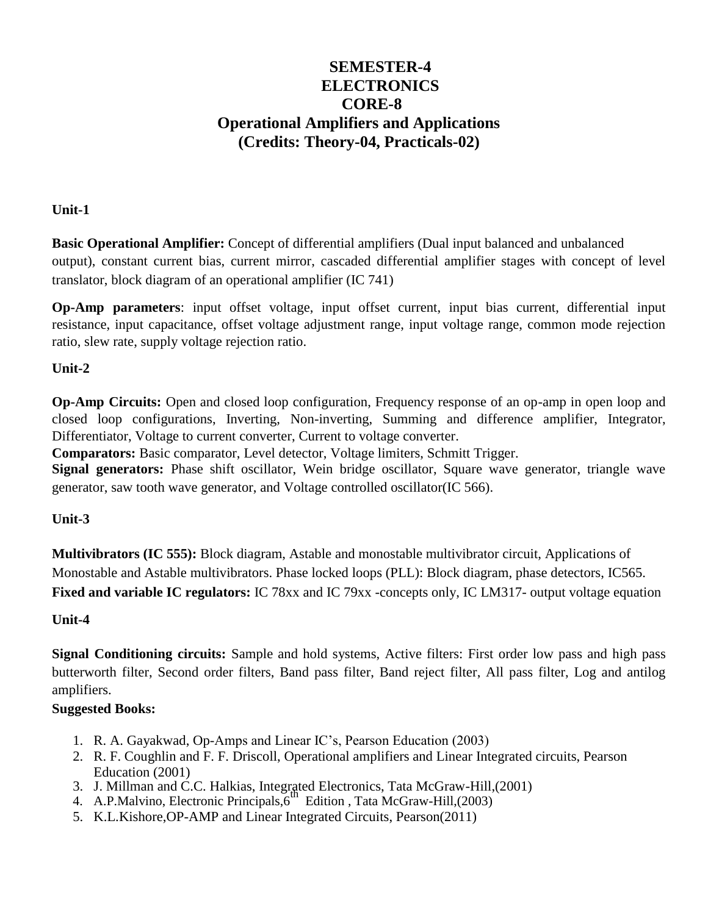# SEMESTER-4
# ELECTRONICS
# CORE-8
# Operational Amplifiers and Applications
# (Credits: Theory-04, Practicals-02)

**Unit-1**

**Basic Operational Amplifier:** Concept of differential amplifiers (Dual input balanced and unbalanced output), constant current bias, current mirror, cascaded differential amplifier stages with concept of level translator, block diagram of an operational amplifier (IC 741)

**Op-Amp parameters**: input offset voltage, input offset current, input bias current, differential input resistance, input capacitance, offset voltage adjustment range, input voltage range, common mode rejection ratio, slew rate, supply voltage rejection ratio.

**Unit-2**

**Op-Amp Circuits:** Open and closed loop configuration, Frequency response of an op-amp in open loop and closed loop configurations, Inverting, Non-inverting, Summing and difference amplifier, Integrator, Differentiator, Voltage to current converter, Current to voltage converter.

**Comparators:** Basic comparator, Level detector, Voltage limiters, Schmitt Trigger.

**Signal generators:** Phase shift oscillator, Wein bridge oscillator, Square wave generator, triangle wave generator, saw tooth wave generator, and Voltage controlled oscillator(IC 566).

**Unit-3**

**Multivibrators (IC 555):** Block diagram, Astable and monostable multivibrator circuit, Applications of Monostable and Astable multivibrators. Phase locked loops (PLL): Block diagram, phase detectors, IC565.

**Fixed and variable IC regulators:** IC 78xx and IC 79xx -concepts only, IC LM317- output voltage equation

**Unit-4**

**Signal Conditioning circuits:** Sample and hold systems, Active filters: First order low pass and high pass butterworth filter, Second order filters, Band pass filter, Band reject filter, All pass filter, Log and antilog amplifiers.

**Suggested Books:**

1. R. A. Gayakwad, Op-Amps and Linear IC's, Pearson Education (2003)
2. R. F. Coughlin and F. F. Driscoll, Operational amplifiers and Linear Integrated circuits, Pearson Education (2001)
3. J. Millman and C.C. Halkias, Integrated Electronics, Tata McGraw-Hill,(2001)
4. A.P.Malvino, Electronic Principals,6th Edition , Tata McGraw-Hill,(2003)
5. K.L.Kishore,OP-AMP and Linear Integrated Circuits, Pearson(2011)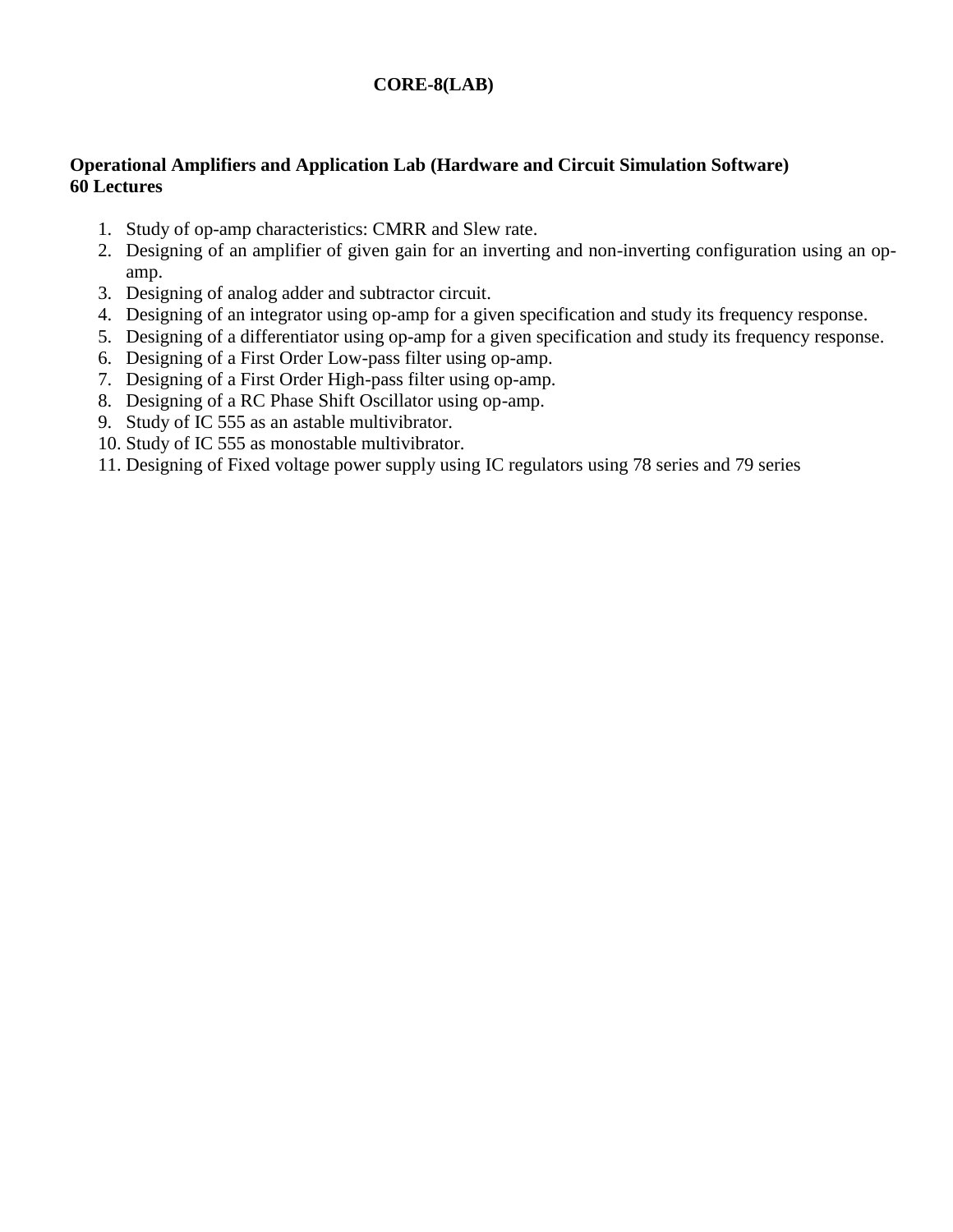# CORE-8(LAB)

**Operational Amplifiers and Application Lab (Hardware and Circuit Simulation Software)**
**60 Lectures**

1. Study of op-amp characteristics: CMRR and Slew rate.
2. Designing of an amplifier of given gain for an inverting and non-inverting configuration using an op-amp.
3. Designing of analog adder and subtractor circuit.
4. Designing of an integrator using op-amp for a given specification and study its frequency response.
5. Designing of a differentiator using op-amp for a given specification and study its frequency response.
6. Designing of a First Order Low-pass filter using op-amp.
7. Designing of a First Order High-pass filter using op-amp.
8. Designing of a RC Phase Shift Oscillator using op-amp.
9. Study of IC 555 as an astable multivibrator.
10. Study of IC 555 as monostable multivibrator.
11. Designing of Fixed voltage power supply using IC regulators using 78 series and 79 series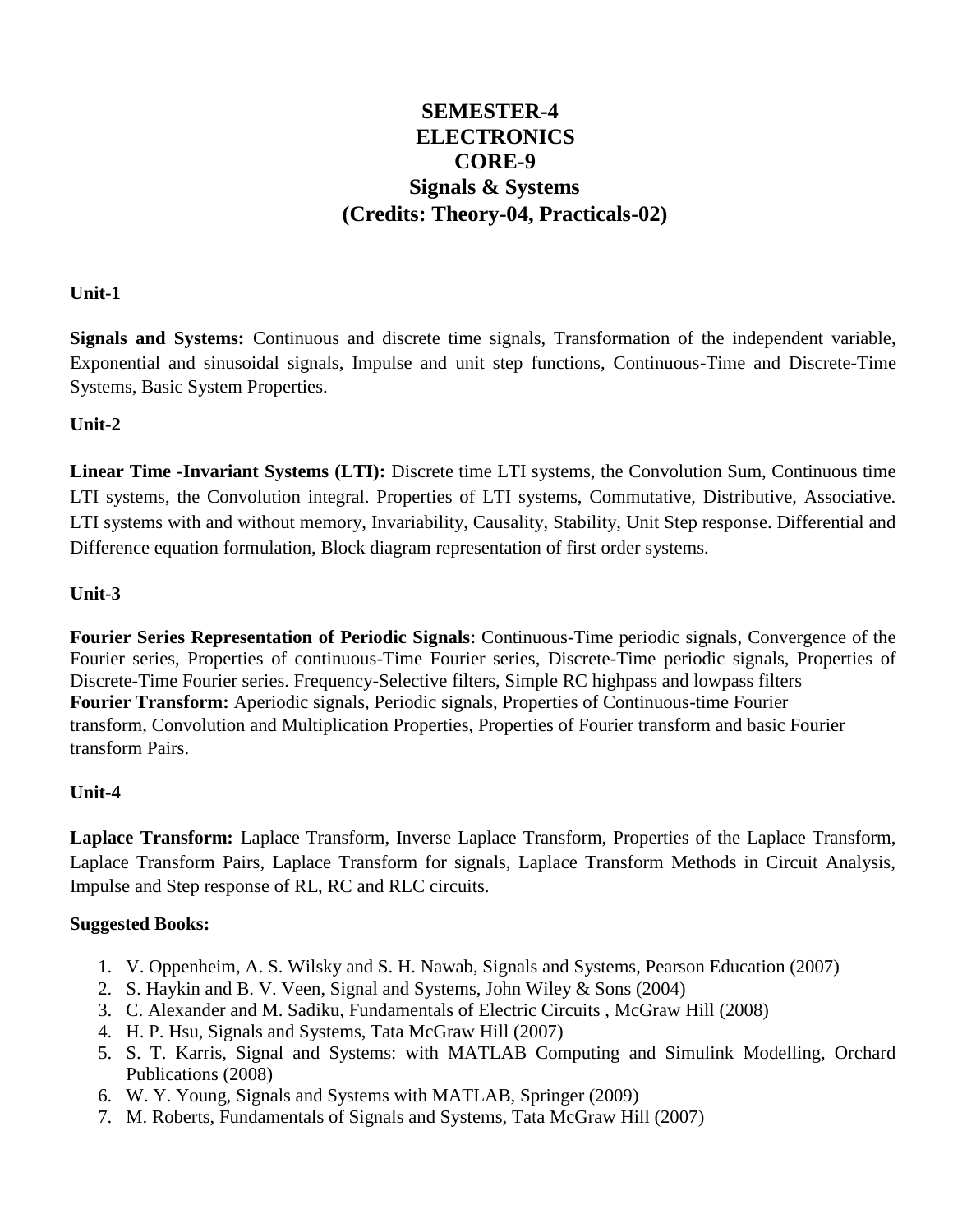# SEMESTER-4
# ELECTRONICS
# CORE-9
# Signals & Systems
# (Credits: Theory-04, Practicals-02)

**Unit-1**

**Signals and Systems:** Continuous and discrete time signals, Transformation of the independent variable, Exponential and sinusoidal signals, Impulse and unit step functions, Continuous-Time and Discrete-Time Systems, Basic System Properties.

**Unit-2**

**Linear Time -Invariant Systems (LTI):** Discrete time LTI systems, the Convolution Sum, Continuous time LTI systems, the Convolution integral. Properties of LTI systems, Commutative, Distributive, Associative. LTI systems with and without memory, Invariability, Causality, Stability, Unit Step response. Differential and Difference equation formulation, Block diagram representation of first order systems.

**Unit-3**

**Fourier Series Representation of Periodic Signals**: Continuous-Time periodic signals, Convergence of the Fourier series, Properties of continuous-Time Fourier series, Discrete-Time periodic signals, Properties of Discrete-Time Fourier series. Frequency-Selective filters, Simple RC highpass and lowpass filters
**Fourier Transform:** Aperiodic signals, Periodic signals, Properties of Continuous-time Fourier transform, Convolution and Multiplication Properties, Properties of Fourier transform and basic Fourier transform Pairs.

**Unit-4**

**Laplace Transform:** Laplace Transform, Inverse Laplace Transform, Properties of the Laplace Transform, Laplace Transform Pairs, Laplace Transform for signals, Laplace Transform Methods in Circuit Analysis, Impulse and Step response of RL, RC and RLC circuits.

**Suggested Books:**

1. V. Oppenheim, A. S. Wilsky and S. H. Nawab, Signals and Systems, Pearson Education (2007)
2. S. Haykin and B. V. Veen, Signal and Systems, John Wiley & Sons (2004)
3. C. Alexander and M. Sadiku, Fundamentals of Electric Circuits , McGraw Hill (2008)
4. H. P. Hsu, Signals and Systems, Tata McGraw Hill (2007)
5. S. T. Karris, Signal and Systems: with MATLAB Computing and Simulink Modelling, Orchard Publications (2008)
6. W. Y. Young, Signals and Systems with MATLAB, Springer (2009)
7. M. Roberts, Fundamentals of Signals and Systems, Tata McGraw Hill (2007)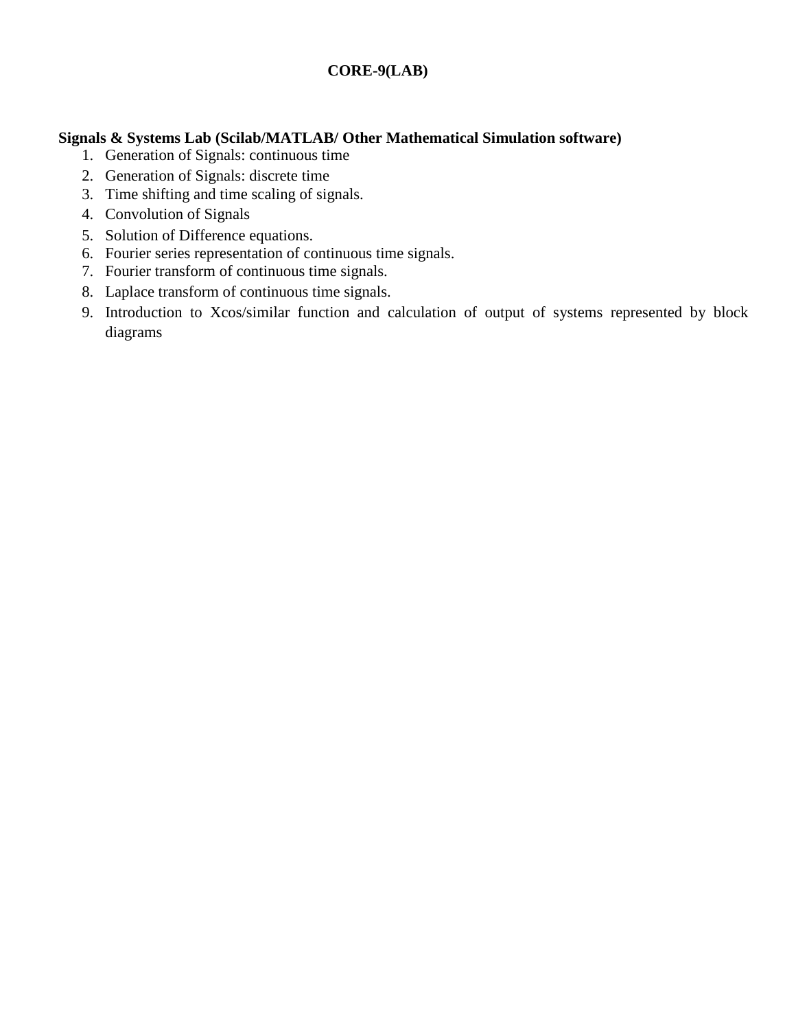# CORE-9(LAB)

**Signals & Systems Lab (Scilab/MATLAB/ Other Mathematical Simulation software)**

1. Generation of Signals: continuous time
2. Generation of Signals: discrete time
3. Time shifting and time scaling of signals.
4. Convolution of Signals
5. Solution of Difference equations.
6. Fourier series representation of continuous time signals.
7. Fourier transform of continuous time signals.
8. Laplace transform of continuous time signals.
9. Introduction to Xcos/similar function and calculation of output of systems represented by block diagrams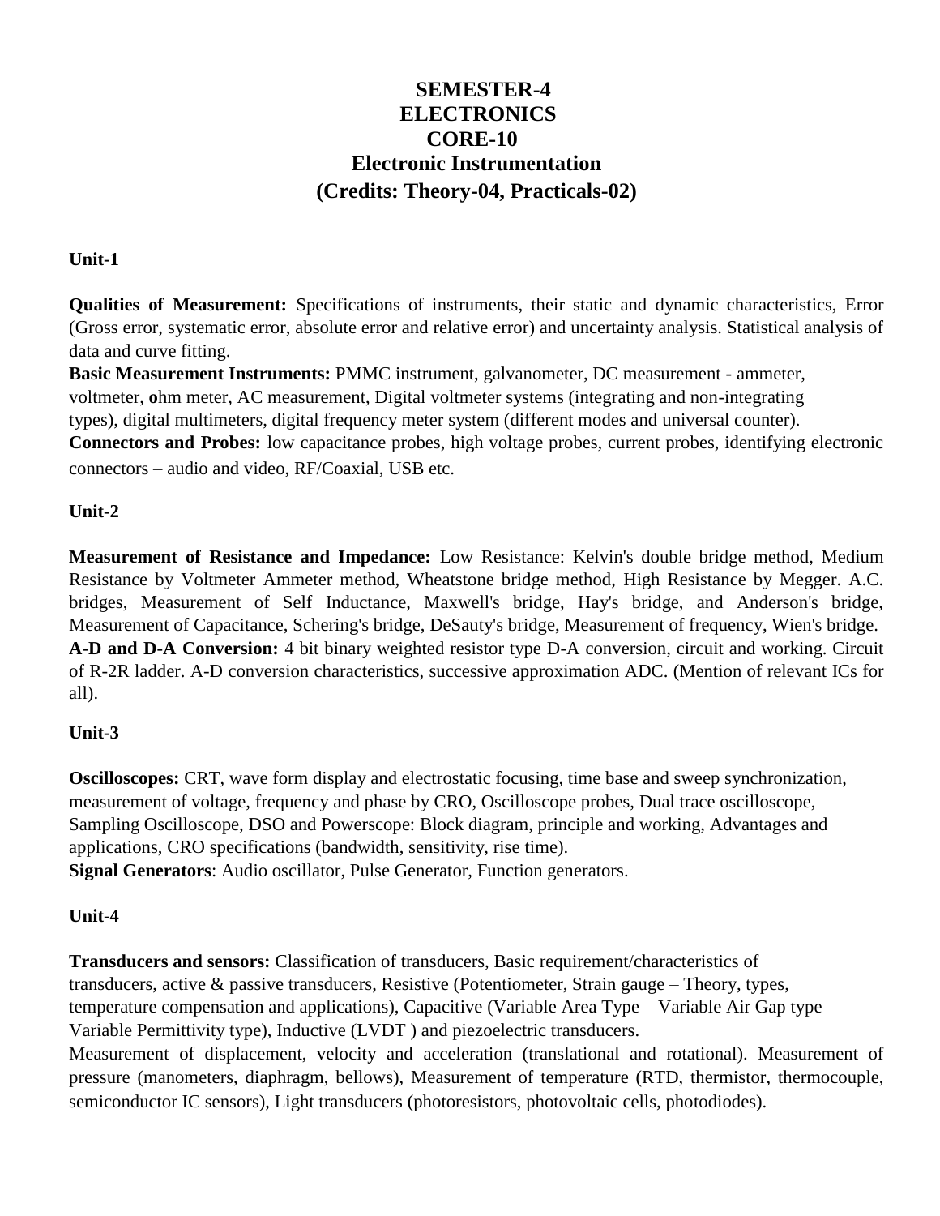# SEMESTER-4
# ELECTRONICS
# CORE-10
## Electronic Instrumentation
## (Credits: Theory-04, Practicals-02)

**Unit-1**

**Qualities of Measurement:** Specifications of instruments, their static and dynamic characteristics, Error (Gross error, systematic error, absolute error and relative error) and uncertainty analysis. Statistical analysis of data and curve fitting.

**Basic Measurement Instruments:** PMMC instrument, galvanometer, DC measurement - ammeter, voltmeter, **o**hm meter, AC measurement, Digital voltmeter systems (integrating and non-integrating types), digital multimeters, digital frequency meter system (different modes and universal counter).

**Connectors and Probes:** low capacitance probes, high voltage probes, current probes, identifying electronic connectors – audio and video, RF/Coaxial, USB etc.

**Unit-2**

**Measurement of Resistance and Impedance:** Low Resistance: Kelvin's double bridge method, Medium Resistance by Voltmeter Ammeter method, Wheatstone bridge method, High Resistance by Megger. A.C. bridges, Measurement of Self Inductance, Maxwell's bridge, Hay's bridge, and Anderson's bridge, Measurement of Capacitance, Schering's bridge, DeSauty's bridge, Measurement of frequency, Wien's bridge.

**A-D and D-A Conversion:** 4 bit binary weighted resistor type D-A conversion, circuit and working. Circuit of R-2R ladder. A-D conversion characteristics, successive approximation ADC. (Mention of relevant ICs for all).

**Unit-3**

**Oscilloscopes:** CRT, wave form display and electrostatic focusing, time base and sweep synchronization, measurement of voltage, frequency and phase by CRO, Oscilloscope probes, Dual trace oscilloscope, Sampling Oscilloscope, DSO and Powerscope: Block diagram, principle and working, Advantages and applications, CRO specifications (bandwidth, sensitivity, rise time).

**Signal Generators**: Audio oscillator, Pulse Generator, Function generators.

**Unit-4**

**Transducers and sensors:** Classification of transducers, Basic requirement/characteristics of transducers, active & passive transducers, Resistive (Potentiometer, Strain gauge – Theory, types, temperature compensation and applications), Capacitive (Variable Area Type – Variable Air Gap type – Variable Permittivity type), Inductive (LVDT ) and piezoelectric transducers.

Measurement of displacement, velocity and acceleration (translational and rotational). Measurement of pressure (manometers, diaphragm, bellows), Measurement of temperature (RTD, thermistor, thermocouple, semiconductor IC sensors), Light transducers (photoresistors, photovoltaic cells, photodiodes).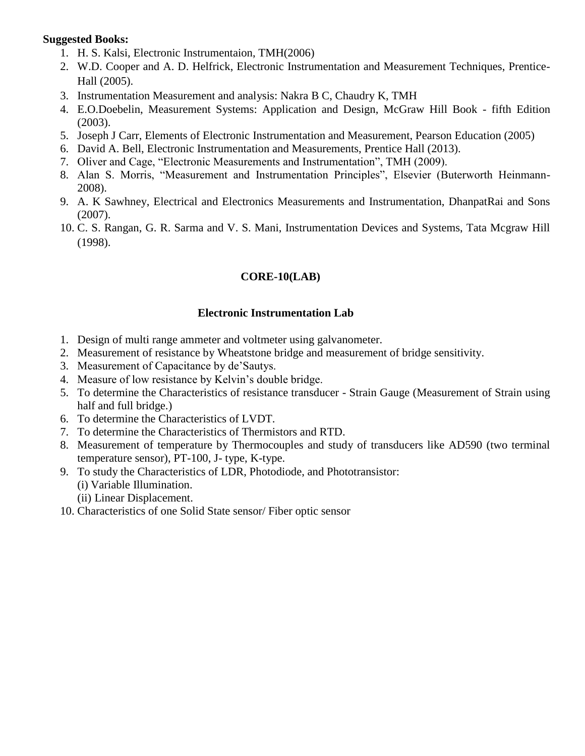**Suggested Books:**

1. H. S. Kalsi, Electronic Instrumentaion, TMH(2006)
2. W.D. Cooper and A. D. Helfrick, Electronic Instrumentation and Measurement Techniques, Prentice-Hall (2005).
3. Instrumentation Measurement and analysis: Nakra B C, Chaudry K, TMH
4. E.O.Doebelin, Measurement Systems: Application and Design, McGraw Hill Book - fifth Edition (2003).
5. Joseph J Carr, Elements of Electronic Instrumentation and Measurement, Pearson Education (2005)
6. David A. Bell, Electronic Instrumentation and Measurements, Prentice Hall (2013).
7. Oliver and Cage, "Electronic Measurements and Instrumentation", TMH (2009).
8. Alan S. Morris, "Measurement and Instrumentation Principles", Elsevier (Buterworth Heinmann-2008).
9. A. K Sawhney, Electrical and Electronics Measurements and Instrumentation, DhanpatRai and Sons (2007).
10. C. S. Rangan, G. R. Sarma and V. S. Mani, Instrumentation Devices and Systems, Tata Mcgraw Hill (1998).

## CORE-10(LAB)

### Electronic Instrumentation Lab

1. Design of multi range ammeter and voltmeter using galvanometer.
2. Measurement of resistance by Wheatstone bridge and measurement of bridge sensitivity.
3. Measurement of Capacitance by de'Sautys.
4. Measure of low resistance by Kelvin's double bridge.
5. To determine the Characteristics of resistance transducer - Strain Gauge (Measurement of Strain using half and full bridge.)
6. To determine the Characteristics of LVDT.
7. To determine the Characteristics of Thermistors and RTD.
8. Measurement of temperature by Thermocouples and study of transducers like AD590 (two terminal temperature sensor), PT-100, J- type, K-type.
9. To study the Characteristics of LDR, Photodiode, and Phototransistor:
   (i) Variable Illumination.
   (ii) Linear Displacement.
10. Characteristics of one Solid State sensor/ Fiber optic sensor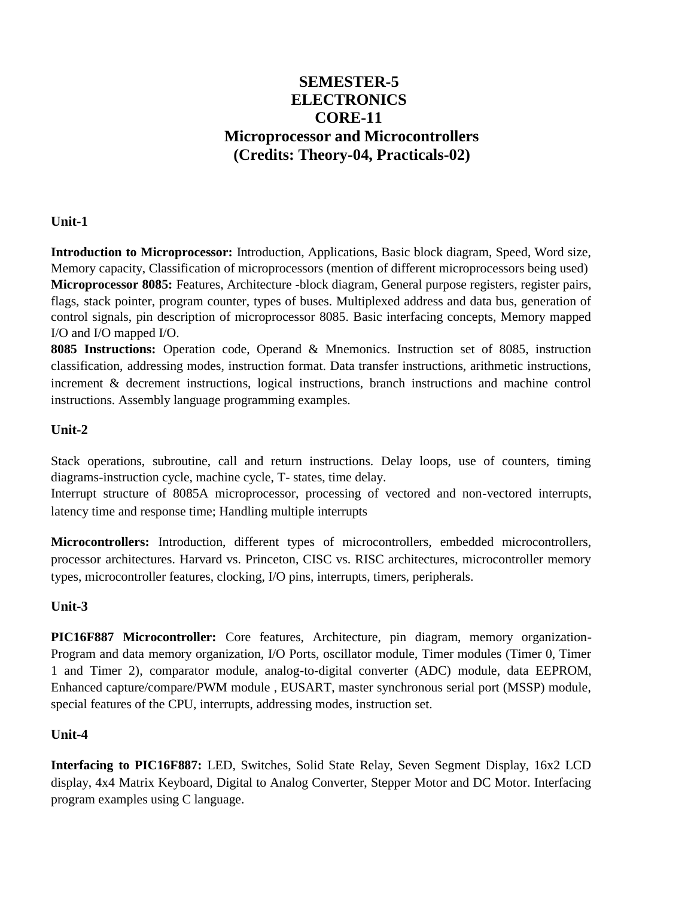# SEMESTER-5
# ELECTRONICS
# CORE-11
# Microprocessor and Microcontrollers
# (Credits: Theory-04, Practicals-02)

**Unit-1**

**Introduction to Microprocessor:** Introduction, Applications, Basic block diagram, Speed, Word size, Memory capacity, Classification of microprocessors (mention of different microprocessors being used)
**Microprocessor 8085:** Features, Architecture -block diagram, General purpose registers, register pairs, flags, stack pointer, program counter, types of buses. Multiplexed address and data bus, generation of control signals, pin description of microprocessor 8085. Basic interfacing concepts, Memory mapped I/O and I/O mapped I/O.
**8085 Instructions:** Operation code, Operand & Mnemonics. Instruction set of 8085, instruction classification, addressing modes, instruction format. Data transfer instructions, arithmetic instructions, increment & decrement instructions, logical instructions, branch instructions and machine control instructions. Assembly language programming examples.

**Unit-2**

Stack operations, subroutine, call and return instructions. Delay loops, use of counters, timing diagrams-instruction cycle, machine cycle, T- states, time delay.
Interrupt structure of 8085A microprocessor, processing of vectored and non-vectored interrupts, latency time and response time; Handling multiple interrupts

**Microcontrollers:** Introduction, different types of microcontrollers, embedded microcontrollers, processor architectures. Harvard vs. Princeton, CISC vs. RISC architectures, microcontroller memory types, microcontroller features, clocking, I/O pins, interrupts, timers, peripherals.

**Unit-3**

**PIC16F887 Microcontroller:** Core features, Architecture, pin diagram, memory organization-Program and data memory organization, I/O Ports, oscillator module, Timer modules (Timer 0, Timer 1 and Timer 2), comparator module, analog-to-digital converter (ADC) module, data EEPROM, Enhanced capture/compare/PWM module , EUSART, master synchronous serial port (MSSP) module, special features of the CPU, interrupts, addressing modes, instruction set.

**Unit-4**

**Interfacing to PIC16F887:** LED, Switches, Solid State Relay, Seven Segment Display, 16x2 LCD display, 4x4 Matrix Keyboard, Digital to Analog Converter, Stepper Motor and DC Motor. Interfacing program examples using C language.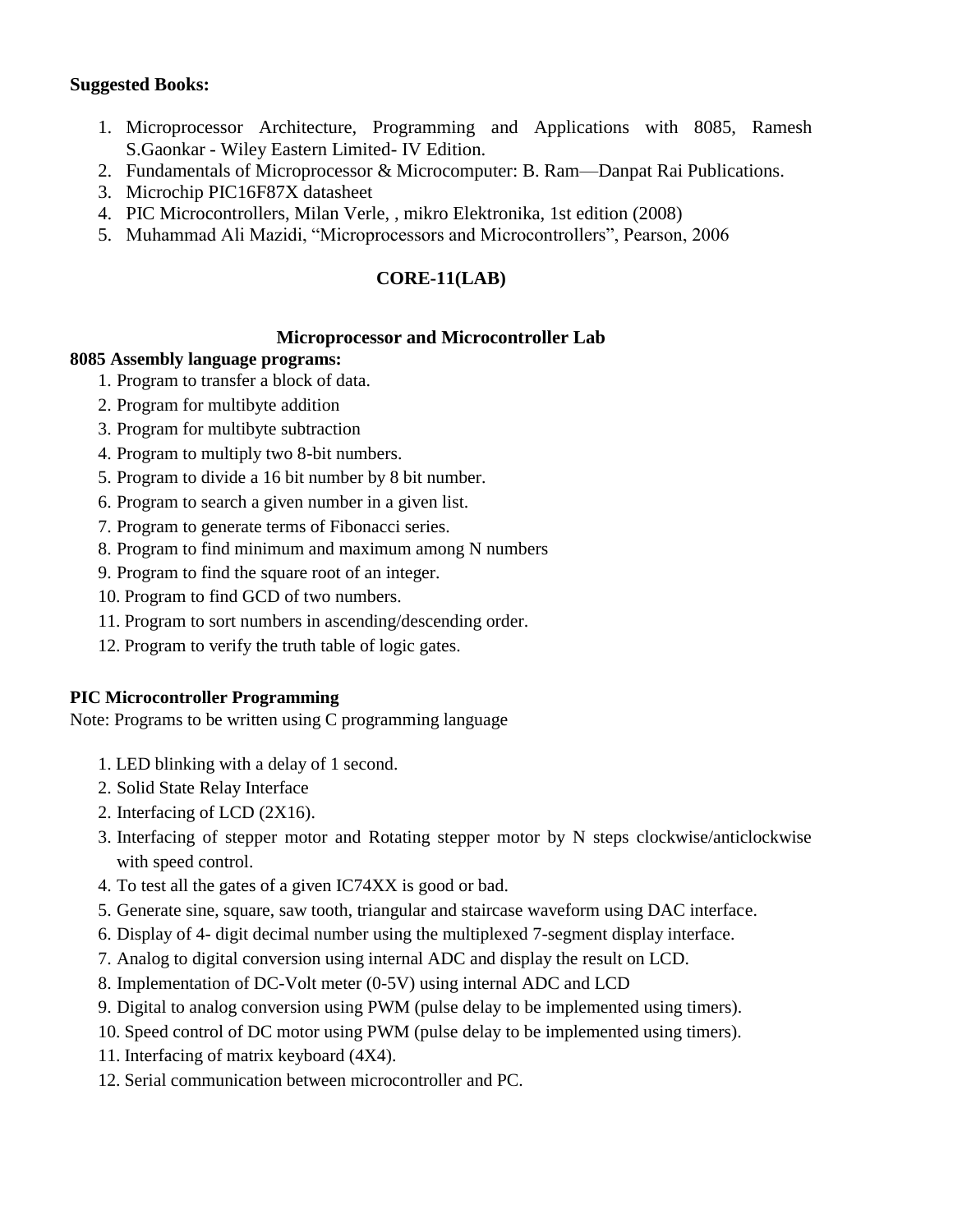**Suggested Books:**

1. Microprocessor Architecture, Programming and Applications with 8085, Ramesh S.Gaonkar - Wiley Eastern Limited- IV Edition.
2. Fundamentals of Microprocessor & Microcomputer: B. Ram—Danpat Rai Publications.
3. Microchip PIC16F87X datasheet
4. PIC Microcontrollers, Milan Verle, , mikro Elektronika, 1st edition (2008)
5. Muhammad Ali Mazidi, "Microprocessors and Microcontrollers", Pearson, 2006

## CORE-11(LAB)

### Microprocessor and Microcontroller Lab

**8085 Assembly language programs:**

1. Program to transfer a block of data.
2. Program for multibyte addition
3. Program for multibyte subtraction
4. Program to multiply two 8-bit numbers.
5. Program to divide a 16 bit number by 8 bit number.
6. Program to search a given number in a given list.
7. Program to generate terms of Fibonacci series.
8. Program to find minimum and maximum among N numbers
9. Program to find the square root of an integer.
10. Program to find GCD of two numbers.
11. Program to sort numbers in ascending/descending order.
12. Program to verify the truth table of logic gates.

**PIC Microcontroller Programming**

Note: Programs to be written using C programming language

1\. LED blinking with a delay of 1 second.

2\. Solid State Relay Interface

2\. Interfacing of LCD (2X16).

3\. Interfacing of stepper motor and Rotating stepper motor by N steps clockwise/anticlockwise with speed control.

4\. To test all the gates of a given IC74XX is good or bad.

5\. Generate sine, square, saw tooth, triangular and staircase waveform using DAC interface.

6\. Display of 4- digit decimal number using the multiplexed 7-segment display interface.

7\. Analog to digital conversion using internal ADC and display the result on LCD.

8\. Implementation of DC-Volt meter (0-5V) using internal ADC and LCD

9\. Digital to analog conversion using PWM (pulse delay to be implemented using timers).

10\. Speed control of DC motor using PWM (pulse delay to be implemented using timers).

11\. Interfacing of matrix keyboard (4X4).

12\. Serial communication between microcontroller and PC.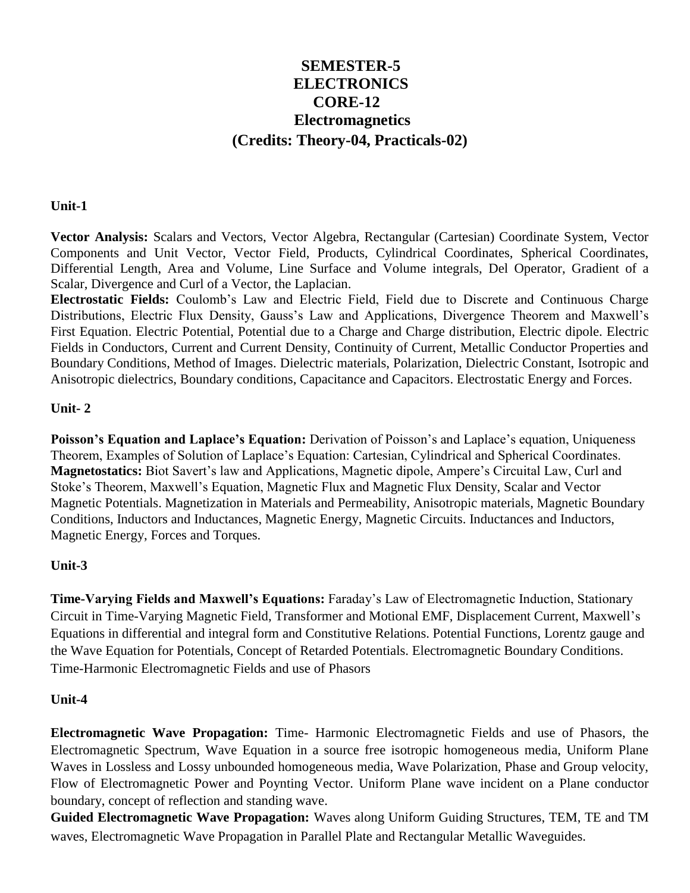# SEMESTER-5
# ELECTRONICS
# CORE-12
# Electromagnetics
# (Credits: Theory-04, Practicals-02)

**Unit-1**

**Vector Analysis:** Scalars and Vectors, Vector Algebra, Rectangular (Cartesian) Coordinate System, Vector Components and Unit Vector, Vector Field, Products, Cylindrical Coordinates, Spherical Coordinates, Differential Length, Area and Volume, Line Surface and Volume integrals, Del Operator, Gradient of a Scalar, Divergence and Curl of a Vector, the Laplacian.

**Electrostatic Fields:** Coulomb's Law and Electric Field, Field due to Discrete and Continuous Charge Distributions, Electric Flux Density, Gauss's Law and Applications, Divergence Theorem and Maxwell's First Equation. Electric Potential, Potential due to a Charge and Charge distribution, Electric dipole. Electric Fields in Conductors, Current and Current Density, Continuity of Current, Metallic Conductor Properties and Boundary Conditions, Method of Images. Dielectric materials, Polarization, Dielectric Constant, Isotropic and Anisotropic dielectrics, Boundary conditions, Capacitance and Capacitors. Electrostatic Energy and Forces.

**Unit- 2**

**Poisson's Equation and Laplace's Equation:** Derivation of Poisson's and Laplace's equation, Uniqueness Theorem, Examples of Solution of Laplace's Equation: Cartesian, Cylindrical and Spherical Coordinates.

**Magnetostatics:** Biot Savert's law and Applications, Magnetic dipole, Ampere's Circuital Law, Curl and Stoke's Theorem, Maxwell's Equation, Magnetic Flux and Magnetic Flux Density, Scalar and Vector Magnetic Potentials. Magnetization in Materials and Permeability, Anisotropic materials, Magnetic Boundary Conditions, Inductors and Inductances, Magnetic Energy, Magnetic Circuits. Inductances and Inductors, Magnetic Energy, Forces and Torques.

**Unit-3**

**Time-Varying Fields and Maxwell's Equations:** Faraday's Law of Electromagnetic Induction, Stationary Circuit in Time-Varying Magnetic Field, Transformer and Motional EMF, Displacement Current, Maxwell's Equations in differential and integral form and Constitutive Relations. Potential Functions, Lorentz gauge and the Wave Equation for Potentials, Concept of Retarded Potentials. Electromagnetic Boundary Conditions. Time-Harmonic Electromagnetic Fields and use of Phasors

**Unit-4**

**Electromagnetic Wave Propagation:** Time- Harmonic Electromagnetic Fields and use of Phasors, the Electromagnetic Spectrum, Wave Equation in a source free isotropic homogeneous media, Uniform Plane Waves in Lossless and Lossy unbounded homogeneous media, Wave Polarization, Phase and Group velocity, Flow of Electromagnetic Power and Poynting Vector. Uniform Plane wave incident on a Plane conductor boundary, concept of reflection and standing wave.

**Guided Electromagnetic Wave Propagation:** Waves along Uniform Guiding Structures, TEM, TE and TM waves, Electromagnetic Wave Propagation in Parallel Plate and Rectangular Metallic Waveguides.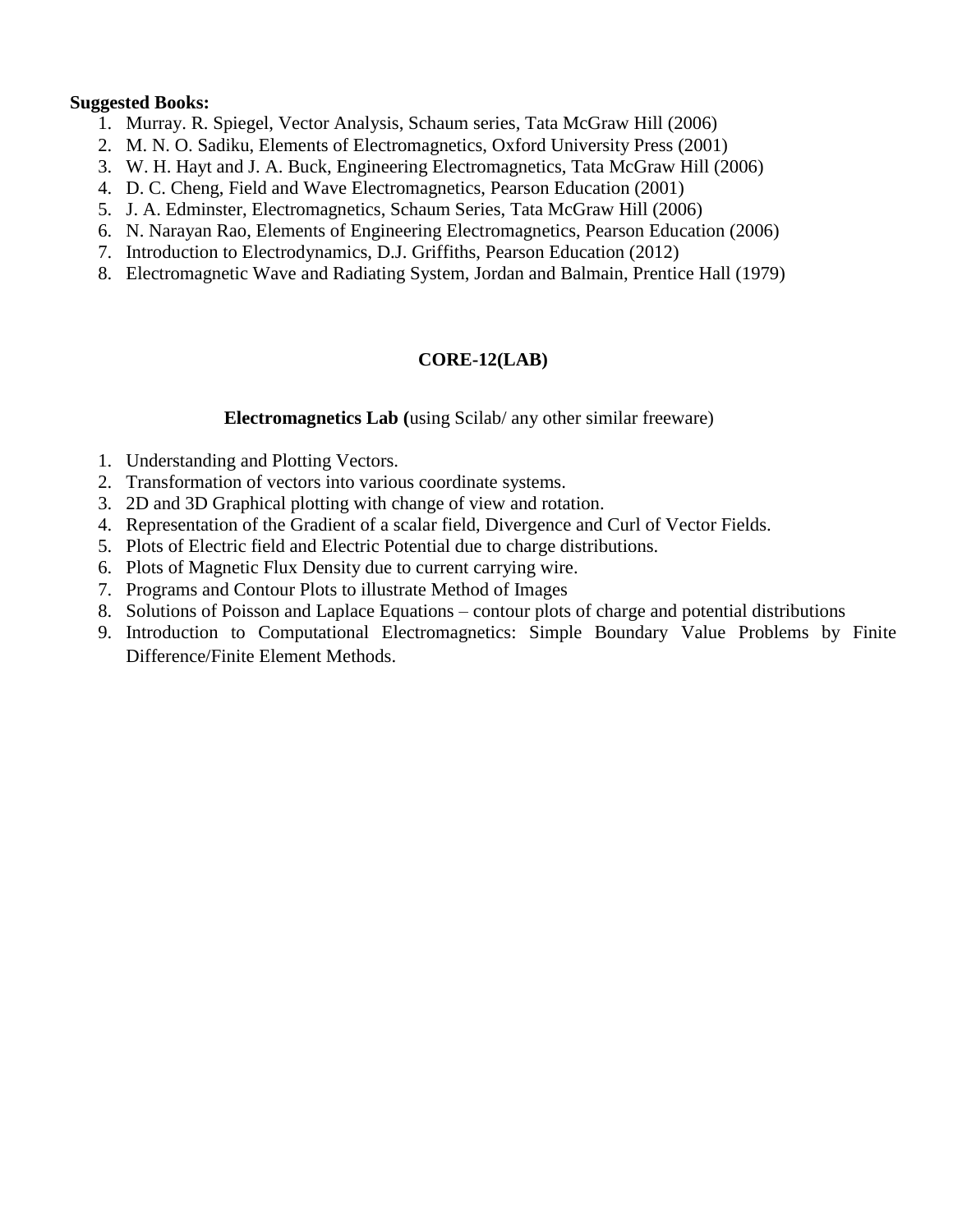**Suggested Books:**

1. Murray. R. Spiegel, Vector Analysis, Schaum series, Tata McGraw Hill (2006)
2. M. N. O. Sadiku, Elements of Electromagnetics, Oxford University Press (2001)
3. W. H. Hayt and J. A. Buck, Engineering Electromagnetics, Tata McGraw Hill (2006)
4. D. C. Cheng, Field and Wave Electromagnetics, Pearson Education (2001)
5. J. A. Edminster, Electromagnetics, Schaum Series, Tata McGraw Hill (2006)
6. N. Narayan Rao, Elements of Engineering Electromagnetics, Pearson Education (2006)
7. Introduction to Electrodynamics, D.J. Griffiths, Pearson Education (2012)
8. Electromagnetic Wave and Radiating System, Jordan and Balmain, Prentice Hall (1979)

## CORE-12(LAB)

**Electromagnetics Lab (**using Scilab/ any other similar freeware)

1. Understanding and Plotting Vectors.
2. Transformation of vectors into various coordinate systems.
3. 2D and 3D Graphical plotting with change of view and rotation.
4. Representation of the Gradient of a scalar field, Divergence and Curl of Vector Fields.
5. Plots of Electric field and Electric Potential due to charge distributions.
6. Plots of Magnetic Flux Density due to current carrying wire.
7. Programs and Contour Plots to illustrate Method of Images
8. Solutions of Poisson and Laplace Equations – contour plots of charge and potential distributions
9. Introduction to Computational Electromagnetics: Simple Boundary Value Problems by Finite Difference/Finite Element Methods.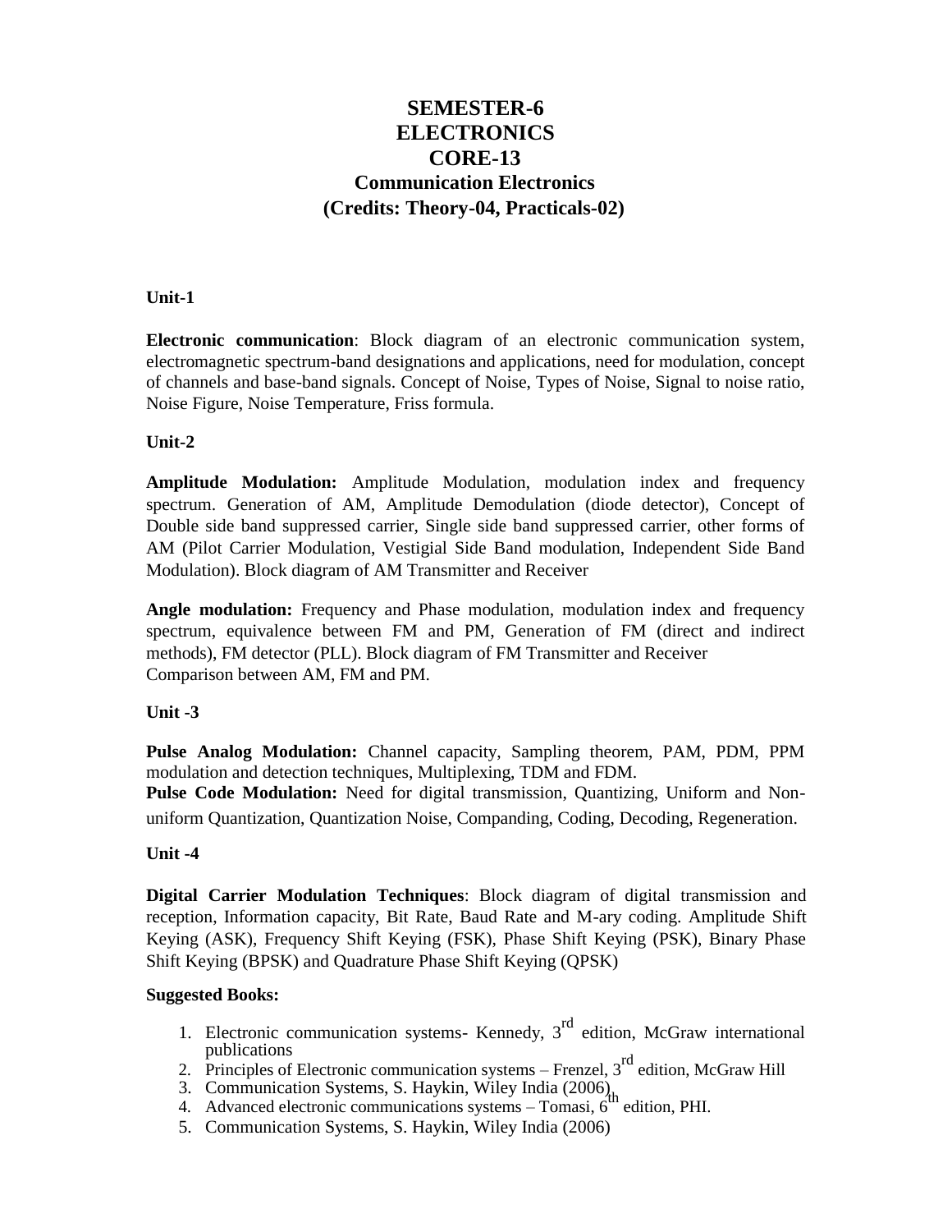# SEMESTER-6
# ELECTRONICS
# CORE-13
## Communication Electronics
## (Credits: Theory-04, Practicals-02)

**Unit-1**

**Electronic communication**: Block diagram of an electronic communication system, electromagnetic spectrum-band designations and applications, need for modulation, concept of channels and base-band signals. Concept of Noise, Types of Noise, Signal to noise ratio, Noise Figure, Noise Temperature, Friss formula.

**Unit-2**

**Amplitude Modulation:** Amplitude Modulation, modulation index and frequency spectrum. Generation of AM, Amplitude Demodulation (diode detector), Concept of Double side band suppressed carrier, Single side band suppressed carrier, other forms of AM (Pilot Carrier Modulation, Vestigial Side Band modulation, Independent Side Band Modulation). Block diagram of AM Transmitter and Receiver

**Angle modulation:** Frequency and Phase modulation, modulation index and frequency spectrum, equivalence between FM and PM, Generation of FM (direct and indirect methods), FM detector (PLL). Block diagram of FM Transmitter and Receiver
Comparison between AM, FM and PM.

**Unit -3**

**Pulse Analog Modulation:** Channel capacity, Sampling theorem, PAM, PDM, PPM modulation and detection techniques, Multiplexing, TDM and FDM.
**Pulse Code Modulation:** Need for digital transmission, Quantizing, Uniform and Non-uniform Quantization, Quantization Noise, Companding, Coding, Decoding, Regeneration.

**Unit -4**

**Digital Carrier Modulation Techniques**: Block diagram of digital transmission and reception, Information capacity, Bit Rate, Baud Rate and M-ary coding. Amplitude Shift Keying (ASK), Frequency Shift Keying (FSK), Phase Shift Keying (PSK), Binary Phase Shift Keying (BPSK) and Quadrature Phase Shift Keying (QPSK)

**Suggested Books:**

1. Electronic communication systems- Kennedy, 3rd edition, McGraw international publications
2. Principles of Electronic communication systems – Frenzel, 3rd edition, McGraw Hill
3. Communication Systems, S. Haykin, Wiley India (2006)
4. Advanced electronic communications systems – Tomasi, 6th edition, PHI.
5. Communication Systems, S. Haykin, Wiley India (2006)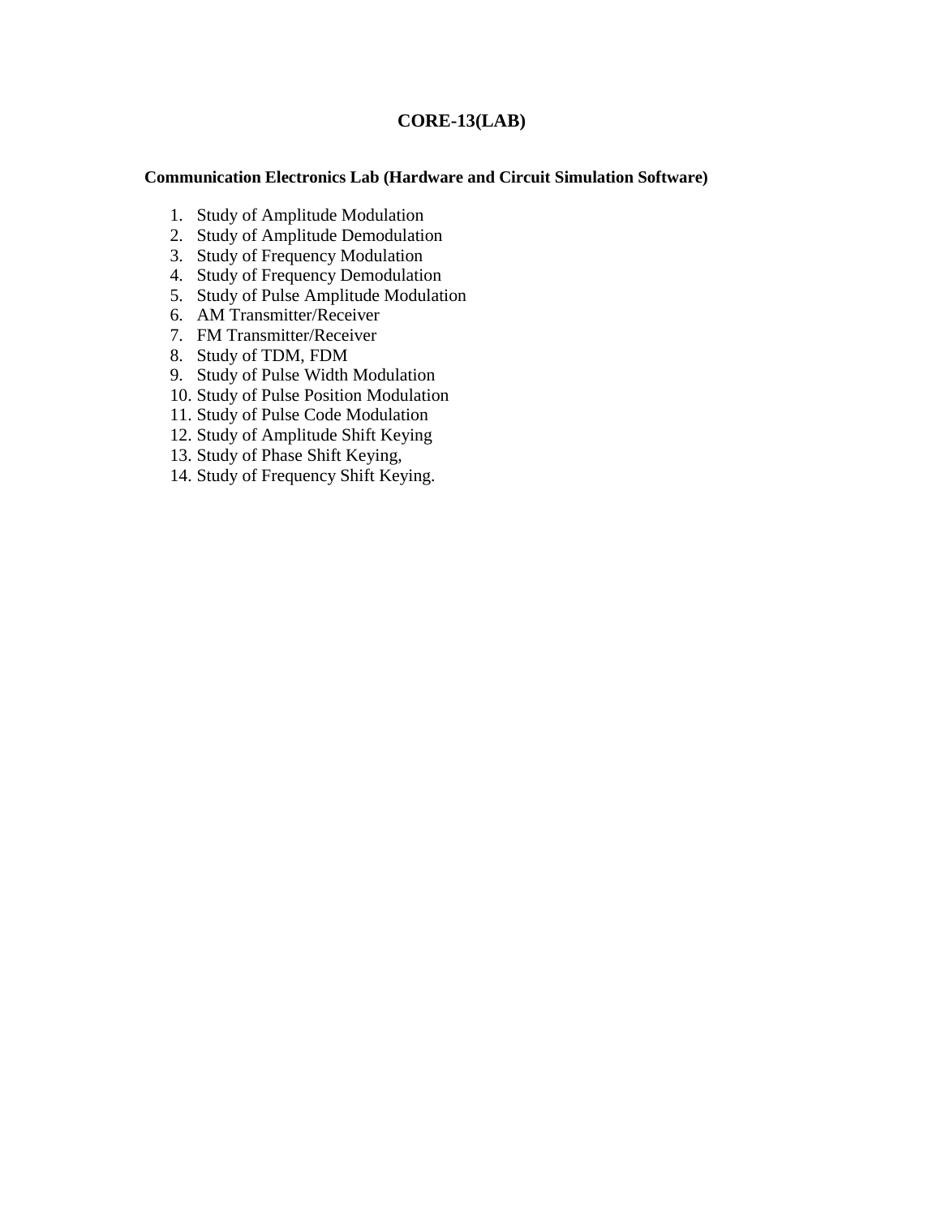# CORE-13(LAB)

**Communication Electronics Lab (Hardware and Circuit Simulation Software)**

1. Study of Amplitude Modulation
2. Study of Amplitude Demodulation
3. Study of Frequency Modulation
4. Study of Frequency Demodulation
5. Study of Pulse Amplitude Modulation
6. AM Transmitter/Receiver
7. FM Transmitter/Receiver
8. Study of TDM, FDM
9. Study of Pulse Width Modulation
10. Study of Pulse Position Modulation
11. Study of Pulse Code Modulation
12. Study of Amplitude Shift Keying
13. Study of Phase Shift Keying,
14. Study of Frequency Shift Keying.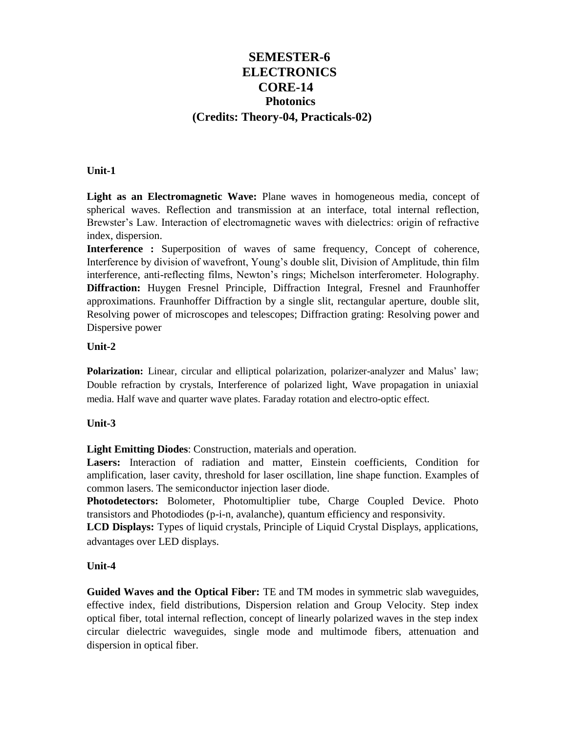# SEMESTER-6
# ELECTRONICS
# CORE-14
## Photonics
### (Credits: Theory-04, Practicals-02)

**Unit-1**

**Light as an Electromagnetic Wave:** Plane waves in homogeneous media, concept of spherical waves. Reflection and transmission at an interface, total internal reflection, Brewster's Law. Interaction of electromagnetic waves with dielectrics: origin of refractive index, dispersion.

**Interference :** Superposition of waves of same frequency, Concept of coherence, Interference by division of wavefront, Young's double slit, Division of Amplitude, thin film interference, anti-reflecting films, Newton's rings; Michelson interferometer. Holography.

**Diffraction:** Huygen Fresnel Principle, Diffraction Integral, Fresnel and Fraunhoffer approximations. Fraunhoffer Diffraction by a single slit, rectangular aperture, double slit, Resolving power of microscopes and telescopes; Diffraction grating: Resolving power and Dispersive power

**Unit-2**

**Polarization:** Linear, circular and elliptical polarization, polarizer-analyzer and Malus' law; Double refraction by crystals, Interference of polarized light, Wave propagation in uniaxial media. Half wave and quarter wave plates. Faraday rotation and electro-optic effect.

**Unit-3**

**Light Emitting Diodes**: Construction, materials and operation.

**Lasers:** Interaction of radiation and matter, Einstein coefficients, Condition for amplification, laser cavity, threshold for laser oscillation, line shape function. Examples of common lasers. The semiconductor injection laser diode.

**Photodetectors:** Bolometer, Photomultiplier tube, Charge Coupled Device. Photo transistors and Photodiodes (p-i-n, avalanche), quantum efficiency and responsivity.

**LCD Displays:** Types of liquid crystals, Principle of Liquid Crystal Displays, applications, advantages over LED displays.

**Unit-4**

**Guided Waves and the Optical Fiber:** TE and TM modes in symmetric slab waveguides, effective index, field distributions, Dispersion relation and Group Velocity. Step index optical fiber, total internal reflection, concept of linearly polarized waves in the step index circular dielectric waveguides, single mode and multimode fibers, attenuation and dispersion in optical fiber.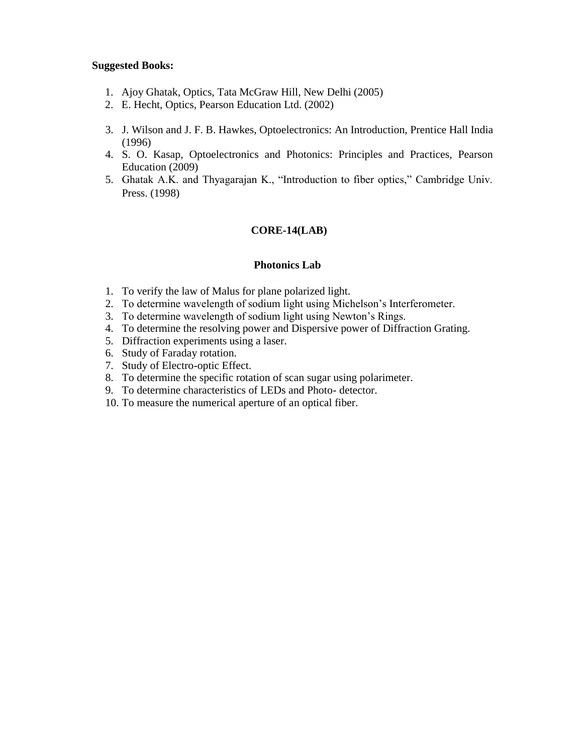**Suggested Books:**

1. Ajoy Ghatak, Optics, Tata McGraw Hill, New Delhi (2005)
2. E. Hecht, Optics, Pearson Education Ltd. (2002)
3. J. Wilson and J. F. B. Hawkes, Optoelectronics: An Introduction, Prentice Hall India (1996)
4. S. O. Kasap, Optoelectronics and Photonics: Principles and Practices, Pearson Education (2009)
5. Ghatak A.K. and Thyagarajan K., "Introduction to fiber optics," Cambridge Univ. Press. (1998)

## CORE-14(LAB)

### Photonics Lab

1. To verify the law of Malus for plane polarized light.
2. To determine wavelength of sodium light using Michelson's Interferometer.
3. To determine wavelength of sodium light using Newton's Rings.
4. To determine the resolving power and Dispersive power of Diffraction Grating.
5. Diffraction experiments using a laser.
6. Study of Faraday rotation.
7. Study of Electro-optic Effect.
8. To determine the specific rotation of scan sugar using polarimeter.
9. To determine characteristics of LEDs and Photo- detector.
10. To measure the numerical aperture of an optical fiber.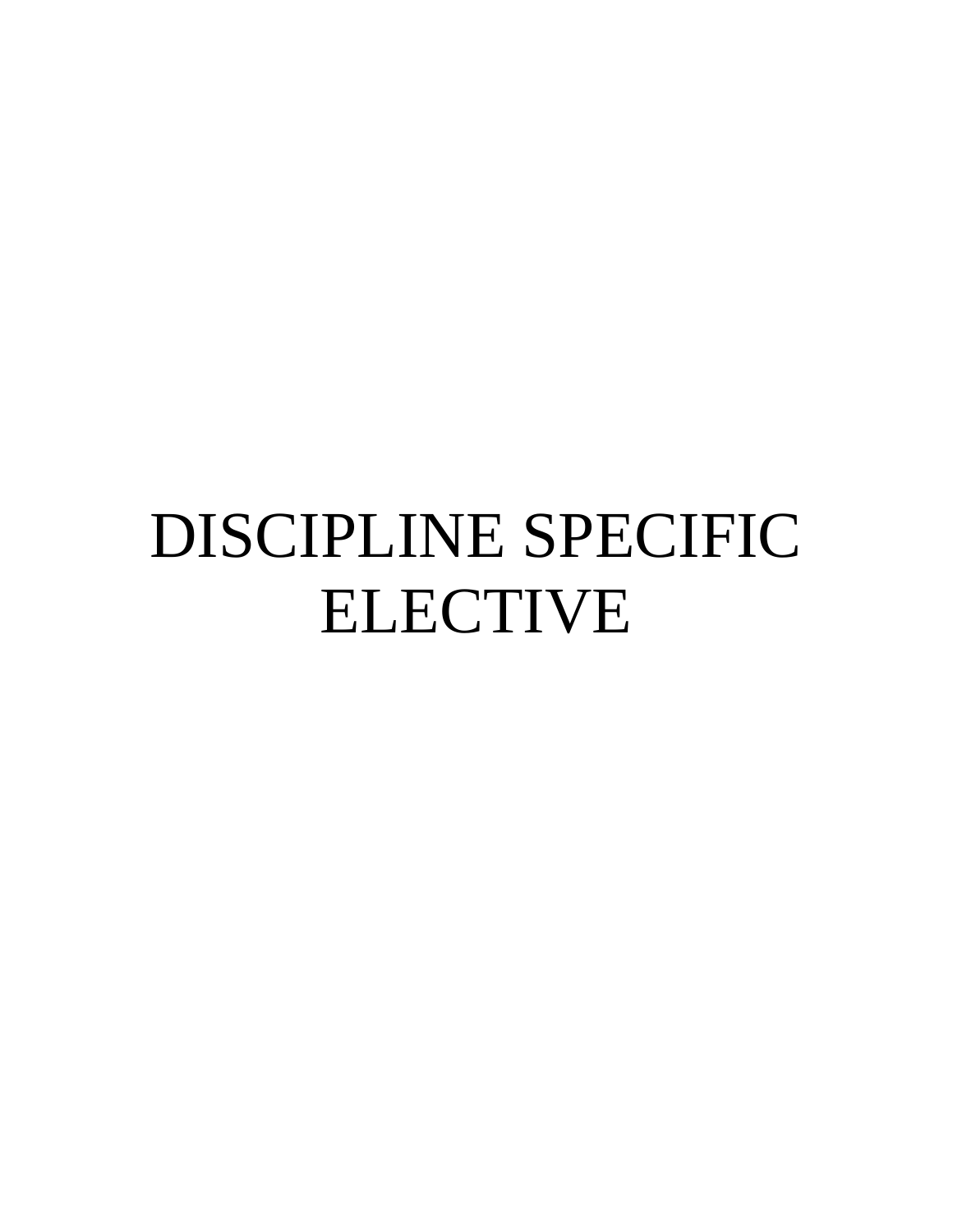# DISCIPLINE SPECIFIC ELECTIVE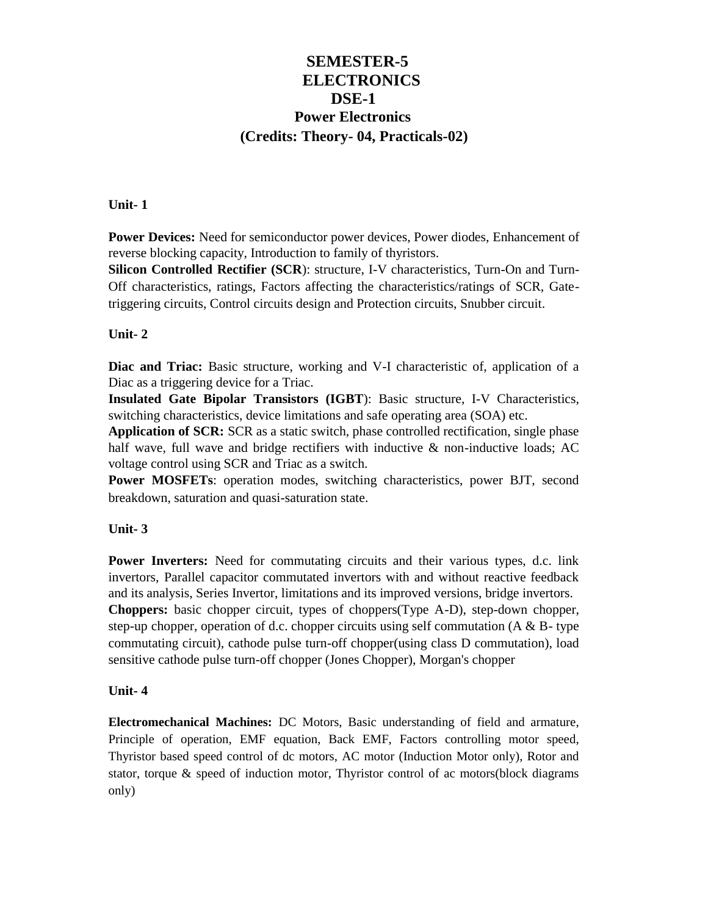# SEMESTER-5
# ELECTRONICS
## DSE-1
## Power Electronics
## (Credits: Theory- 04, Practicals-02)

**Unit- 1**

**Power Devices:** Need for semiconductor power devices, Power diodes, Enhancement of reverse blocking capacity, Introduction to family of thyristors.
**Silicon Controlled Rectifier (SCR**): structure, I-V characteristics, Turn-On and Turn-Off characteristics, ratings, Factors affecting the characteristics/ratings of SCR, Gate-triggering circuits, Control circuits design and Protection circuits, Snubber circuit.

**Unit- 2**

**Diac and Triac:** Basic structure, working and V-I characteristic of, application of a Diac as a triggering device for a Triac.
**Insulated Gate Bipolar Transistors (IGBT**): Basic structure, I-V Characteristics, switching characteristics, device limitations and safe operating area (SOA) etc.
**Application of SCR:** SCR as a static switch, phase controlled rectification, single phase half wave, full wave and bridge rectifiers with inductive & non-inductive loads; AC voltage control using SCR and Triac as a switch.
**Power MOSFETs**: operation modes, switching characteristics, power BJT, second breakdown, saturation and quasi-saturation state.

**Unit- 3**

**Power Inverters:** Need for commutating circuits and their various types, d.c. link invertors, Parallel capacitor commutated invertors with and without reactive feedback and its analysis, Series Invertor, limitations and its improved versions, bridge invertors.
**Choppers:** basic chopper circuit, types of choppers(Type A-D), step-down chopper, step-up chopper, operation of d.c. chopper circuits using self commutation (A & B- type commutating circuit), cathode pulse turn-off chopper(using class D commutation), load sensitive cathode pulse turn-off chopper (Jones Chopper), Morgan's chopper

**Unit- 4**

**Electromechanical Machines:** DC Motors, Basic understanding of field and armature, Principle of operation, EMF equation, Back EMF, Factors controlling motor speed, Thyristor based speed control of dc motors, AC motor (Induction Motor only), Rotor and stator, torque & speed of induction motor, Thyristor control of ac motors(block diagrams only)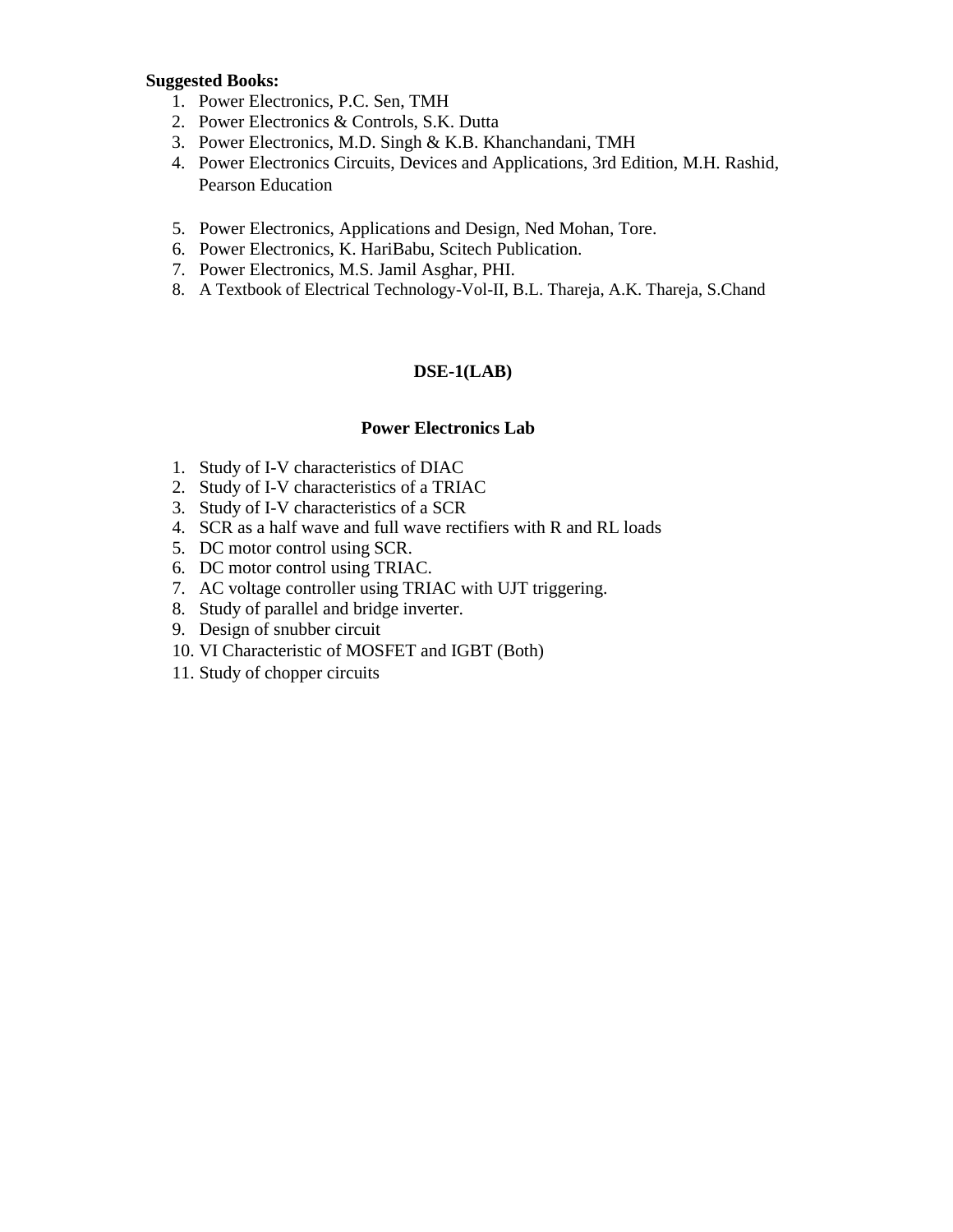**Suggested Books:**

1. Power Electronics, P.C. Sen, TMH
2. Power Electronics & Controls, S.K. Dutta
3. Power Electronics, M.D. Singh & K.B. Khanchandani, TMH
4. Power Electronics Circuits, Devices and Applications, 3rd Edition, M.H. Rashid, Pearson Education
5. Power Electronics, Applications and Design, Ned Mohan, Tore.
6. Power Electronics, K. HariBabu, Scitech Publication.
7. Power Electronics, M.S. Jamil Asghar, PHI.
8. A Textbook of Electrical Technology-Vol-II, B.L. Thareja, A.K. Thareja, S.Chand

## DSE-1(LAB)

## Power Electronics Lab

1. Study of I-V characteristics of DIAC
2. Study of I-V characteristics of a TRIAC
3. Study of I-V characteristics of a SCR
4. SCR as a half wave and full wave rectifiers with R and RL loads
5. DC motor control using SCR.
6. DC motor control using TRIAC.
7. AC voltage controller using TRIAC with UJT triggering.
8. Study of parallel and bridge inverter.
9. Design of snubber circuit
10. VI Characteristic of MOSFET and IGBT (Both)
11. Study of chopper circuits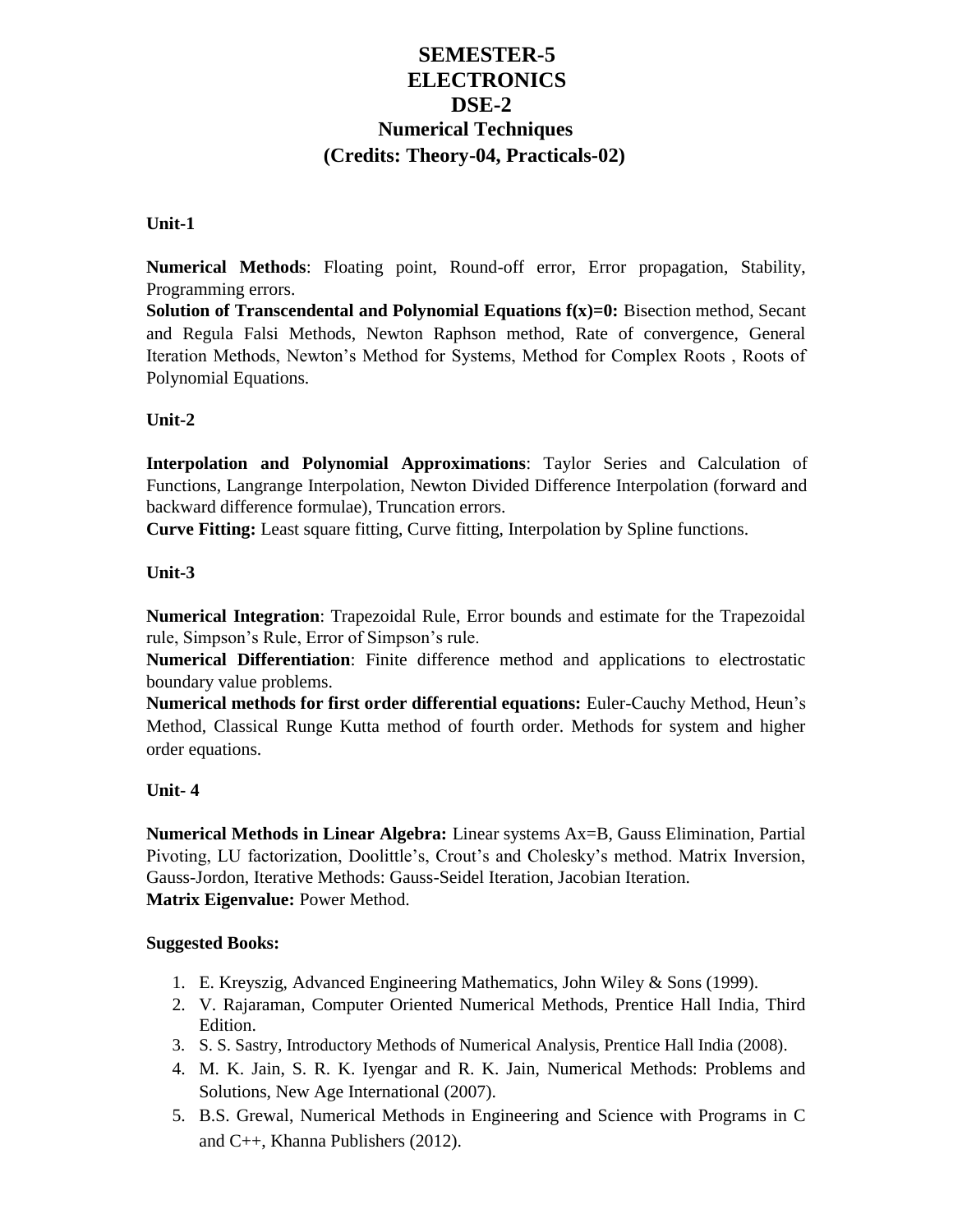# SEMESTER-5
# ELECTRONICS
# DSE-2
## Numerical Techniques
## (Credits: Theory-04, Practicals-02)

**Unit-1**

**Numerical Methods**: Floating point, Round-off error, Error propagation, Stability, Programming errors.

**Solution of Transcendental and Polynomial Equations $f(x)=0$:** Bisection method, Secant and Regula Falsi Methods, Newton Raphson method, Rate of convergence, General Iteration Methods, Newton's Method for Systems, Method for Complex Roots , Roots of Polynomial Equations.

**Unit-2**

**Interpolation and Polynomial Approximations**: Taylor Series and Calculation of Functions, Langrange Interpolation, Newton Divided Difference Interpolation (forward and backward difference formulae), Truncation errors.

**Curve Fitting:** Least square fitting, Curve fitting, Interpolation by Spline functions.

**Unit-3**

**Numerical Integration**: Trapezoidal Rule, Error bounds and estimate for the Trapezoidal rule, Simpson's Rule, Error of Simpson's rule.

**Numerical Differentiation**: Finite difference method and applications to electrostatic boundary value problems.

**Numerical methods for first order differential equations:** Euler-Cauchy Method, Heun's Method, Classical Runge Kutta method of fourth order. Methods for system and higher order equations.

**Unit- 4**

**Numerical Methods in Linear Algebra:** Linear systems $Ax=B$, Gauss Elimination, Partial Pivoting, LU factorization, Doolittle's, Crout's and Cholesky's method. Matrix Inversion, Gauss-Jordon, Iterative Methods: Gauss-Seidel Iteration, Jacobian Iteration.

**Matrix Eigenvalue:** Power Method.

**Suggested Books:**

1. E. Kreyszig, Advanced Engineering Mathematics, John Wiley & Sons (1999).
2. V. Rajaraman, Computer Oriented Numerical Methods, Prentice Hall India, Third Edition.
3. S. S. Sastry, Introductory Methods of Numerical Analysis, Prentice Hall India (2008).
4. M. K. Jain, S. R. K. Iyengar and R. K. Jain, Numerical Methods: Problems and Solutions, New Age International (2007).
5. B.S. Grewal, Numerical Methods in Engineering and Science with Programs in C and C++, Khanna Publishers (2012).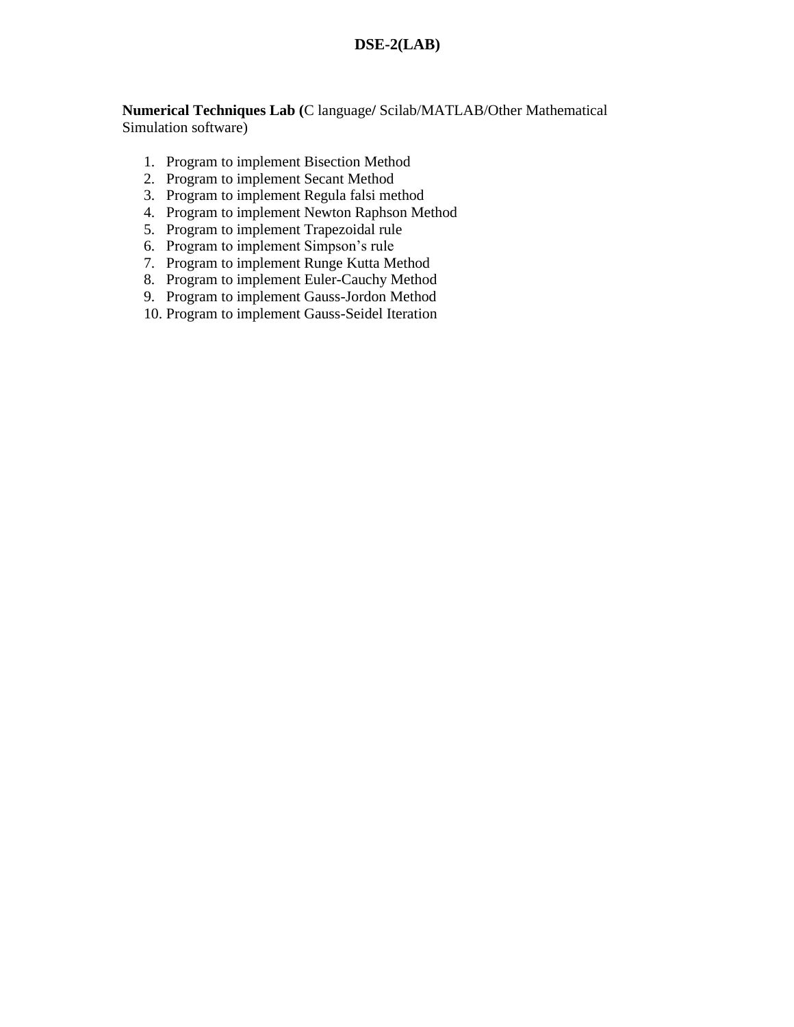# DSE-2(LAB)

**Numerical Techniques Lab (**C language**/** Scilab/MATLAB/Other Mathematical Simulation software)

1. Program to implement Bisection Method
2. Program to implement Secant Method
3. Program to implement Regula falsi method
4. Program to implement Newton Raphson Method
5. Program to implement Trapezoidal rule
6. Program to implement Simpson's rule
7. Program to implement Runge Kutta Method
8. Program to implement Euler-Cauchy Method
9. Program to implement Gauss-Jordon Method
10. Program to implement Gauss-Seidel Iteration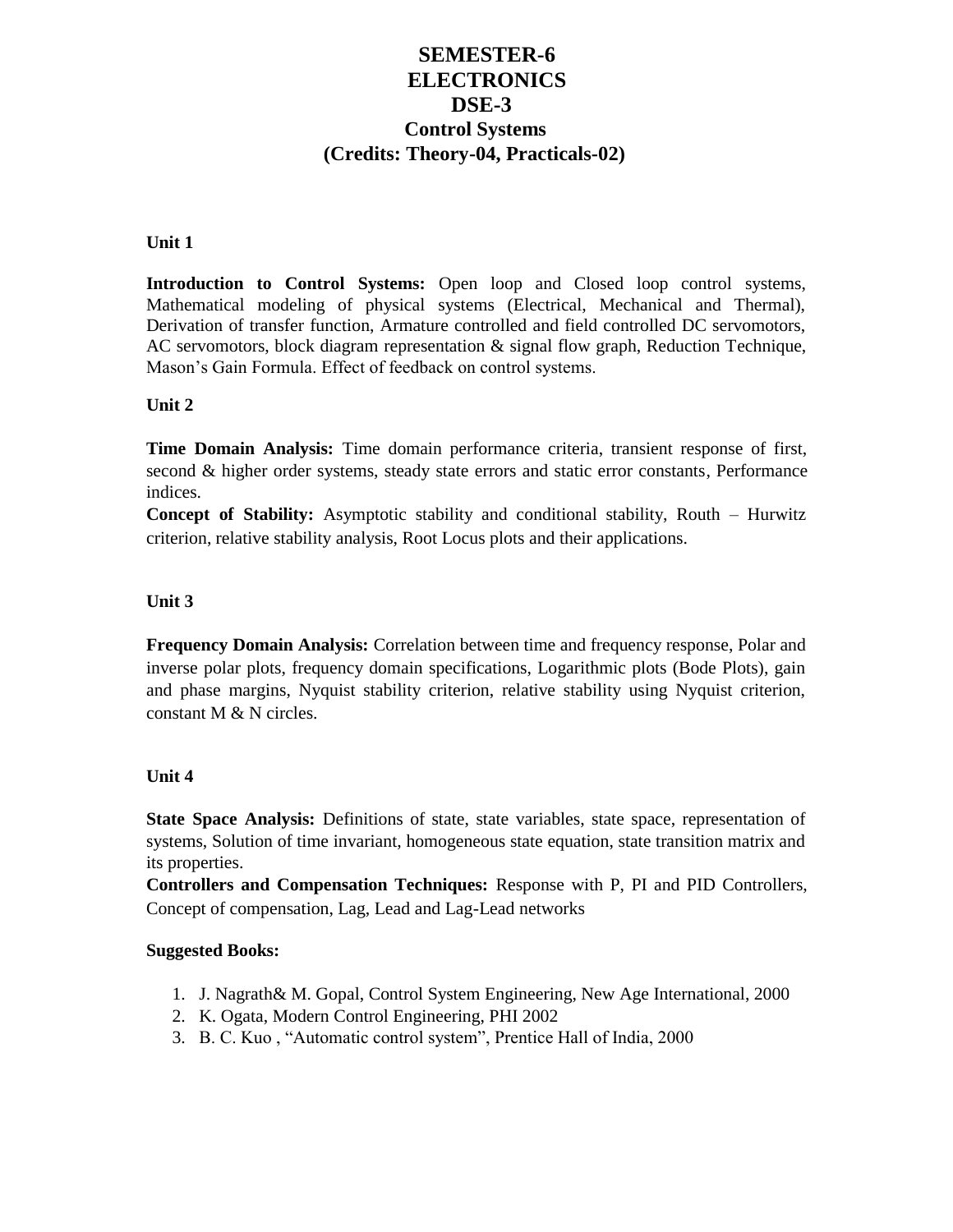# SEMESTER-6
# ELECTRONICS
# DSE-3
## Control Systems
## (Credits: Theory-04, Practicals-02)

**Unit 1**

**Introduction to Control Systems:** Open loop and Closed loop control systems, Mathematical modeling of physical systems (Electrical, Mechanical and Thermal), Derivation of transfer function, Armature controlled and field controlled DC servomotors, AC servomotors, block diagram representation & signal flow graph, Reduction Technique, Mason's Gain Formula. Effect of feedback on control systems.

**Unit 2**

**Time Domain Analysis:** Time domain performance criteria, transient response of first, second & higher order systems, steady state errors and static error constants, Performance indices.

**Concept of Stability:** Asymptotic stability and conditional stability, Routh – Hurwitz criterion, relative stability analysis, Root Locus plots and their applications.

**Unit 3**

**Frequency Domain Analysis:** Correlation between time and frequency response, Polar and inverse polar plots, frequency domain specifications, Logarithmic plots (Bode Plots), gain and phase margins, Nyquist stability criterion, relative stability using Nyquist criterion, constant M & N circles.

**Unit 4**

**State Space Analysis:** Definitions of state, state variables, state space, representation of systems, Solution of time invariant, homogeneous state equation, state transition matrix and its properties.

**Controllers and Compensation Techniques:** Response with P, PI and PID Controllers, Concept of compensation, Lag, Lead and Lag-Lead networks

**Suggested Books:**

1. J. Nagrath& M. Gopal, Control System Engineering, New Age International, 2000
2. K. Ogata, Modern Control Engineering, PHI 2002
3. B. C. Kuo , "Automatic control system", Prentice Hall of India, 2000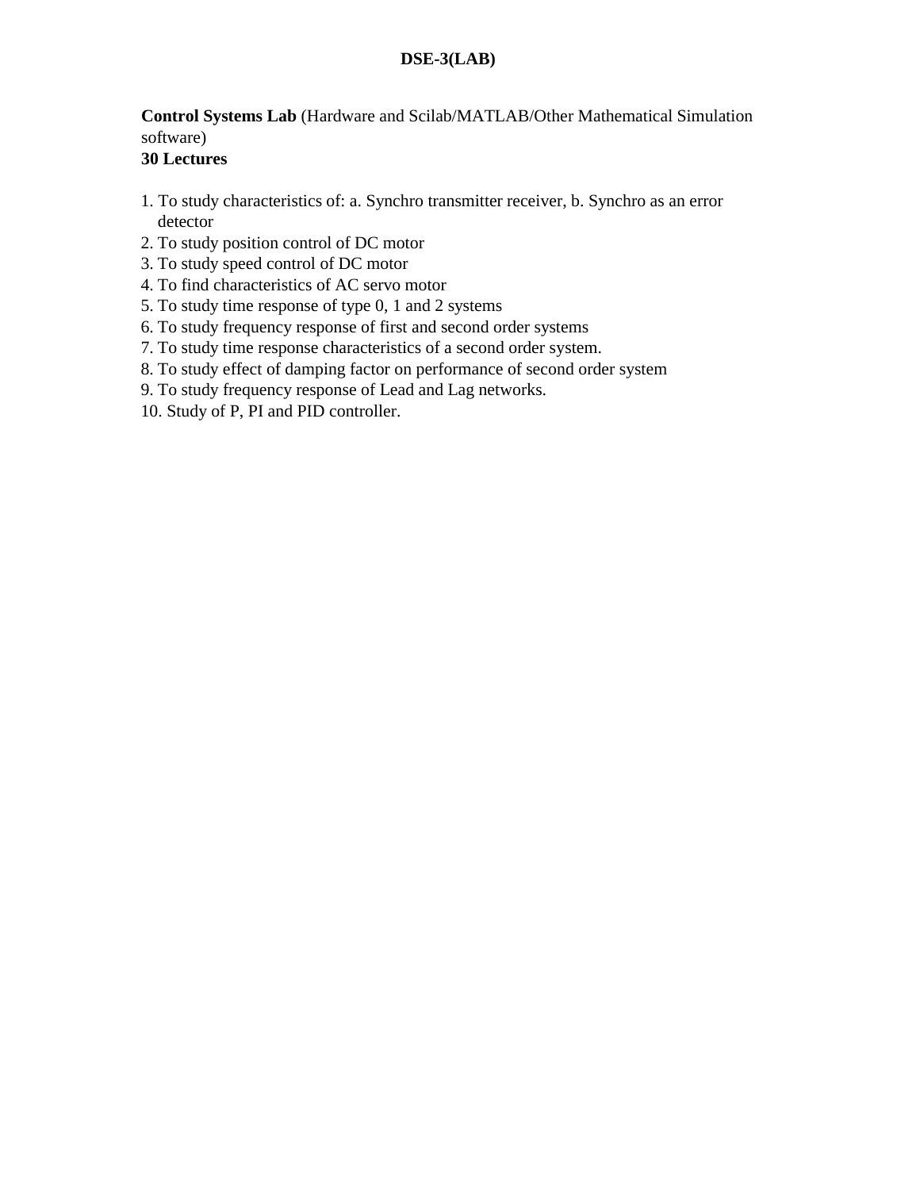## DSE-3(LAB)

**Control Systems Lab** (Hardware and Scilab/MATLAB/Other Mathematical Simulation software)
**30 Lectures**

1. To study characteristics of: a. Synchro transmitter receiver, b. Synchro as an error detector
2. To study position control of DC motor
3. To study speed control of DC motor
4. To find characteristics of AC servo motor
5. To study time response of type 0, 1 and 2 systems
6. To study frequency response of first and second order systems
7. To study time response characteristics of a second order system.
8. To study effect of damping factor on performance of second order system
9. To study frequency response of Lead and Lag networks.
10. Study of P, PI and PID controller.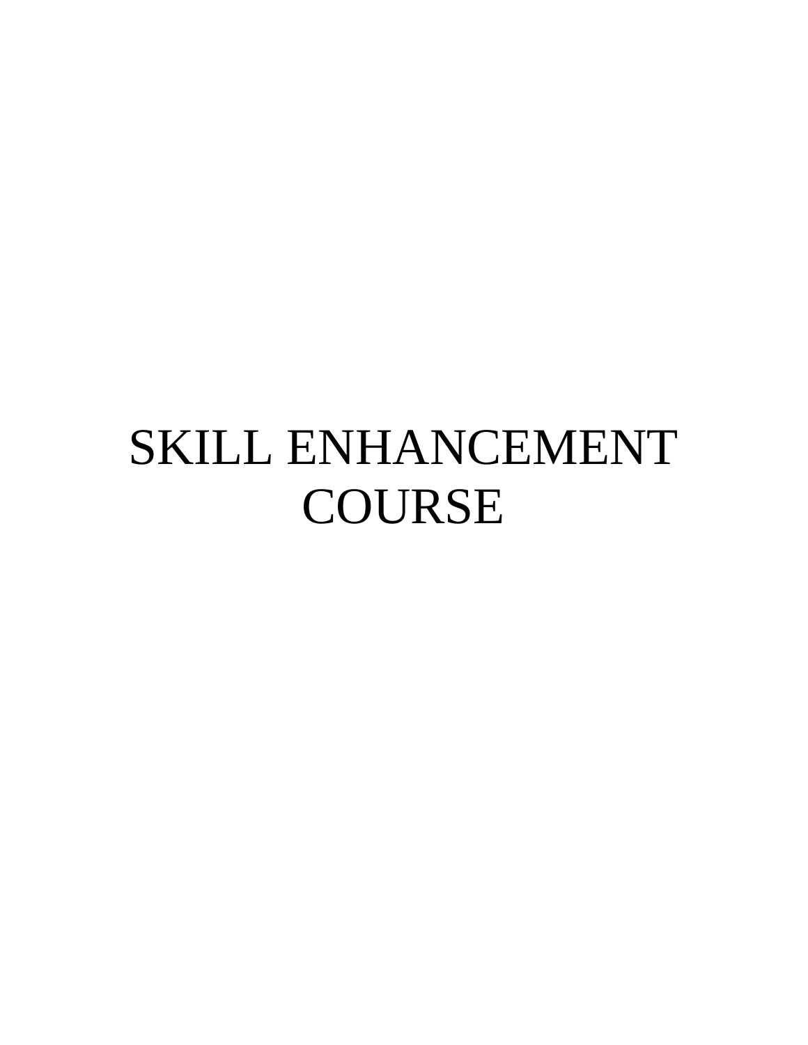# SKILL ENHANCEMENT COURSE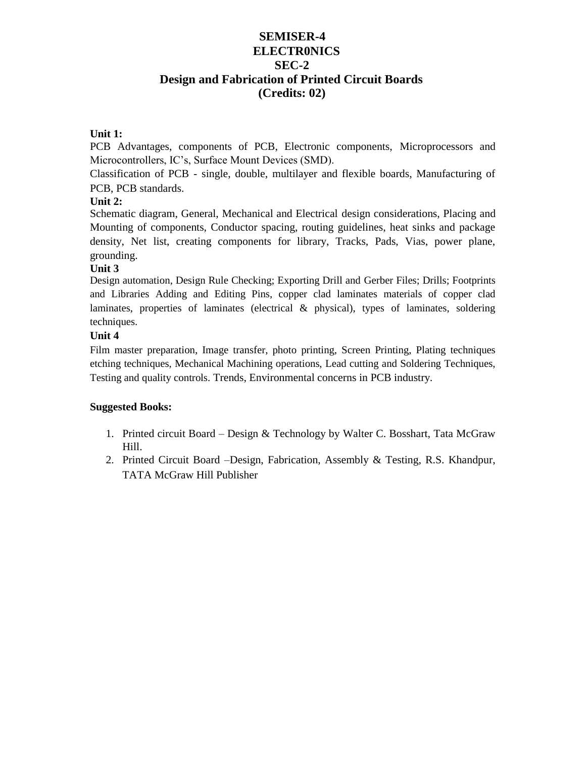# SEMISER-4
# ELECTR0NICS
# SEC-2
# Design and Fabrication of Printed Circuit Boards
# (Credits: 02)

**Unit 1:**

PCB Advantages, components of PCB, Electronic components, Microprocessors and Microcontrollers, IC's, Surface Mount Devices (SMD).

Classification of PCB - single, double, multilayer and flexible boards, Manufacturing of PCB, PCB standards.

**Unit 2:**

Schematic diagram, General, Mechanical and Electrical design considerations, Placing and Mounting of components, Conductor spacing, routing guidelines, heat sinks and package density, Net list, creating components for library, Tracks, Pads, Vias, power plane, grounding.

**Unit 3**

Design automation, Design Rule Checking; Exporting Drill and Gerber Files; Drills; Footprints and Libraries Adding and Editing Pins, copper clad laminates materials of copper clad laminates, properties of laminates (electrical & physical), types of laminates, soldering techniques.

**Unit 4**

Film master preparation, Image transfer, photo printing, Screen Printing, Plating techniques etching techniques, Mechanical Machining operations, Lead cutting and Soldering Techniques, Testing and quality controls. Trends, Environmental concerns in PCB industry.

**Suggested Books:**

1. Printed circuit Board – Design & Technology by Walter C. Bosshart, Tata McGraw Hill.
2. Printed Circuit Board –Design, Fabrication, Assembly & Testing, R.S. Khandpur, TATA McGraw Hill Publisher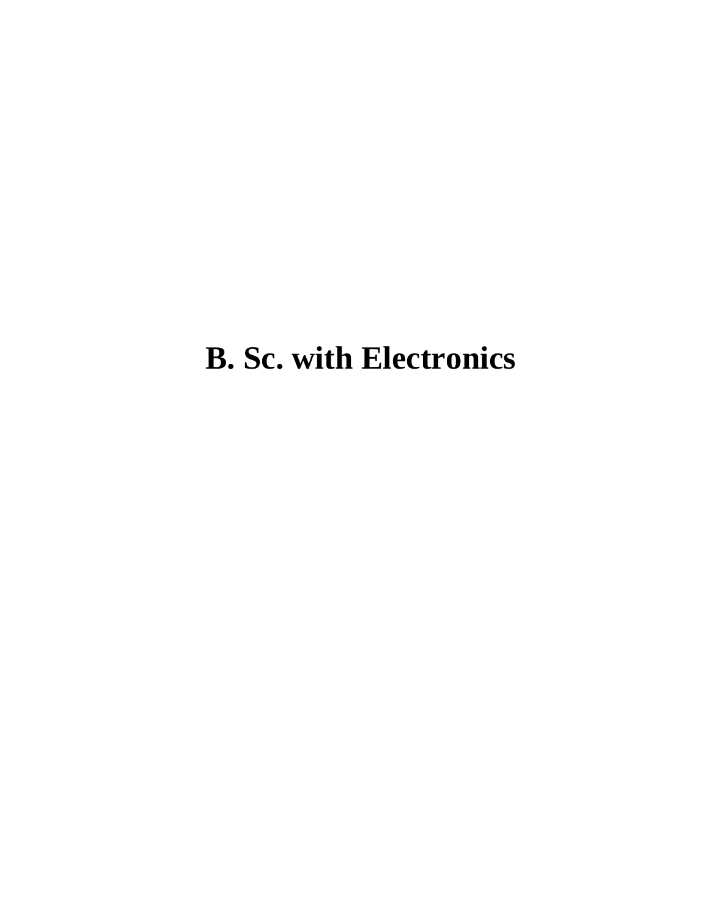# B. Sc. with Electronics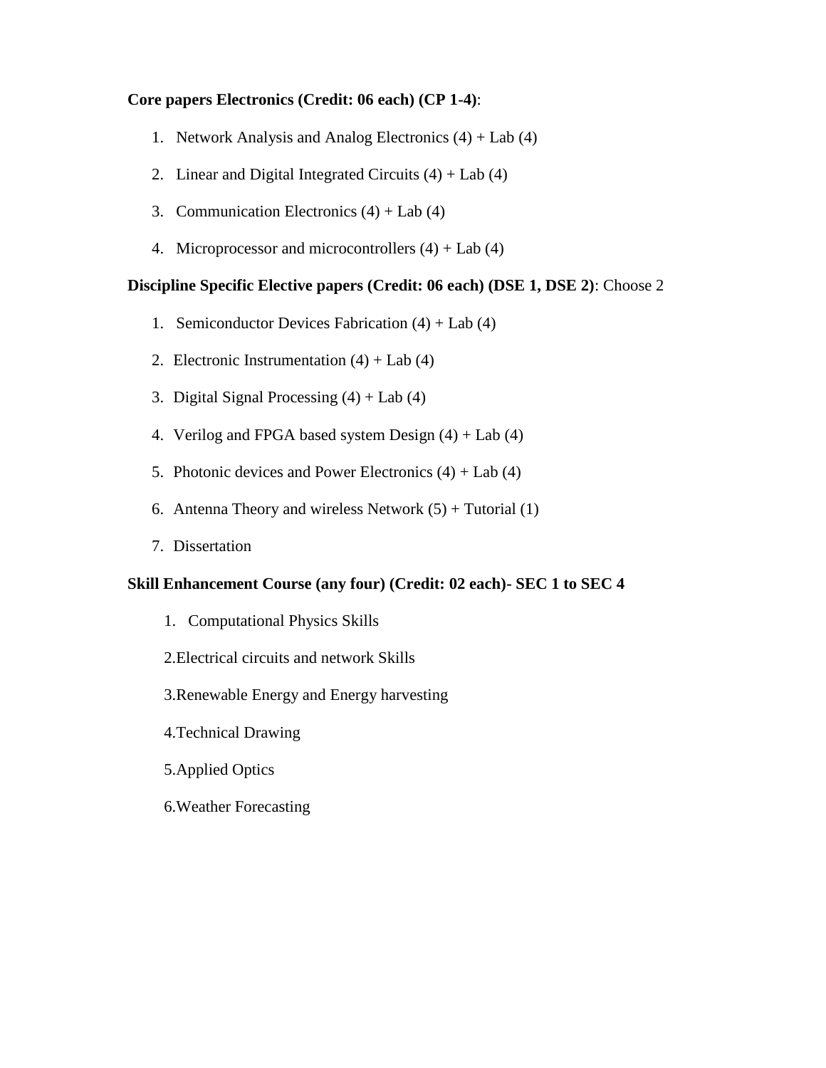**Core papers Electronics (Credit: 06 each) (CP 1-4)**:

1. Network Analysis and Analog Electronics (4) + Lab (4)
2. Linear and Digital Integrated Circuits (4) + Lab (4)
3. Communication Electronics (4) + Lab (4)
4. Microprocessor and microcontrollers (4) + Lab (4)

**Discipline Specific Elective papers (Credit: 06 each) (DSE 1, DSE 2)**: Choose 2

1. Semiconductor Devices Fabrication (4) + Lab (4)
2. Electronic Instrumentation (4) + Lab (4)
3. Digital Signal Processing (4) + Lab (4)
4. Verilog and FPGA based system Design (4) + Lab (4)
5. Photonic devices and Power Electronics (4) + Lab (4)
6. Antenna Theory and wireless Network (5) + Tutorial (1)
7. Dissertation

**Skill Enhancement Course (any four) (Credit: 02 each)- SEC 1 to SEC 4**

1. Computational Physics Skills
2. Electrical circuits and network Skills
3. Renewable Energy and Energy harvesting
4. Technical Drawing
5. Applied Optics
6. Weather Forecasting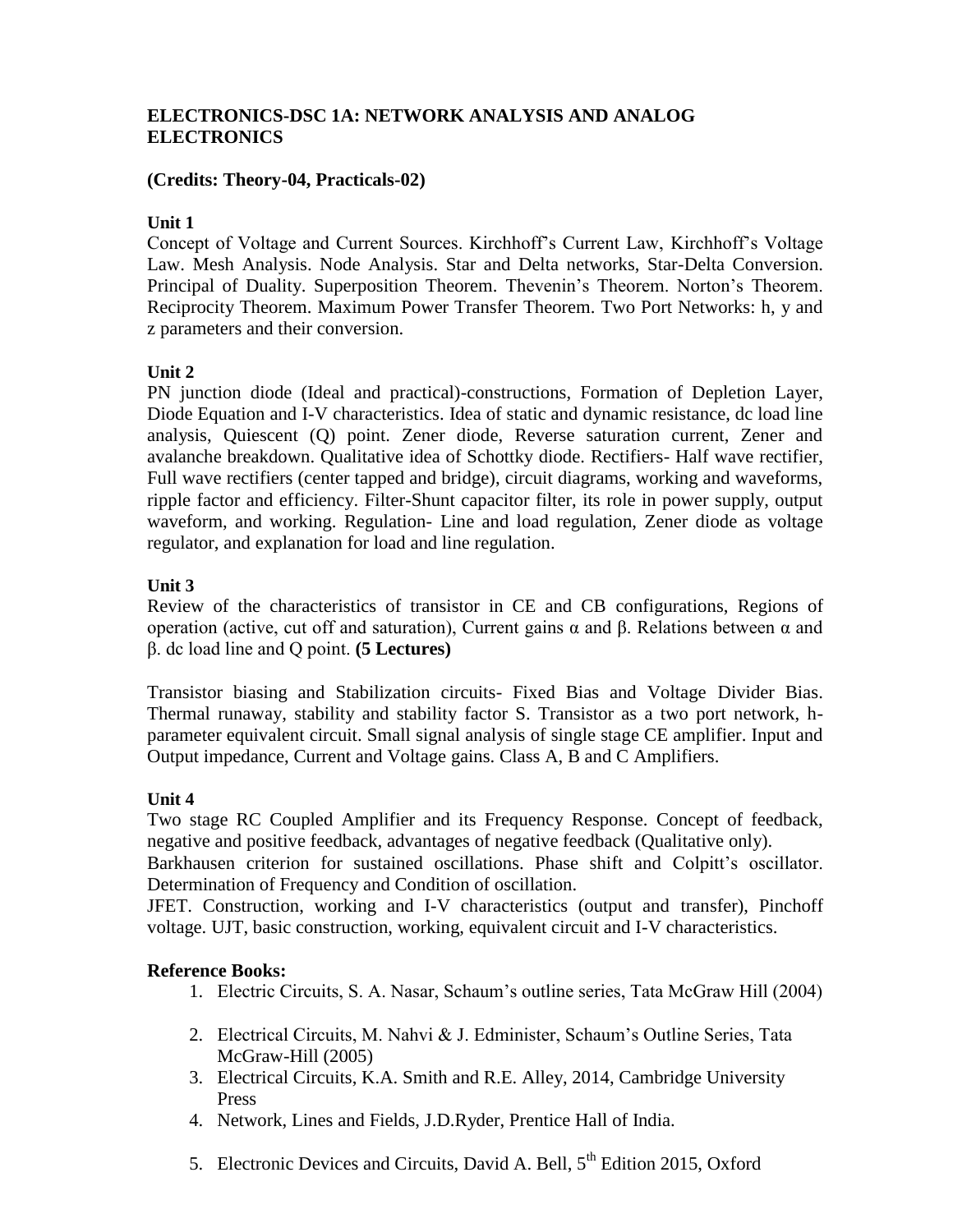## ELECTRONICS-DSC 1A: NETWORK ANALYSIS AND ANALOG ELECTRONICS

**(Credits: Theory-04, Practicals-02)**

**Unit 1**

Concept of Voltage and Current Sources. Kirchhoff's Current Law, Kirchhoff's Voltage Law. Mesh Analysis. Node Analysis. Star and Delta networks, Star-Delta Conversion. Principal of Duality. Superposition Theorem. Thevenin's Theorem. Norton's Theorem. Reciprocity Theorem. Maximum Power Transfer Theorem. Two Port Networks: h, y and z parameters and their conversion.

**Unit 2**

PN junction diode (Ideal and practical)-constructions, Formation of Depletion Layer, Diode Equation and I-V characteristics. Idea of static and dynamic resistance, dc load line analysis, Quiescent (Q) point. Zener diode, Reverse saturation current, Zener and avalanche breakdown. Qualitative idea of Schottky diode. Rectifiers- Half wave rectifier, Full wave rectifiers (center tapped and bridge), circuit diagrams, working and waveforms, ripple factor and efficiency. Filter-Shunt capacitor filter, its role in power supply, output waveform, and working. Regulation- Line and load regulation, Zener diode as voltage regulator, and explanation for load and line regulation.

**Unit 3**

Review of the characteristics of transistor in CE and CB configurations, Regions of operation (active, cut off and saturation), Current gains $\alpha$ and $\beta$. Relations between $\alpha$ and $\beta$. dc load line and Q point. **(5 Lectures)**

Transistor biasing and Stabilization circuits- Fixed Bias and Voltage Divider Bias. Thermal runaway, stability and stability factor S. Transistor as a two port network, h-parameter equivalent circuit. Small signal analysis of single stage CE amplifier. Input and Output impedance, Current and Voltage gains. Class A, B and C Amplifiers.

**Unit 4**

Two stage RC Coupled Amplifier and its Frequency Response. Concept of feedback, negative and positive feedback, advantages of negative feedback (Qualitative only).

Barkhausen criterion for sustained oscillations. Phase shift and Colpitt's oscillator. Determination of Frequency and Condition of oscillation.

JFET. Construction, working and I-V characteristics (output and transfer), Pinchoff voltage. UJT, basic construction, working, equivalent circuit and I-V characteristics.

**Reference Books:**

1. Electric Circuits, S. A. Nasar, Schaum's outline series, Tata McGraw Hill (2004)
2. Electrical Circuits, M. Nahvi & J. Edminister, Schaum's Outline Series, Tata McGraw-Hill (2005)
3. Electrical Circuits, K.A. Smith and R.E. Alley, 2014, Cambridge University Press
4. Network, Lines and Fields, J.D.Ryder, Prentice Hall of India.
5. Electronic Devices and Circuits, David A. Bell, 5th Edition 2015, Oxford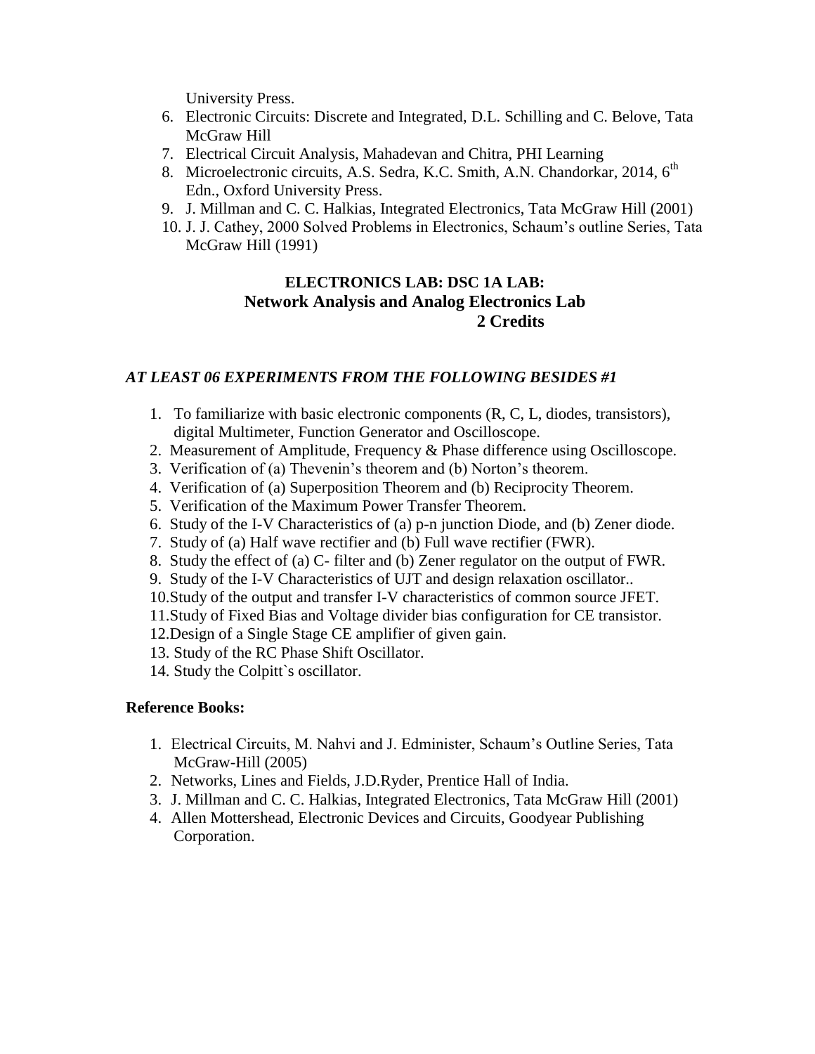University Press.

6. Electronic Circuits: Discrete and Integrated, D.L. Schilling and C. Belove, Tata McGraw Hill
7. Electrical Circuit Analysis, Mahadevan and Chitra, PHI Learning
8. Microelectronic circuits, A.S. Sedra, K.C. Smith, A.N. Chandorkar, 2014, 6th Edn., Oxford University Press.
9. J. Millman and C. C. Halkias, Integrated Electronics, Tata McGraw Hill (2001)
10. J. J. Cathey, 2000 Solved Problems in Electronics, Schaum's outline Series, Tata McGraw Hill (1991)

## ELECTRONICS LAB: DSC 1A LAB:
## Network Analysis and Analog Electronics Lab
## 2 Credits

***AT LEAST 06 EXPERIMENTS FROM THE FOLLOWING BESIDES #1***

1. To familiarize with basic electronic components (R, C, L, diodes, transistors), digital Multimeter, Function Generator and Oscilloscope.
2. Measurement of Amplitude, Frequency & Phase difference using Oscilloscope.
3. Verification of (a) Thevenin's theorem and (b) Norton's theorem.
4. Verification of (a) Superposition Theorem and (b) Reciprocity Theorem.
5. Verification of the Maximum Power Transfer Theorem.
6. Study of the I-V Characteristics of (a) p-n junction Diode, and (b) Zener diode.
7. Study of (a) Half wave rectifier and (b) Full wave rectifier (FWR).
8. Study the effect of (a) C- filter and (b) Zener regulator on the output of FWR.
9. Study of the I-V Characteristics of UJT and design relaxation oscillator..
10. Study of the output and transfer I-V characteristics of common source JFET.
11. Study of Fixed Bias and Voltage divider bias configuration for CE transistor.
12. Design of a Single Stage CE amplifier of given gain.
13. Study of the RC Phase Shift Oscillator.
14. Study the Colpitt`s oscillator.

**Reference Books:**

1. Electrical Circuits, M. Nahvi and J. Edminister, Schaum's Outline Series, Tata McGraw-Hill (2005)
2. Networks, Lines and Fields, J.D.Ryder, Prentice Hall of India.
3. J. Millman and C. C. Halkias, Integrated Electronics, Tata McGraw Hill (2001)
4. Allen Mottershead, Electronic Devices and Circuits, Goodyear Publishing Corporation.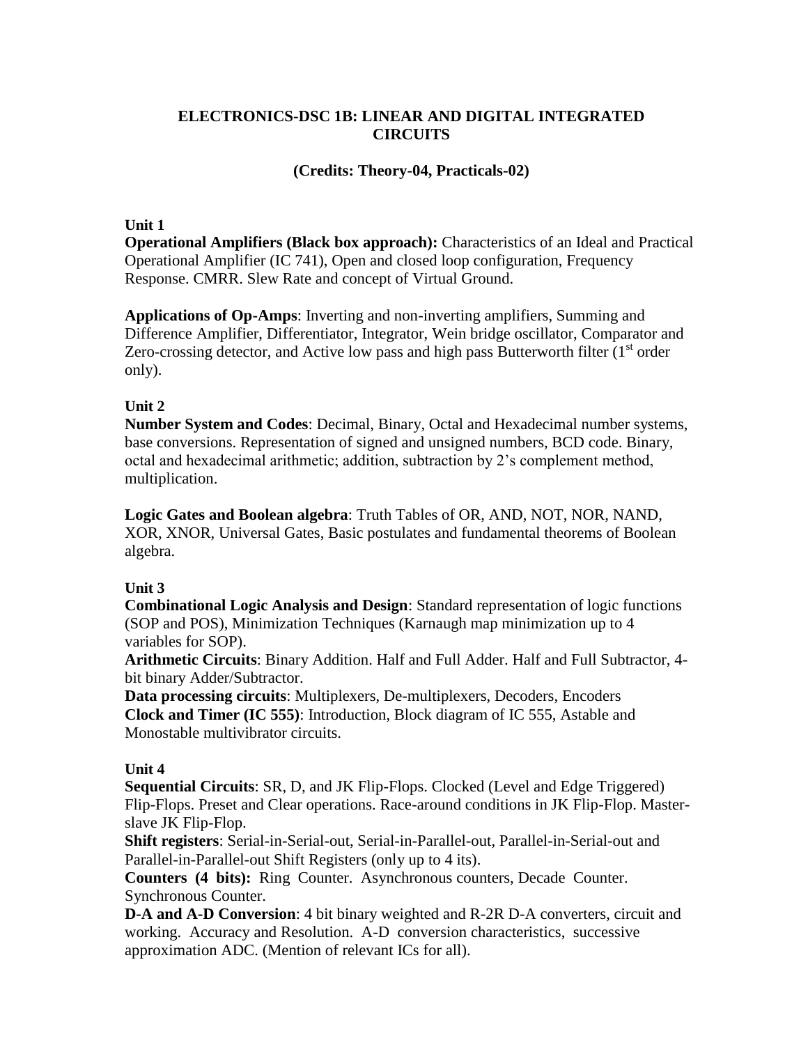## ELECTRONICS-DSC 1B: LINEAR AND DIGITAL INTEGRATED CIRCUITS

### (Credits: Theory-04, Practicals-02)

**Unit 1**

**Operational Amplifiers (Black box approach):** Characteristics of an Ideal and Practical Operational Amplifier (IC 741), Open and closed loop configuration, Frequency Response. CMRR. Slew Rate and concept of Virtual Ground.

**Applications of Op-Amps**: Inverting and non-inverting amplifiers, Summing and Difference Amplifier, Differentiator, Integrator, Wein bridge oscillator, Comparator and Zero-crossing detector, and Active low pass and high pass Butterworth filter (1$^{st}$ order only).

**Unit 2**

**Number System and Codes**: Decimal, Binary, Octal and Hexadecimal number systems, base conversions. Representation of signed and unsigned numbers, BCD code. Binary, octal and hexadecimal arithmetic; addition, subtraction by 2's complement method, multiplication.

**Logic Gates and Boolean algebra**: Truth Tables of OR, AND, NOT, NOR, NAND, XOR, XNOR, Universal Gates, Basic postulates and fundamental theorems of Boolean algebra.

**Unit 3**

**Combinational Logic Analysis and Design**: Standard representation of logic functions (SOP and POS), Minimization Techniques (Karnaugh map minimization up to 4 variables for SOP).

**Arithmetic Circuits**: Binary Addition. Half and Full Adder. Half and Full Subtractor, 4-bit binary Adder/Subtractor.

**Data processing circuits**: Multiplexers, De-multiplexers, Decoders, Encoders

**Clock and Timer (IC 555)**: Introduction, Block diagram of IC 555, Astable and Monostable multivibrator circuits.

**Unit 4**

**Sequential Circuits**: SR, D, and JK Flip-Flops. Clocked (Level and Edge Triggered) Flip-Flops. Preset and Clear operations. Race-around conditions in JK Flip-Flop. Master-slave JK Flip-Flop.

**Shift registers**: Serial-in-Serial-out, Serial-in-Parallel-out, Parallel-in-Serial-out and Parallel-in-Parallel-out Shift Registers (only up to 4 its).

**Counters (4 bits):** Ring Counter. Asynchronous counters, Decade Counter. Synchronous Counter.

**D-A and A-D Conversion**: 4 bit binary weighted and R-2R D-A converters, circuit and working. Accuracy and Resolution. A-D conversion characteristics, successive approximation ADC. (Mention of relevant ICs for all).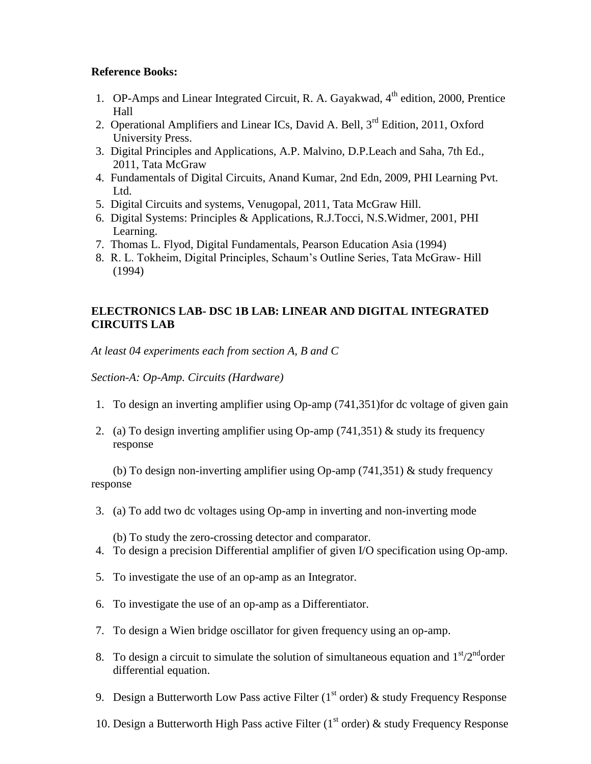**Reference Books:**

1. OP-Amps and Linear Integrated Circuit, R. A. Gayakwad, $4^{th}$ edition, 2000, Prentice Hall
2. Operational Amplifiers and Linear ICs, David A. Bell, $3^{rd}$ Edition, 2011, Oxford University Press.
3. Digital Principles and Applications, A.P. Malvino, D.P.Leach and Saha, 7th Ed., 2011, Tata McGraw
4. Fundamentals of Digital Circuits, Anand Kumar, 2nd Edn, 2009, PHI Learning Pvt. Ltd.
5. Digital Circuits and systems, Venugopal, 2011, Tata McGraw Hill.
6. Digital Systems: Principles & Applications, R.J.Tocci, N.S.Widmer, 2001, PHI Learning.
7. Thomas L. Flyod, Digital Fundamentals, Pearson Education Asia (1994)
8. R. L. Tokheim, Digital Principles, Schaum's Outline Series, Tata McGraw- Hill (1994)

**ELECTRONICS LAB- DSC 1B LAB: LINEAR AND DIGITAL INTEGRATED CIRCUITS LAB**

*At least 04 experiments each from section A, B and C*

*Section-A: Op-Amp. Circuits (Hardware)*

1. To design an inverting amplifier using Op-amp (741,351)for dc voltage of given gain
2. (a) To design inverting amplifier using Op-amp (741,351) & study its frequency response

   (b) To design non-inverting amplifier using Op-amp (741,351) & study frequency response
3. (a) To add two dc voltages using Op-amp in inverting and non-inverting mode

   (b) To study the zero-crossing detector and comparator.
4. To design a precision Differential amplifier of given I/O specification using Op-amp.
5. To investigate the use of an op-amp as an Integrator.
6. To investigate the use of an op-amp as a Differentiator.
7. To design a Wien bridge oscillator for given frequency using an op-amp.
8. To design a circuit to simulate the solution of simultaneous equation and $1^{st}/2^{nd}$ order differential equation.
9. Design a Butterworth Low Pass active Filter ($1^{st}$ order) & study Frequency Response
10. Design a Butterworth High Pass active Filter ($1^{st}$ order) & study Frequency Response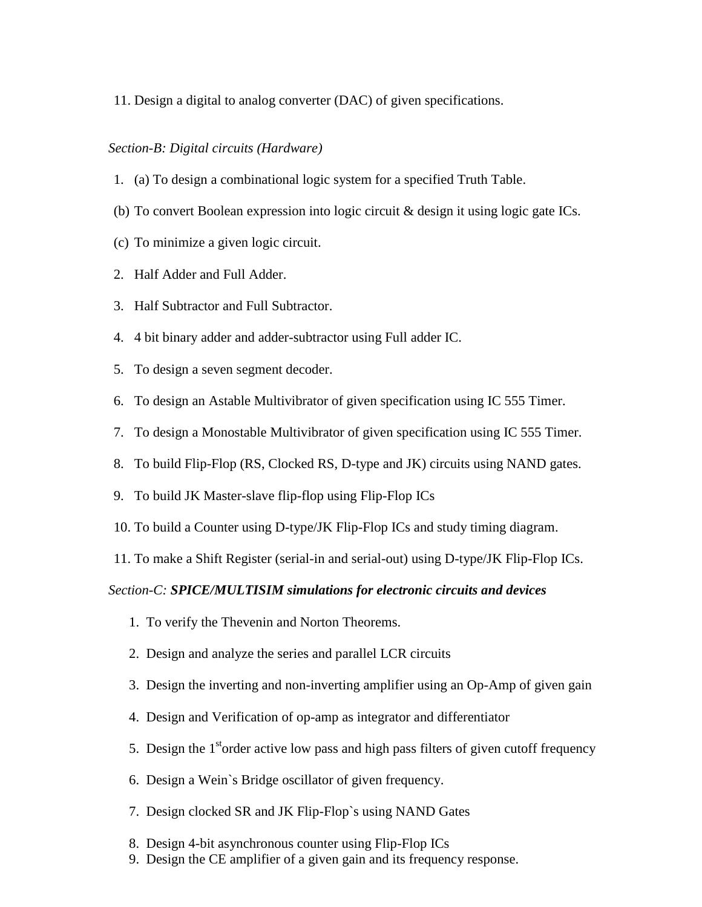11. Design a digital to analog converter (DAC) of given specifications.

*Section-B: Digital circuits (Hardware)*

1. (a) To design a combinational logic system for a specified Truth Table.

   (b) To convert Boolean expression into logic circuit & design it using logic gate ICs.

   (c) To minimize a given logic circuit.

2. Half Adder and Full Adder.
3. Half Subtractor and Full Subtractor.
4. 4 bit binary adder and adder-subtractor using Full adder IC.
5. To design a seven segment decoder.
6. To design an Astable Multivibrator of given specification using IC 555 Timer.
7. To design a Monostable Multivibrator of given specification using IC 555 Timer.
8. To build Flip-Flop (RS, Clocked RS, D-type and JK) circuits using NAND gates.
9. To build JK Master-slave flip-flop using Flip-Flop ICs
10. To build a Counter using D-type/JK Flip-Flop ICs and study timing diagram.
11. To make a Shift Register (serial-in and serial-out) using D-type/JK Flip-Flop ICs.

*Section-C: **SPICE/MULTISIM simulations for electronic circuits and devices***

1. To verify the Thevenin and Norton Theorems.
2. Design and analyze the series and parallel LCR circuits
3. Design the inverting and non-inverting amplifier using an Op-Amp of given gain
4. Design and Verification of op-amp as integrator and differentiator
5. Design the 1$^{st}$order active low pass and high pass filters of given cutoff frequency
6. Design a Wein`s Bridge oscillator of given frequency.
7. Design clocked SR and JK Flip-Flop`s using NAND Gates
8. Design 4-bit asynchronous counter using Flip-Flop ICs
9. Design the CE amplifier of a given gain and its frequency response.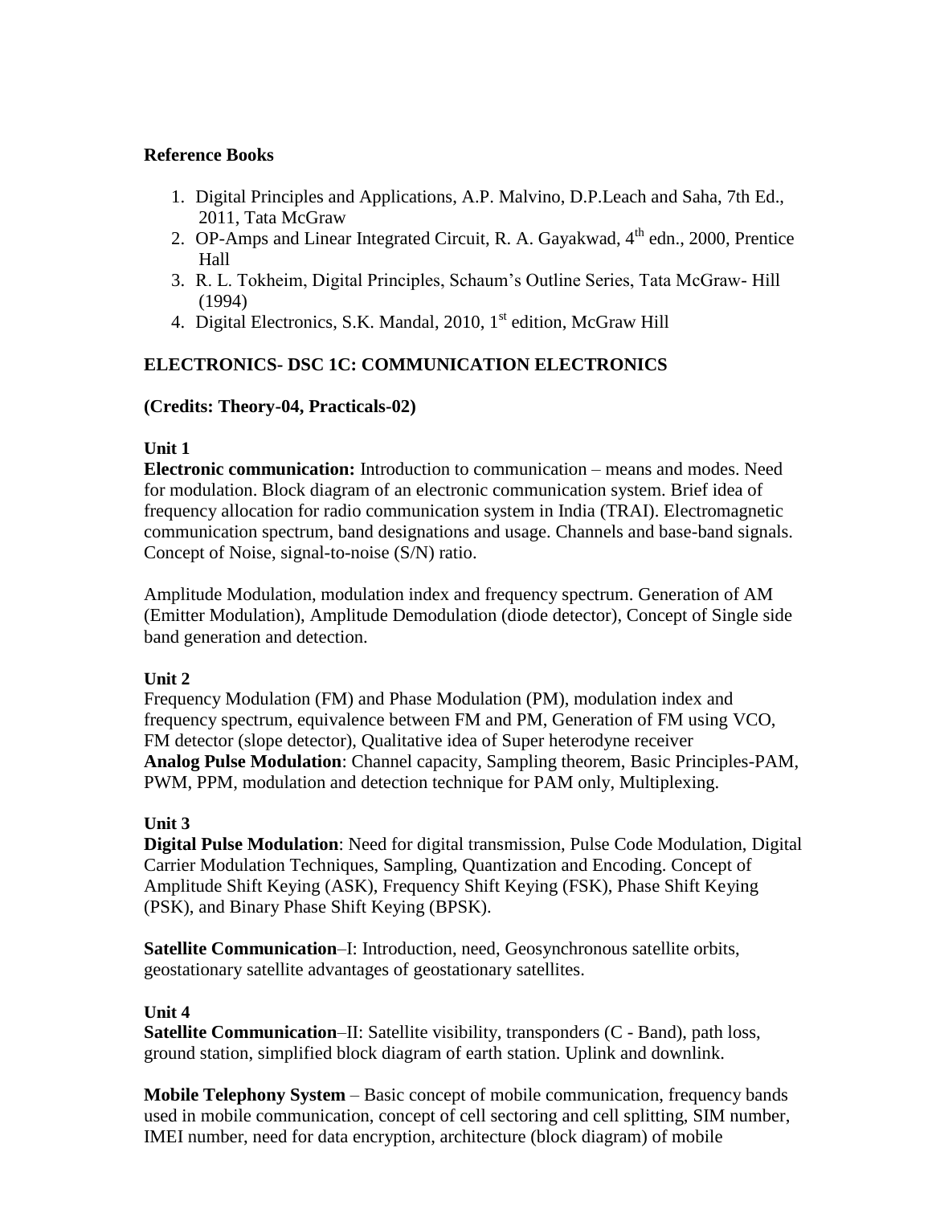**Reference Books**

1. Digital Principles and Applications, A.P. Malvino, D.P.Leach and Saha, 7th Ed., 2011, Tata McGraw
2. OP-Amps and Linear Integrated Circuit, R. A. Gayakwad, 4th edn., 2000, Prentice Hall
3. R. L. Tokheim, Digital Principles, Schaum's Outline Series, Tata McGraw- Hill (1994)
4. Digital Electronics, S.K. Mandal, 2010, 1st edition, McGraw Hill

## ELECTRONICS- DSC 1C: COMMUNICATION ELECTRONICS

**(Credits: Theory-04, Practicals-02)**

**Unit 1**

**Electronic communication:** Introduction to communication – means and modes. Need for modulation. Block diagram of an electronic communication system. Brief idea of frequency allocation for radio communication system in India (TRAI). Electromagnetic communication spectrum, band designations and usage. Channels and base-band signals. Concept of Noise, signal-to-noise (S/N) ratio.

Amplitude Modulation, modulation index and frequency spectrum. Generation of AM (Emitter Modulation), Amplitude Demodulation (diode detector), Concept of Single side band generation and detection.

**Unit 2**

Frequency Modulation (FM) and Phase Modulation (PM), modulation index and frequency spectrum, equivalence between FM and PM, Generation of FM using VCO, FM detector (slope detector), Qualitative idea of Super heterodyne receiver
**Analog Pulse Modulation**: Channel capacity, Sampling theorem, Basic Principles-PAM, PWM, PPM, modulation and detection technique for PAM only, Multiplexing.

**Unit 3**

**Digital Pulse Modulation**: Need for digital transmission, Pulse Code Modulation, Digital Carrier Modulation Techniques, Sampling, Quantization and Encoding. Concept of Amplitude Shift Keying (ASK), Frequency Shift Keying (FSK), Phase Shift Keying (PSK), and Binary Phase Shift Keying (BPSK).

**Satellite Communication**–I: Introduction, need, Geosynchronous satellite orbits, geostationary satellite advantages of geostationary satellites.

**Unit 4**

**Satellite Communication**–II: Satellite visibility, transponders (C - Band), path loss, ground station, simplified block diagram of earth station. Uplink and downlink.

**Mobile Telephony System** – Basic concept of mobile communication, frequency bands used in mobile communication, concept of cell sectoring and cell splitting, SIM number, IMEI number, need for data encryption, architecture (block diagram) of mobile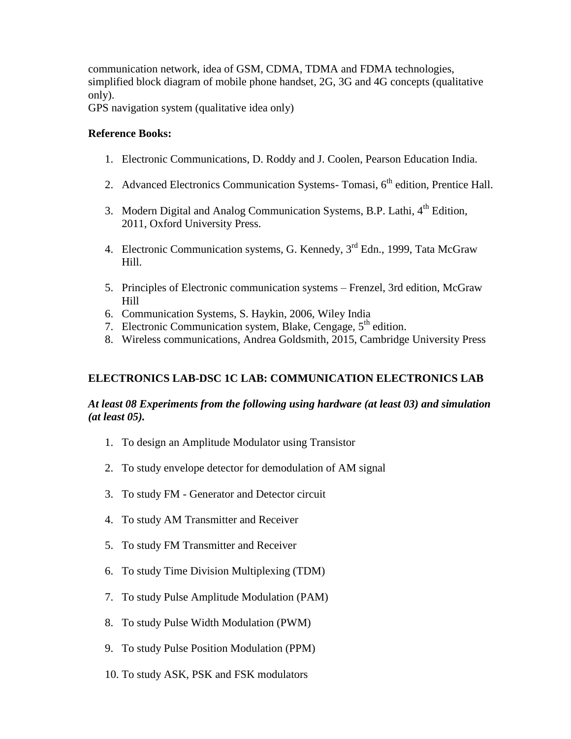communication network, idea of GSM, CDMA, TDMA and FDMA technologies, simplified block diagram of mobile phone handset, 2G, 3G and 4G concepts (qualitative only).
GPS navigation system (qualitative idea only)

**Reference Books:**

1. Electronic Communications, D. Roddy and J. Coolen, Pearson Education India.
2. Advanced Electronics Communication Systems- Tomasi, 6th edition, Prentice Hall.
3. Modern Digital and Analog Communication Systems, B.P. Lathi, 4th Edition, 2011, Oxford University Press.
4. Electronic Communication systems, G. Kennedy, 3rd Edn., 1999, Tata McGraw Hill.
5. Principles of Electronic communication systems – Frenzel, 3rd edition, McGraw Hill
6. Communication Systems, S. Haykin, 2006, Wiley India
7. Electronic Communication system, Blake, Cengage, 5th edition.
8. Wireless communications, Andrea Goldsmith, 2015, Cambridge University Press

## ELECTRONICS LAB-DSC 1C LAB: COMMUNICATION ELECTRONICS LAB

***At least 08 Experiments from the following using hardware (at least 03) and simulation (at least 05).***

1. To design an Amplitude Modulator using Transistor
2. To study envelope detector for demodulation of AM signal
3. To study FM - Generator and Detector circuit
4. To study AM Transmitter and Receiver
5. To study FM Transmitter and Receiver
6. To study Time Division Multiplexing (TDM)
7. To study Pulse Amplitude Modulation (PAM)
8. To study Pulse Width Modulation (PWM)
9. To study Pulse Position Modulation (PPM)
10. To study ASK, PSK and FSK modulators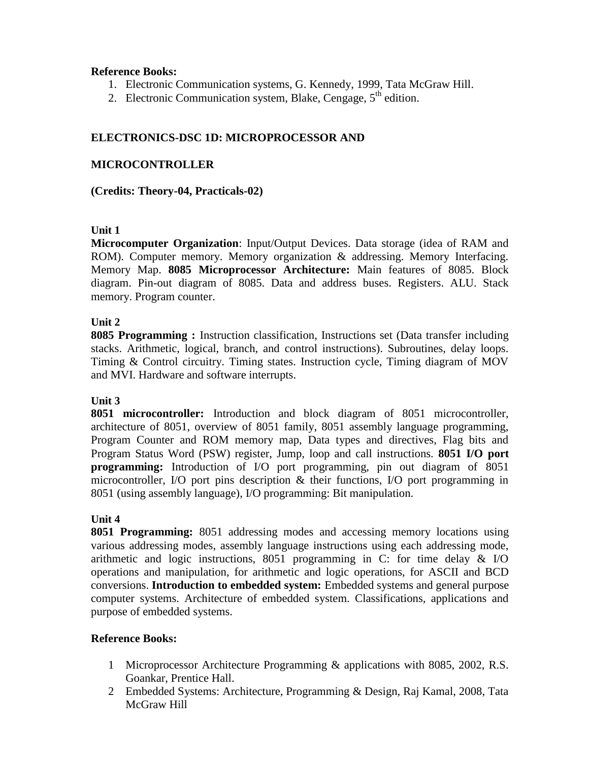**Reference Books:**

1. Electronic Communication systems, G. Kennedy, 1999, Tata McGraw Hill.
2. Electronic Communication system, Blake, Cengage, 5th edition.

## ELECTRONICS-DSC 1D: MICROPROCESSOR AND MICROCONTROLLER

**(Credits: Theory-04, Practicals-02)**

**Unit 1**

**Microcomputer Organization**: Input/Output Devices. Data storage (idea of RAM and ROM). Computer memory. Memory organization & addressing. Memory Interfacing. Memory Map. **8085 Microprocessor Architecture:** Main features of 8085. Block diagram. Pin-out diagram of 8085. Data and address buses. Registers. ALU. Stack memory. Program counter.

**Unit 2**

**8085 Programming :** Instruction classification, Instructions set (Data transfer including stacks. Arithmetic, logical, branch, and control instructions). Subroutines, delay loops. Timing & Control circuitry. Timing states. Instruction cycle, Timing diagram of MOV and MVI. Hardware and software interrupts.

**Unit 3**

**8051 microcontroller:** Introduction and block diagram of 8051 microcontroller, architecture of 8051, overview of 8051 family, 8051 assembly language programming, Program Counter and ROM memory map, Data types and directives, Flag bits and Program Status Word (PSW) register, Jump, loop and call instructions. **8051 I/O port programming:** Introduction of I/O port programming, pin out diagram of 8051 microcontroller, I/O port pins description & their functions, I/O port programming in 8051 (using assembly language), I/O programming: Bit manipulation.

**Unit 4**

**8051 Programming:** 8051 addressing modes and accessing memory locations using various addressing modes, assembly language instructions using each addressing mode, arithmetic and logic instructions, 8051 programming in C: for time delay & I/O operations and manipulation, for arithmetic and logic operations, for ASCII and BCD conversions. **Introduction to embedded system:** Embedded systems and general purpose computer systems. Architecture of embedded system. Classifications, applications and purpose of embedded systems.

**Reference Books:**

1. Microprocessor Architecture Programming & applications with 8085, 2002, R.S. Goankar, Prentice Hall.
2. Embedded Systems: Architecture, Programming & Design, Raj Kamal, 2008, Tata McGraw Hill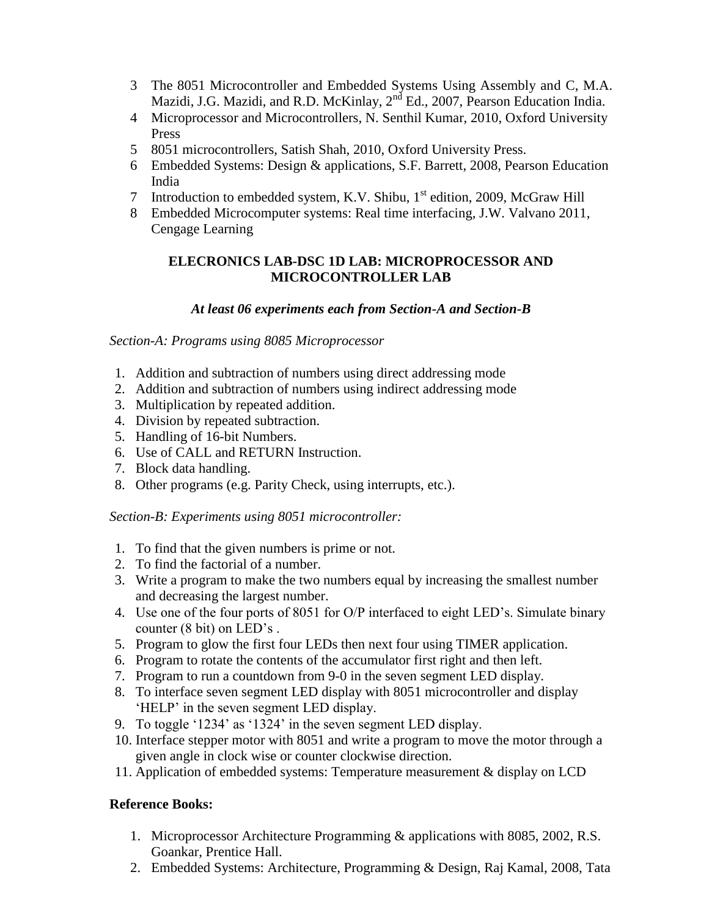3 The 8051 Microcontroller and Embedded Systems Using Assembly and C, M.A. Mazidi, J.G. Mazidi, and R.D. McKinlay, 2nd Ed., 2007, Pearson Education India.
4 Microprocessor and Microcontrollers, N. Senthil Kumar, 2010, Oxford University Press
5 8051 microcontrollers, Satish Shah, 2010, Oxford University Press.
6 Embedded Systems: Design & applications, S.F. Barrett, 2008, Pearson Education India
7 Introduction to embedded system, K.V. Shibu, 1st edition, 2009, McGraw Hill
8 Embedded Microcomputer systems: Real time interfacing, J.W. Valvano 2011, Cengage Learning

## ELECRONICS LAB-DSC 1D LAB: MICROPROCESSOR AND MICROCONTROLLER LAB

***At least 06 experiments each from Section-A and Section-B***

*Section-A: Programs using 8085 Microprocessor*

1. Addition and subtraction of numbers using direct addressing mode
2. Addition and subtraction of numbers using indirect addressing mode
3. Multiplication by repeated addition.
4. Division by repeated subtraction.
5. Handling of 16-bit Numbers.
6. Use of CALL and RETURN Instruction.
7. Block data handling.
8. Other programs (e.g. Parity Check, using interrupts, etc.).

*Section-B: Experiments using 8051 microcontroller:*

1. To find that the given numbers is prime or not.
2. To find the factorial of a number.
3. Write a program to make the two numbers equal by increasing the smallest number and decreasing the largest number.
4. Use one of the four ports of 8051 for O/P interfaced to eight LED's. Simulate binary counter (8 bit) on LED's .
5. Program to glow the first four LEDs then next four using TIMER application.
6. Program to rotate the contents of the accumulator first right and then left.
7. Program to run a countdown from 9-0 in the seven segment LED display.
8. To interface seven segment LED display with 8051 microcontroller and display 'HELP' in the seven segment LED display.
9. To toggle '1234' as '1324' in the seven segment LED display.
10. Interface stepper motor with 8051 and write a program to move the motor through a given angle in clock wise or counter clockwise direction.
11. Application of embedded systems: Temperature measurement & display on LCD

**Reference Books:**

1. Microprocessor Architecture Programming & applications with 8085, 2002, R.S. Goankar, Prentice Hall.
2. Embedded Systems: Architecture, Programming & Design, Raj Kamal, 2008, Tata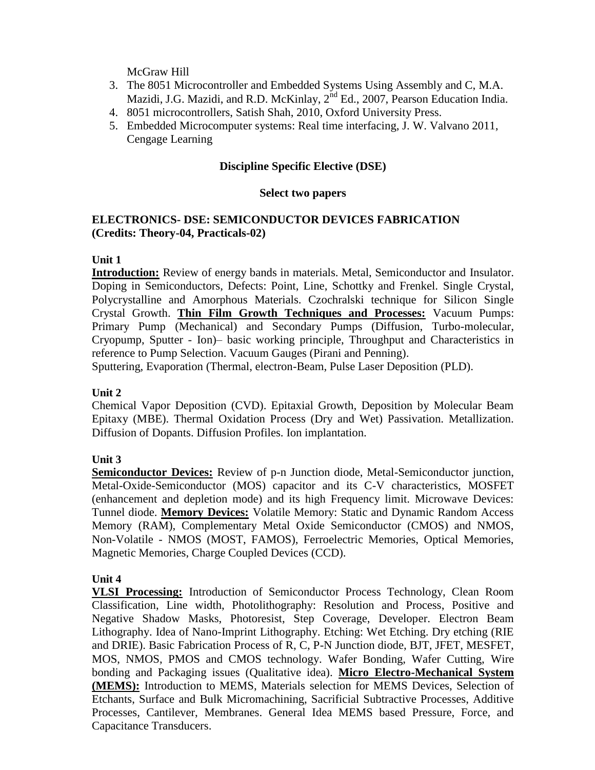McGraw Hill

3. The 8051 Microcontroller and Embedded Systems Using Assembly and C, M.A. Mazidi, J.G. Mazidi, and R.D. McKinlay, 2nd Ed., 2007, Pearson Education India.
4. 8051 microcontrollers, Satish Shah, 2010, Oxford University Press.
5. Embedded Microcomputer systems: Real time interfacing, J. W. Valvano 2011, Cengage Learning

## Discipline Specific Elective (DSE)

### Select two papers

### ELECTRONICS- DSE: SEMICONDUCTOR DEVICES FABRICATION (Credits: Theory-04, Practicals-02)

**Unit 1**

**Introduction:** Review of energy bands in materials. Metal, Semiconductor and Insulator. Doping in Semiconductors, Defects: Point, Line, Schottky and Frenkel. Single Crystal, Polycrystalline and Amorphous Materials. Czochralski technique for Silicon Single Crystal Growth. **Thin Film Growth Techniques and Processes:** Vacuum Pumps: Primary Pump (Mechanical) and Secondary Pumps (Diffusion, Turbo-molecular, Cryopump, Sputter - Ion)– basic working principle, Throughput and Characteristics in reference to Pump Selection. Vacuum Gauges (Pirani and Penning).
Sputtering, Evaporation (Thermal, electron-Beam, Pulse Laser Deposition (PLD).

**Unit 2**

Chemical Vapor Deposition (CVD). Epitaxial Growth, Deposition by Molecular Beam Epitaxy (MBE). Thermal Oxidation Process (Dry and Wet) Passivation. Metallization. Diffusion of Dopants. Diffusion Profiles. Ion implantation.

**Unit 3**

**Semiconductor Devices:** Review of p-n Junction diode, Metal-Semiconductor junction, Metal-Oxide-Semiconductor (MOS) capacitor and its C-V characteristics, MOSFET (enhancement and depletion mode) and its high Frequency limit. Microwave Devices: Tunnel diode. **Memory Devices:** Volatile Memory: Static and Dynamic Random Access Memory (RAM), Complementary Metal Oxide Semiconductor (CMOS) and NMOS, Non-Volatile - NMOS (MOST, FAMOS), Ferroelectric Memories, Optical Memories, Magnetic Memories, Charge Coupled Devices (CCD).

**Unit 4**

**VLSI Processing:** Introduction of Semiconductor Process Technology, Clean Room Classification, Line width, Photolithography: Resolution and Process, Positive and Negative Shadow Masks, Photoresist, Step Coverage, Developer. Electron Beam Lithography. Idea of Nano-Imprint Lithography. Etching: Wet Etching. Dry etching (RIE and DRIE). Basic Fabrication Process of R, C, P-N Junction diode, BJT, JFET, MESFET, MOS, NMOS, PMOS and CMOS technology. Wafer Bonding, Wafer Cutting, Wire bonding and Packaging issues (Qualitative idea). **Micro Electro-Mechanical System (MEMS):** Introduction to MEMS, Materials selection for MEMS Devices, Selection of Etchants, Surface and Bulk Micromachining, Sacrificial Subtractive Processes, Additive Processes, Cantilever, Membranes. General Idea MEMS based Pressure, Force, and Capacitance Transducers.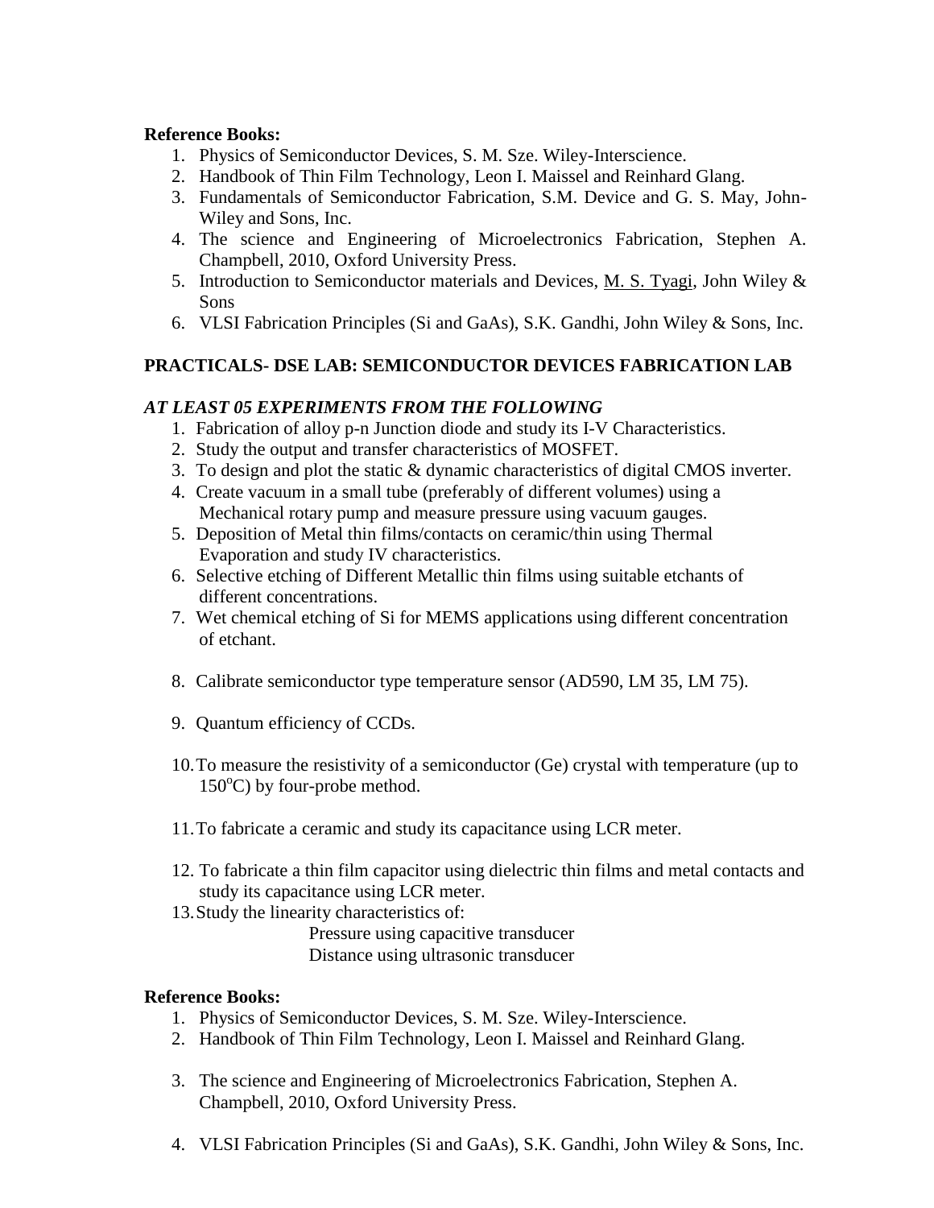**Reference Books:**

1. Physics of Semiconductor Devices, S. M. Sze. Wiley-Interscience.
2. Handbook of Thin Film Technology, Leon I. Maissel and Reinhard Glang.
3. Fundamentals of Semiconductor Fabrication, S.M. Device and G. S. May, John-Wiley and Sons, Inc.
4. The science and Engineering of Microelectronics Fabrication, Stephen A. Champbell, 2010, Oxford University Press.
5. Introduction to Semiconductor materials and Devices, M. S. Tyagi, John Wiley & Sons
6. VLSI Fabrication Principles (Si and GaAs), S.K. Gandhi, John Wiley & Sons, Inc.

**PRACTICALS- DSE LAB: SEMICONDUCTOR DEVICES FABRICATION LAB**

***AT LEAST 05 EXPERIMENTS FROM THE FOLLOWING***

1. Fabrication of alloy p-n Junction diode and study its I-V Characteristics.
2. Study the output and transfer characteristics of MOSFET.
3. To design and plot the static & dynamic characteristics of digital CMOS inverter.
4. Create vacuum in a small tube (preferably of different volumes) using a Mechanical rotary pump and measure pressure using vacuum gauges.
5. Deposition of Metal thin films/contacts on ceramic/thin using Thermal Evaporation and study IV characteristics.
6. Selective etching of Different Metallic thin films using suitable etchants of different concentrations.
7. Wet chemical etching of Si for MEMS applications using different concentration of etchant.
8. Calibrate semiconductor type temperature sensor (AD590, LM 35, LM 75).
9. Quantum efficiency of CCDs.
10. To measure the resistivity of a semiconductor (Ge) crystal with temperature (up to $150^{o}$C) by four-probe method.
11. To fabricate a ceramic and study its capacitance using LCR meter.
12. To fabricate a thin film capacitor using dielectric thin films and metal contacts and study its capacitance using LCR meter.
13. Study the linearity characteristics of:

    Pressure using capacitive transducer

    Distance using ultrasonic transducer

**Reference Books:**

1. Physics of Semiconductor Devices, S. M. Sze. Wiley-Interscience.
2. Handbook of Thin Film Technology, Leon I. Maissel and Reinhard Glang.
3. The science and Engineering of Microelectronics Fabrication, Stephen A. Champbell, 2010, Oxford University Press.
4. VLSI Fabrication Principles (Si and GaAs), S.K. Gandhi, John Wiley & Sons, Inc.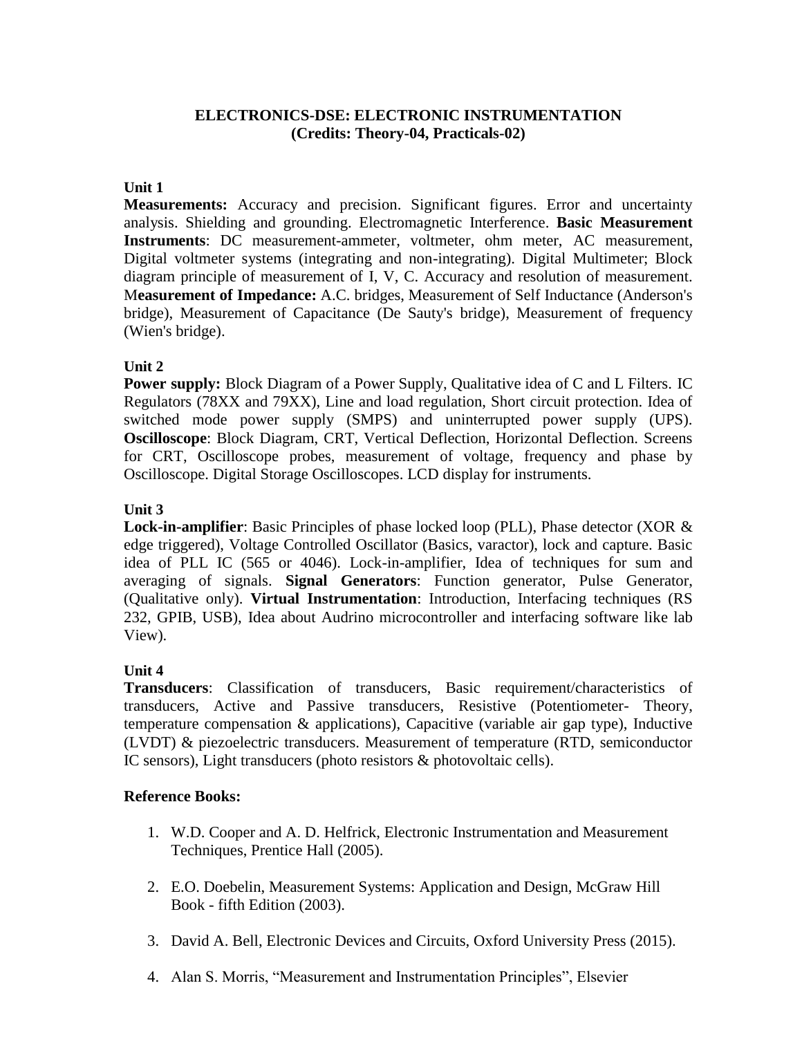## ELECTRONICS-DSE: ELECTRONIC INSTRUMENTATION
## (Credits: Theory-04, Practicals-02)

**Unit 1**

**Measurements:** Accuracy and precision. Significant figures. Error and uncertainty analysis. Shielding and grounding. Electromagnetic Interference. **Basic Measurement Instruments**: DC measurement-ammeter, voltmeter, ohm meter, AC measurement, Digital voltmeter systems (integrating and non-integrating). Digital Multimeter; Block diagram principle of measurement of I, V, C. Accuracy and resolution of measurement. M**easurement of Impedance:** A.C. bridges, Measurement of Self Inductance (Anderson's bridge), Measurement of Capacitance (De Sauty's bridge), Measurement of frequency (Wien's bridge).

**Unit 2**

**Power supply:** Block Diagram of a Power Supply, Qualitative idea of C and L Filters. IC Regulators (78XX and 79XX), Line and load regulation, Short circuit protection. Idea of switched mode power supply (SMPS) and uninterrupted power supply (UPS). **Oscilloscope**: Block Diagram, CRT, Vertical Deflection, Horizontal Deflection. Screens for CRT, Oscilloscope probes, measurement of voltage, frequency and phase by Oscilloscope. Digital Storage Oscilloscopes. LCD display for instruments.

**Unit 3**

**Lock-in-amplifier**: Basic Principles of phase locked loop (PLL), Phase detector (XOR & edge triggered), Voltage Controlled Oscillator (Basics, varactor), lock and capture. Basic idea of PLL IC (565 or 4046). Lock-in-amplifier, Idea of techniques for sum and averaging of signals. **Signal Generators**: Function generator, Pulse Generator, (Qualitative only). **Virtual Instrumentation**: Introduction, Interfacing techniques (RS 232, GPIB, USB), Idea about Audrino microcontroller and interfacing software like lab View).

**Unit 4**

**Transducers**: Classification of transducers, Basic requirement/characteristics of transducers, Active and Passive transducers, Resistive (Potentiometer- Theory, temperature compensation & applications), Capacitive (variable air gap type), Inductive (LVDT) & piezoelectric transducers. Measurement of temperature (RTD, semiconductor IC sensors), Light transducers (photo resistors & photovoltaic cells).

**Reference Books:**

1. W.D. Cooper and A. D. Helfrick, Electronic Instrumentation and Measurement Techniques, Prentice Hall (2005).
2. E.O. Doebelin, Measurement Systems: Application and Design, McGraw Hill Book - fifth Edition (2003).
3. David A. Bell, Electronic Devices and Circuits, Oxford University Press (2015).
4. Alan S. Morris, "Measurement and Instrumentation Principles", Elsevier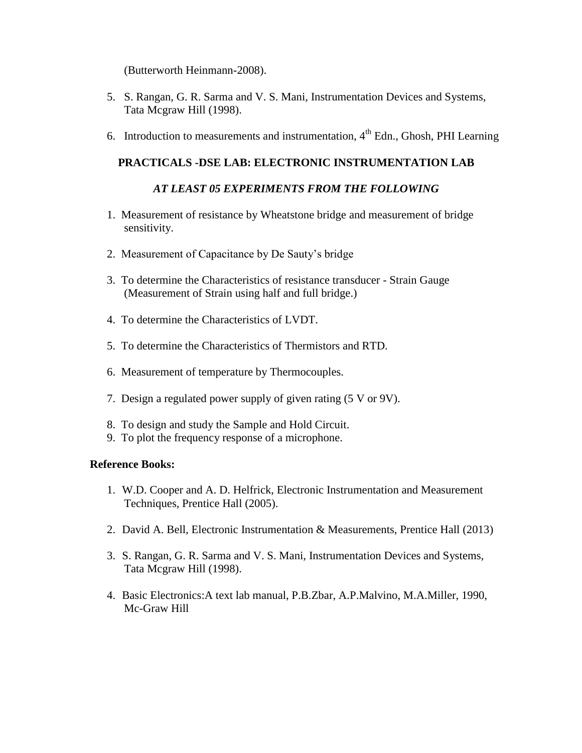(Butterworth Heinmann-2008).

5. S. Rangan, G. R. Sarma and V. S. Mani, Instrumentation Devices and Systems, Tata Mcgraw Hill (1998).
6. Introduction to measurements and instrumentation, $4^{th}$ Edn., Ghosh, PHI Learning

## PRACTICALS -DSE LAB: ELECTRONIC INSTRUMENTATION LAB

### *AT LEAST 05 EXPERIMENTS FROM THE FOLLOWING*

1. Measurement of resistance by Wheatstone bridge and measurement of bridge sensitivity.
2. Measurement of Capacitance by De Sauty's bridge
3. To determine the Characteristics of resistance transducer - Strain Gauge (Measurement of Strain using half and full bridge.)
4. To determine the Characteristics of LVDT.
5. To determine the Characteristics of Thermistors and RTD.
6. Measurement of temperature by Thermocouples.
7. Design a regulated power supply of given rating (5 V or 9V).
8. To design and study the Sample and Hold Circuit.
9. To plot the frequency response of a microphone.

**Reference Books:**

1. W.D. Cooper and A. D. Helfrick, Electronic Instrumentation and Measurement Techniques, Prentice Hall (2005).
2. David A. Bell, Electronic Instrumentation & Measurements, Prentice Hall (2013)
3. S. Rangan, G. R. Sarma and V. S. Mani, Instrumentation Devices and Systems, Tata Mcgraw Hill (1998).
4. Basic Electronics:A text lab manual, P.B.Zbar, A.P.Malvino, M.A.Miller, 1990, Mc-Graw Hill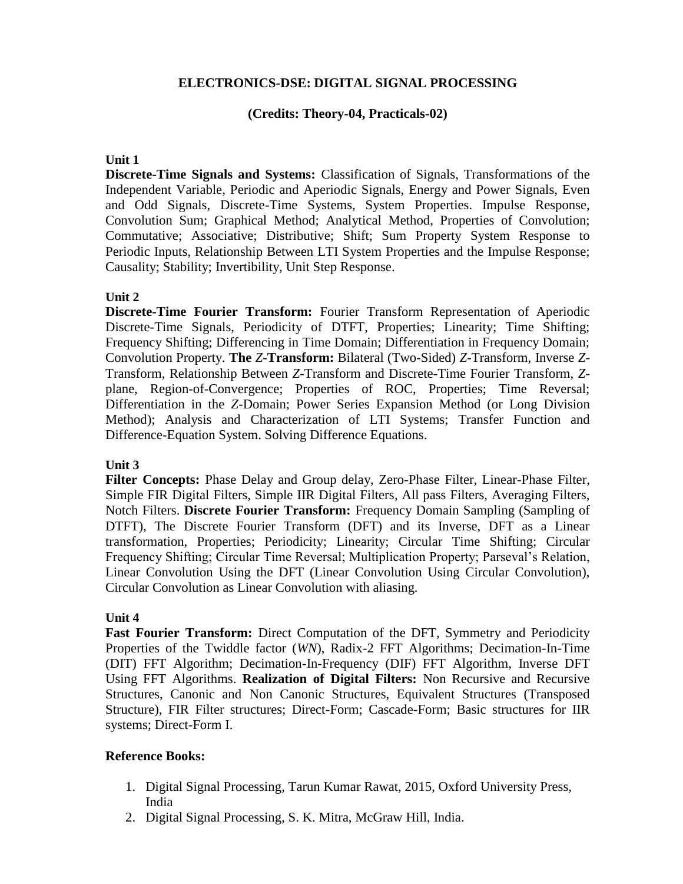## ELECTRONICS-DSE: DIGITAL SIGNAL PROCESSING

**(Credits: Theory-04, Practicals-02)**

**Unit 1**

**Discrete-Time Signals and Systems:** Classification of Signals, Transformations of the Independent Variable, Periodic and Aperiodic Signals, Energy and Power Signals, Even and Odd Signals, Discrete-Time Systems, System Properties. Impulse Response, Convolution Sum; Graphical Method; Analytical Method, Properties of Convolution; Commutative; Associative; Distributive; Shift; Sum Property System Response to Periodic Inputs, Relationship Between LTI System Properties and the Impulse Response; Causality; Stability; Invertibility, Unit Step Response.

**Unit 2**

**Discrete-Time Fourier Transform:** Fourier Transform Representation of Aperiodic Discrete-Time Signals, Periodicity of DTFT, Properties; Linearity; Time Shifting; Frequency Shifting; Differencing in Time Domain; Differentiation in Frequency Domain; Convolution Property. **The *Z*-Transform:** Bilateral (Two-Sided) *Z*-Transform, Inverse *Z*-Transform, Relationship Between *Z*-Transform and Discrete-Time Fourier Transform, *Z*-plane, Region-of-Convergence; Properties of ROC, Properties; Time Reversal; Differentiation in the *Z*-Domain; Power Series Expansion Method (or Long Division Method); Analysis and Characterization of LTI Systems; Transfer Function and Difference-Equation System. Solving Difference Equations.

**Unit 3**

**Filter Concepts:** Phase Delay and Group delay, Zero-Phase Filter, Linear-Phase Filter, Simple FIR Digital Filters, Simple IIR Digital Filters, All pass Filters, Averaging Filters, Notch Filters. **Discrete Fourier Transform:** Frequency Domain Sampling (Sampling of DTFT), The Discrete Fourier Transform (DFT) and its Inverse, DFT as a Linear transformation, Properties; Periodicity; Linearity; Circular Time Shifting; Circular Frequency Shifting; Circular Time Reversal; Multiplication Property; Parseval's Relation, Linear Convolution Using the DFT (Linear Convolution Using Circular Convolution), Circular Convolution as Linear Convolution with aliasing.

**Unit 4**

**Fast Fourier Transform:** Direct Computation of the DFT, Symmetry and Periodicity Properties of the Twiddle factor (*WN*), Radix-2 FFT Algorithms; Decimation-In-Time (DIT) FFT Algorithm; Decimation-In-Frequency (DIF) FFT Algorithm, Inverse DFT Using FFT Algorithms. **Realization of Digital Filters:** Non Recursive and Recursive Structures, Canonic and Non Canonic Structures, Equivalent Structures (Transposed Structure), FIR Filter structures; Direct-Form; Cascade-Form; Basic structures for IIR systems; Direct-Form I.

**Reference Books:**

1. Digital Signal Processing, Tarun Kumar Rawat, 2015, Oxford University Press, India
2. Digital Signal Processing, S. K. Mitra, McGraw Hill, India.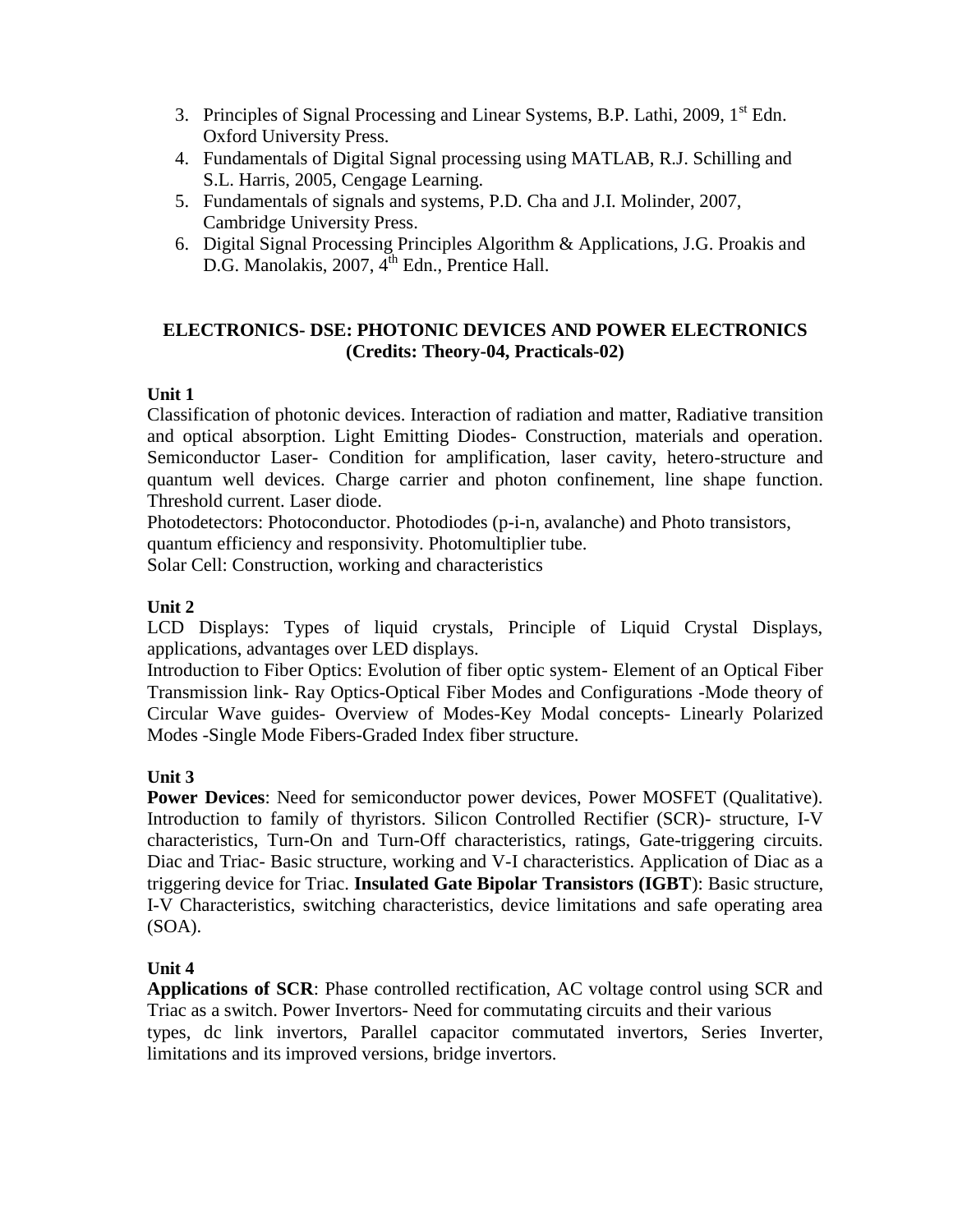3. Principles of Signal Processing and Linear Systems, B.P. Lathi, 2009, 1st Edn. Oxford University Press.
4. Fundamentals of Digital Signal processing using MATLAB, R.J. Schilling and S.L. Harris, 2005, Cengage Learning.
5. Fundamentals of signals and systems, P.D. Cha and J.I. Molinder, 2007, Cambridge University Press.
6. Digital Signal Processing Principles Algorithm & Applications, J.G. Proakis and D.G. Manolakis, 2007, 4th Edn., Prentice Hall.

## ELECTRONICS- DSE: PHOTONIC DEVICES AND POWER ELECTRONICS
**(Credits: Theory-04, Practicals-02)**

### Unit 1

Classification of photonic devices. Interaction of radiation and matter, Radiative transition and optical absorption. Light Emitting Diodes- Construction, materials and operation. Semiconductor Laser- Condition for amplification, laser cavity, hetero-structure and quantum well devices. Charge carrier and photon confinement, line shape function. Threshold current. Laser diode.

Photodetectors: Photoconductor. Photodiodes (p-i-n, avalanche) and Photo transistors, quantum efficiency and responsivity. Photomultiplier tube.

Solar Cell: Construction, working and characteristics

### Unit 2

LCD Displays: Types of liquid crystals, Principle of Liquid Crystal Displays, applications, advantages over LED displays.

Introduction to Fiber Optics: Evolution of fiber optic system- Element of an Optical Fiber Transmission link- Ray Optics-Optical Fiber Modes and Configurations -Mode theory of Circular Wave guides- Overview of Modes-Key Modal concepts- Linearly Polarized Modes -Single Mode Fibers-Graded Index fiber structure.

### Unit 3

**Power Devices**: Need for semiconductor power devices, Power MOSFET (Qualitative). Introduction to family of thyristors. Silicon Controlled Rectifier (SCR)- structure, I-V characteristics, Turn-On and Turn-Off characteristics, ratings, Gate-triggering circuits. Diac and Triac- Basic structure, working and V-I characteristics. Application of Diac as a triggering device for Triac. **Insulated Gate Bipolar Transistors (IGBT**): Basic structure, I-V Characteristics, switching characteristics, device limitations and safe operating area (SOA).

### Unit 4

**Applications of SCR**: Phase controlled rectification, AC voltage control using SCR and Triac as a switch. Power Invertors- Need for commutating circuits and their various types, dc link invertors, Parallel capacitor commutated invertors, Series Inverter, limitations and its improved versions, bridge invertors.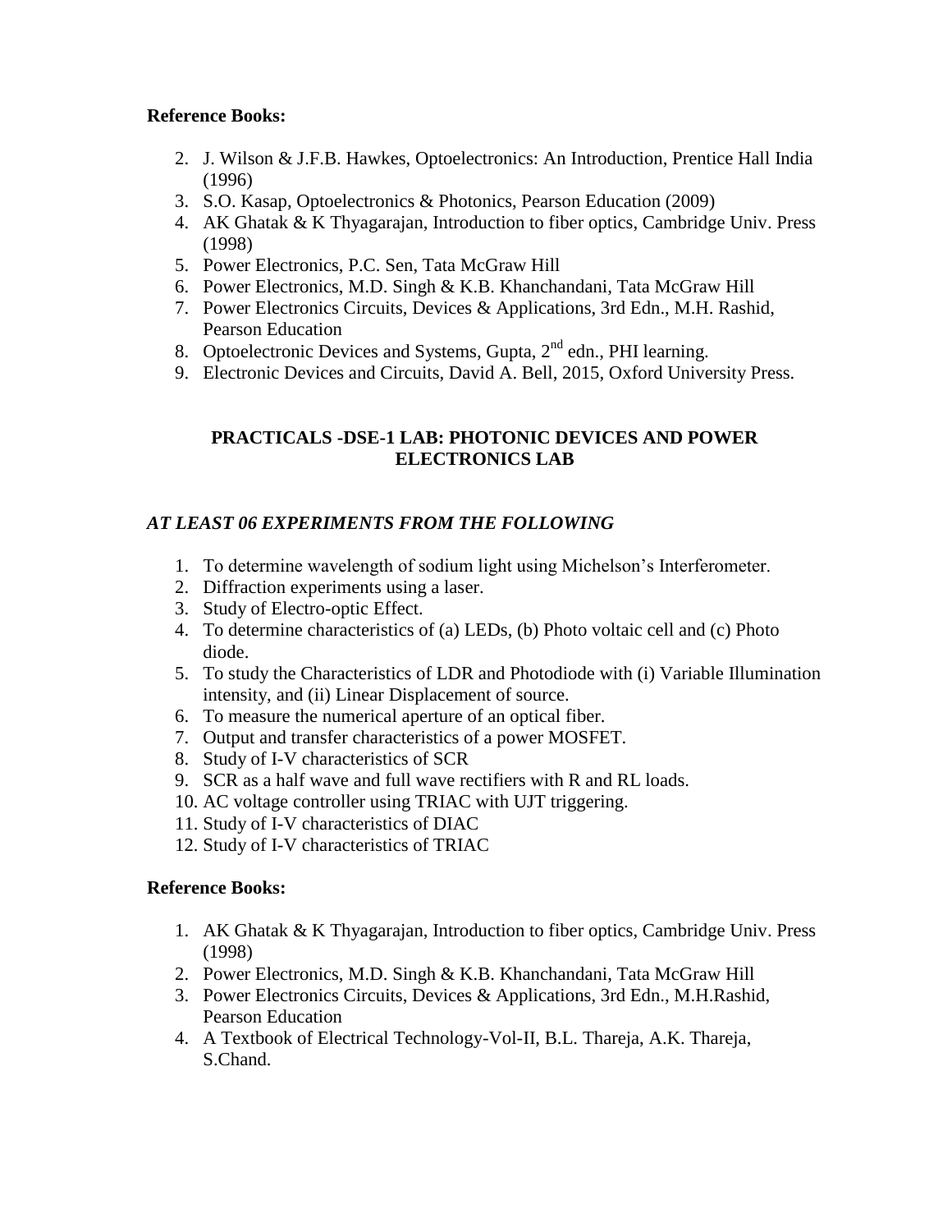**Reference Books:**

2. J. Wilson & J.F.B. Hawkes, Optoelectronics: An Introduction, Prentice Hall India (1996)
3. S.O. Kasap, Optoelectronics & Photonics, Pearson Education (2009)
4. AK Ghatak & K Thyagarajan, Introduction to fiber optics, Cambridge Univ. Press (1998)
5. Power Electronics, P.C. Sen, Tata McGraw Hill
6. Power Electronics, M.D. Singh & K.B. Khanchandani, Tata McGraw Hill
7. Power Electronics Circuits, Devices & Applications, 3rd Edn., M.H. Rashid, Pearson Education
8. Optoelectronic Devices and Systems, Gupta, $2^{nd}$ edn., PHI learning.
9. Electronic Devices and Circuits, David A. Bell, 2015, Oxford University Press.

## PRACTICALS -DSE-1 LAB: PHOTONIC DEVICES AND POWER ELECTRONICS LAB

***AT LEAST 06 EXPERIMENTS FROM THE FOLLOWING***

1. To determine wavelength of sodium light using Michelson's Interferometer.
2. Diffraction experiments using a laser.
3. Study of Electro-optic Effect.
4. To determine characteristics of (a) LEDs, (b) Photo voltaic cell and (c) Photo diode.
5. To study the Characteristics of LDR and Photodiode with (i) Variable Illumination intensity, and (ii) Linear Displacement of source.
6. To measure the numerical aperture of an optical fiber.
7. Output and transfer characteristics of a power MOSFET.
8. Study of I-V characteristics of SCR
9. SCR as a half wave and full wave rectifiers with R and RL loads.
10. AC voltage controller using TRIAC with UJT triggering.
11. Study of I-V characteristics of DIAC
12. Study of I-V characteristics of TRIAC

**Reference Books:**

1. AK Ghatak & K Thyagarajan, Introduction to fiber optics, Cambridge Univ. Press (1998)
2. Power Electronics, M.D. Singh & K.B. Khanchandani, Tata McGraw Hill
3. Power Electronics Circuits, Devices & Applications, 3rd Edn., M.H.Rashid, Pearson Education
4. A Textbook of Electrical Technology-Vol-II, B.L. Thareja, A.K. Thareja, S.Chand.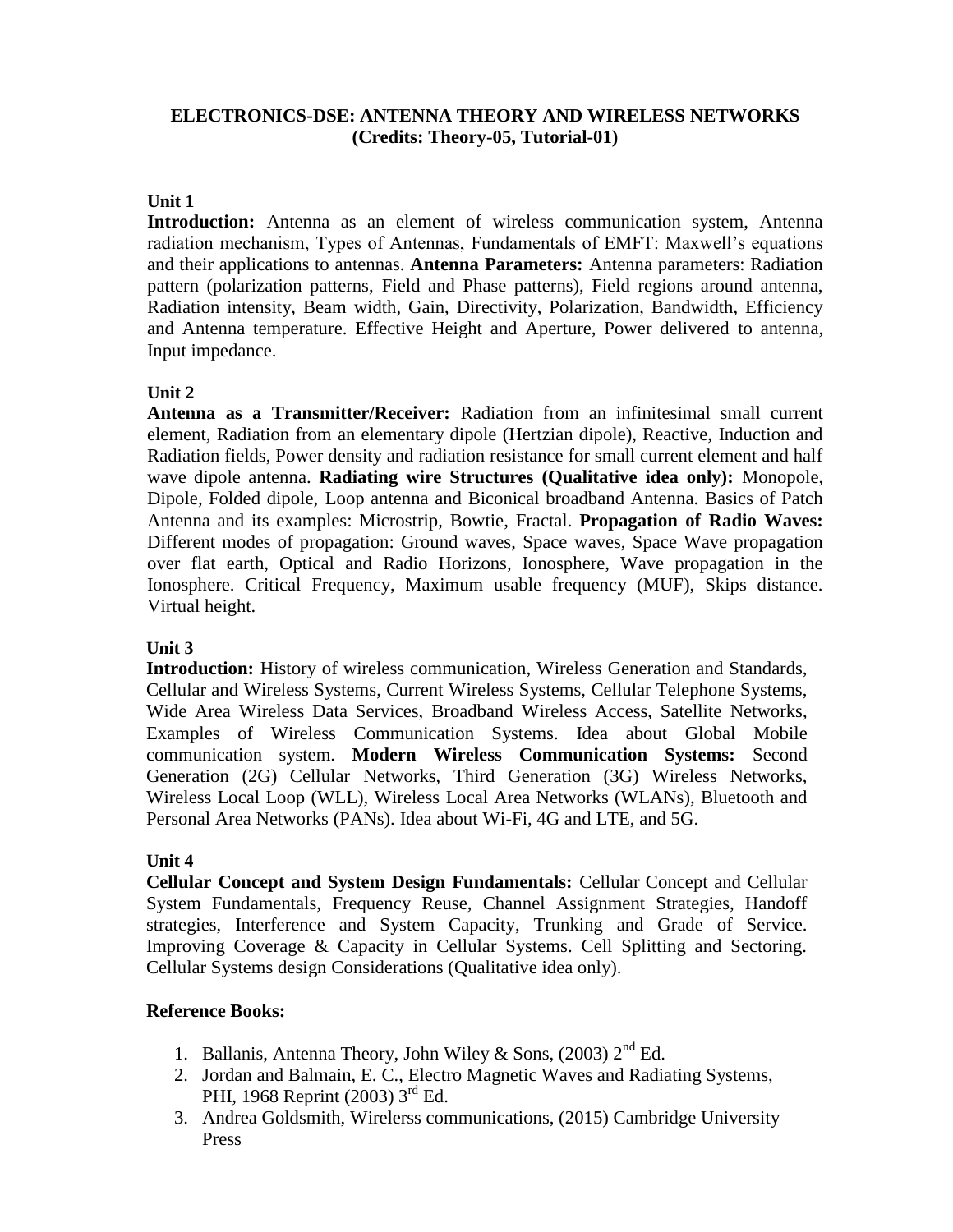# ELECTRONICS-DSE: ANTENNA THEORY AND WIRELESS NETWORKS
**(Credits: Theory-05, Tutorial-01)**

**Unit 1**

**Introduction:** Antenna as an element of wireless communication system, Antenna radiation mechanism, Types of Antennas, Fundamentals of EMFT: Maxwell's equations and their applications to antennas. **Antenna Parameters:** Antenna parameters: Radiation pattern (polarization patterns, Field and Phase patterns), Field regions around antenna, Radiation intensity, Beam width, Gain, Directivity, Polarization, Bandwidth, Efficiency and Antenna temperature. Effective Height and Aperture, Power delivered to antenna, Input impedance.

**Unit 2**

**Antenna as a Transmitter/Receiver:** Radiation from an infinitesimal small current element, Radiation from an elementary dipole (Hertzian dipole), Reactive, Induction and Radiation fields, Power density and radiation resistance for small current element and half wave dipole antenna. **Radiating wire Structures (Qualitative idea only):** Monopole, Dipole, Folded dipole, Loop antenna and Biconical broadband Antenna. Basics of Patch Antenna and its examples: Microstrip, Bowtie, Fractal. **Propagation of Radio Waves:** Different modes of propagation: Ground waves, Space waves, Space Wave propagation over flat earth, Optical and Radio Horizons, Ionosphere, Wave propagation in the Ionosphere. Critical Frequency, Maximum usable frequency (MUF), Skips distance. Virtual height.

**Unit 3**

**Introduction:** History of wireless communication, Wireless Generation and Standards, Cellular and Wireless Systems, Current Wireless Systems, Cellular Telephone Systems, Wide Area Wireless Data Services, Broadband Wireless Access, Satellite Networks, Examples of Wireless Communication Systems. Idea about Global Mobile communication system. **Modern Wireless Communication Systems:** Second Generation (2G) Cellular Networks, Third Generation (3G) Wireless Networks, Wireless Local Loop (WLL), Wireless Local Area Networks (WLANs), Bluetooth and Personal Area Networks (PANs). Idea about Wi-Fi, 4G and LTE, and 5G.

**Unit 4**

**Cellular Concept and System Design Fundamentals:** Cellular Concept and Cellular System Fundamentals, Frequency Reuse, Channel Assignment Strategies, Handoff strategies, Interference and System Capacity, Trunking and Grade of Service. Improving Coverage & Capacity in Cellular Systems. Cell Splitting and Sectoring. Cellular Systems design Considerations (Qualitative idea only).

**Reference Books:**

1. Ballanis, Antenna Theory, John Wiley & Sons, (2003) 2nd Ed.
2. Jordan and Balmain, E. C., Electro Magnetic Waves and Radiating Systems, PHI, 1968 Reprint (2003) 3rd Ed.
3. Andrea Goldsmith, Wirelerss communications, (2015) Cambridge University Press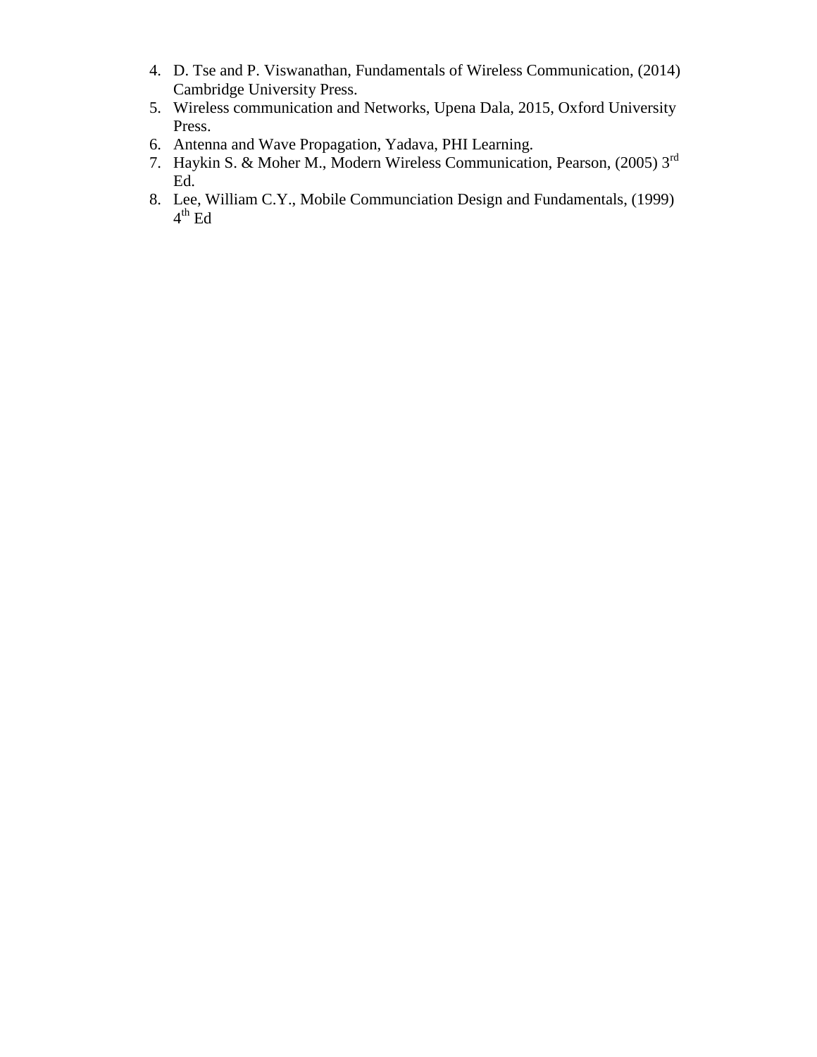4. D. Tse and P. Viswanathan, Fundamentals of Wireless Communication, (2014) Cambridge University Press.
5. Wireless communication and Networks, Upena Dala, 2015, Oxford University Press.
6. Antenna and Wave Propagation, Yadava, PHI Learning.
7. Haykin S. & Moher M., Modern Wireless Communication, Pearson, (2005) 3rd Ed.
8. Lee, William C.Y., Mobile Communciation Design and Fundamentals, (1999) 4th Ed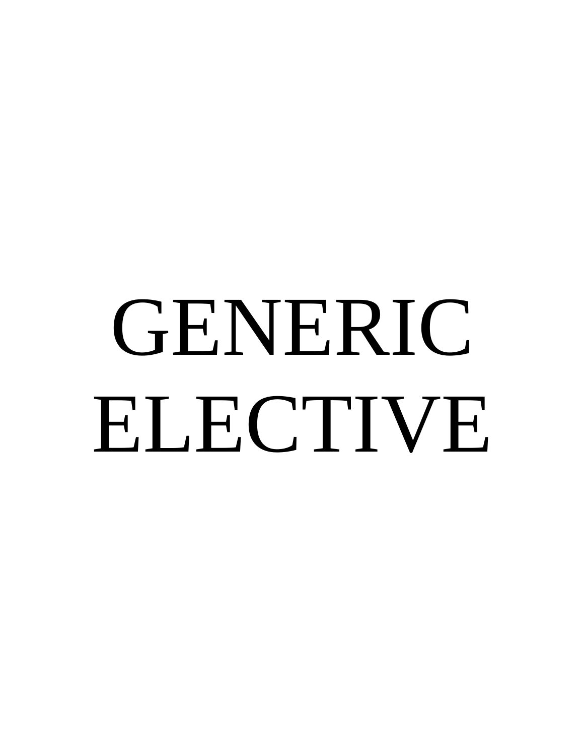# GENERIC ELECTIVE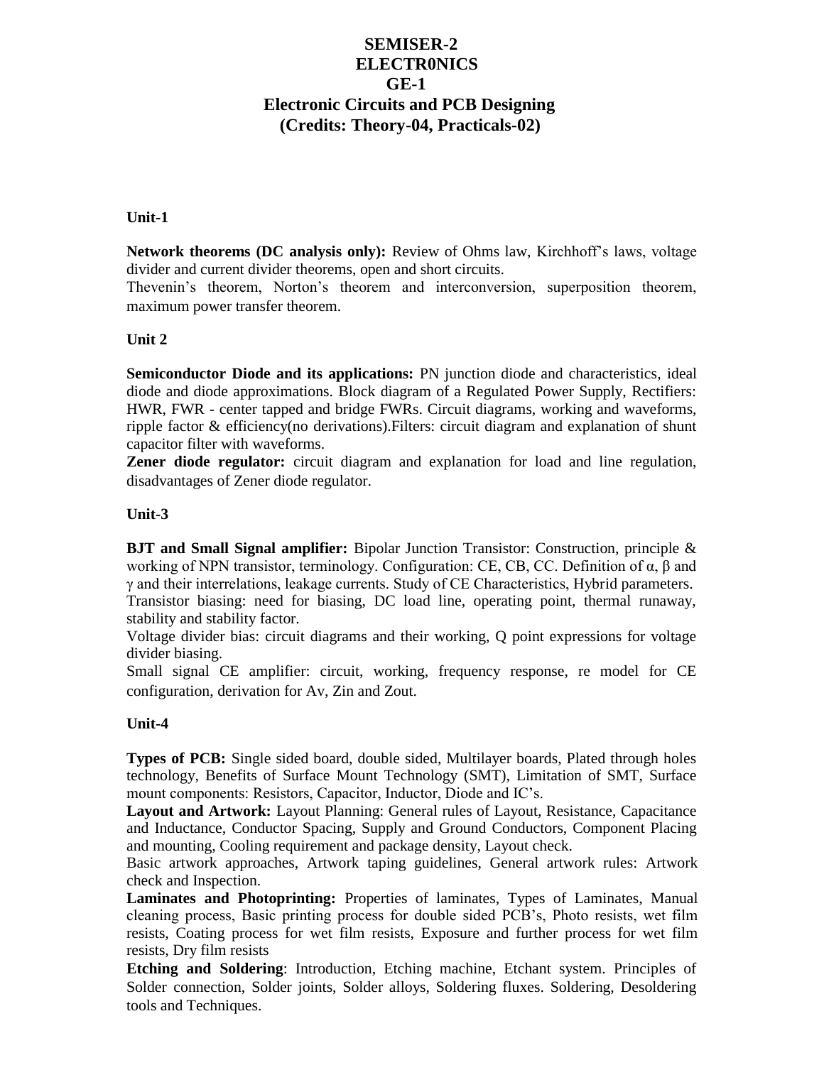# SEMISER-2
# ELECTR0NICS
# GE-1
# Electronic Circuits and PCB Designing
# (Credits: Theory-04, Practicals-02)

### Unit-1

**Network theorems (DC analysis only):** Review of Ohms law, Kirchhoff's laws, voltage divider and current divider theorems, open and short circuits.
Thevenin's theorem, Norton's theorem and interconversion, superposition theorem, maximum power transfer theorem.

### Unit 2

**Semiconductor Diode and its applications:** PN junction diode and characteristics, ideal diode and diode approximations. Block diagram of a Regulated Power Supply, Rectifiers: HWR, FWR - center tapped and bridge FWRs. Circuit diagrams, working and waveforms, ripple factor & efficiency(no derivations).Filters: circuit diagram and explanation of shunt capacitor filter with waveforms.
**Zener diode regulator:** circuit diagram and explanation for load and line regulation, disadvantages of Zener diode regulator.

### Unit-3

**BJT and Small Signal amplifier:** Bipolar Junction Transistor: Construction, principle & working of NPN transistor, terminology. Configuration: CE, CB, CC. Definition of $\alpha$, $\beta$ and $\gamma$ and their interrelations, leakage currents. Study of CE Characteristics, Hybrid parameters.
Transistor biasing: need for biasing, DC load line, operating point, thermal runaway, stability and stability factor.
Voltage divider bias: circuit diagrams and their working, Q point expressions for voltage divider biasing.
Small signal CE amplifier: circuit, working, frequency response, re model for CE configuration, derivation for Av, Zin and Zout.

### Unit-4

**Types of PCB:** Single sided board, double sided, Multilayer boards, Plated through holes technology, Benefits of Surface Mount Technology (SMT), Limitation of SMT, Surface mount components: Resistors, Capacitor, Inductor, Diode and IC's.
**Layout and Artwork:** Layout Planning: General rules of Layout, Resistance, Capacitance and Inductance, Conductor Spacing, Supply and Ground Conductors, Component Placing and mounting, Cooling requirement and package density, Layout check.
Basic artwork approaches, Artwork taping guidelines, General artwork rules: Artwork check and Inspection.
**Laminates and Photoprinting:** Properties of laminates, Types of Laminates, Manual cleaning process, Basic printing process for double sided PCB's, Photo resists, wet film resists, Coating process for wet film resists, Exposure and further process for wet film resists, Dry film resists
**Etching and Soldering**: Introduction, Etching machine, Etchant system. Principles of Solder connection, Solder joints, Solder alloys, Soldering fluxes. Soldering, Desoldering tools and Techniques.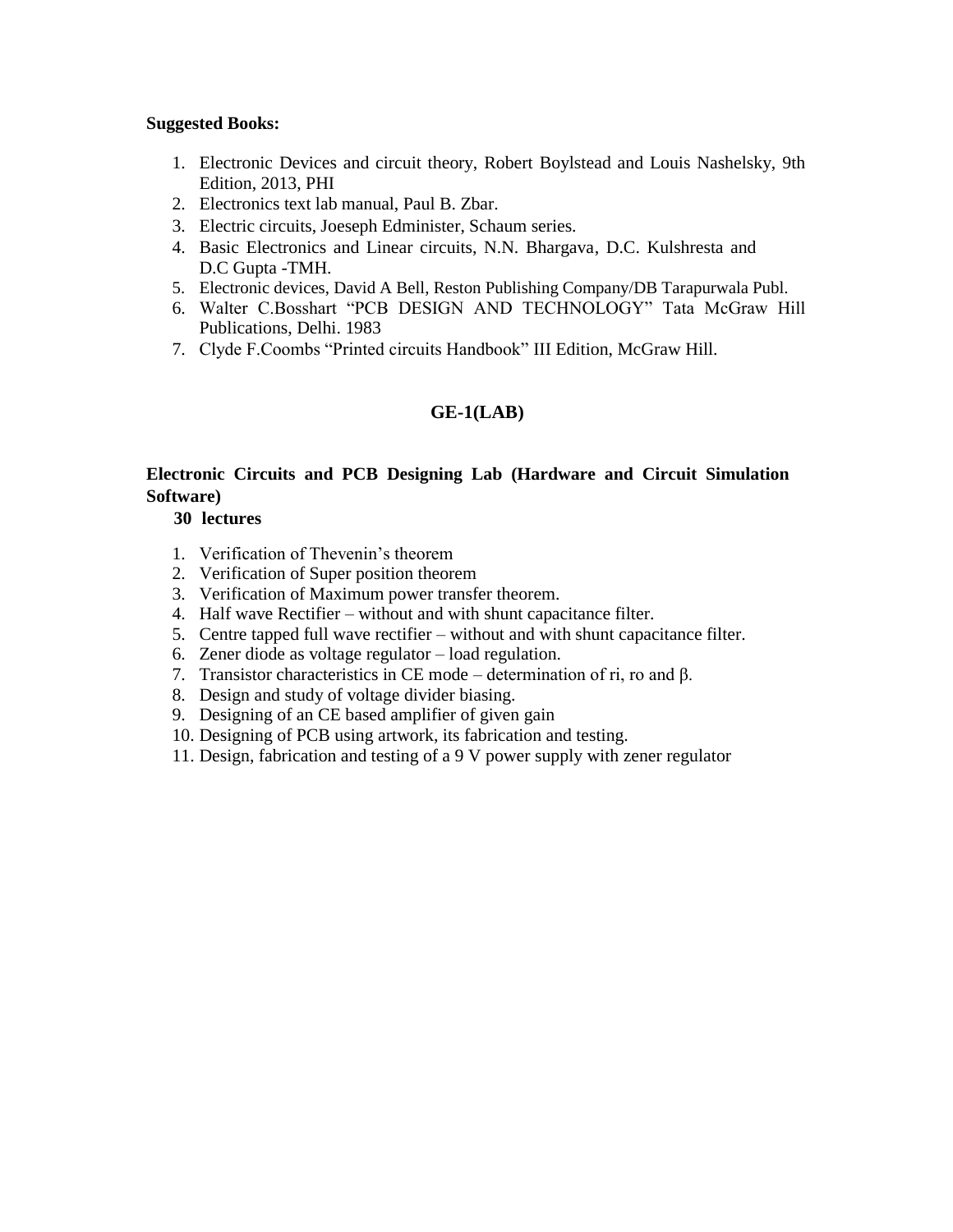**Suggested Books:**

1. Electronic Devices and circuit theory, Robert Boylstead and Louis Nashelsky, 9th Edition, 2013, PHI
2. Electronics text lab manual, Paul B. Zbar.
3. Electric circuits, Joeseph Edminister, Schaum series.
4. Basic Electronics and Linear circuits, N.N. Bhargava, D.C. Kulshresta and D.C Gupta -TMH.
5. Electronic devices, David A Bell, Reston Publishing Company/DB Tarapurwala Publ.
6. Walter C.Bosshart "PCB DESIGN AND TECHNOLOGY" Tata McGraw Hill Publications, Delhi. 1983
7. Clyde F.Coombs "Printed circuits Handbook" III Edition, McGraw Hill.

## GE-1(LAB)

**Electronic Circuits and PCB Designing Lab (Hardware and Circuit Simulation Software)**

**30 lectures**

1. Verification of Thevenin's theorem
2. Verification of Super position theorem
3. Verification of Maximum power transfer theorem.
4. Half wave Rectifier – without and with shunt capacitance filter.
5. Centre tapped full wave rectifier – without and with shunt capacitance filter.
6. Zener diode as voltage regulator – load regulation.
7. Transistor characteristics in CE mode – determination of ri, ro and β.
8. Design and study of voltage divider biasing.
9. Designing of an CE based amplifier of given gain
10. Designing of PCB using artwork, its fabrication and testing.
11. Design, fabrication and testing of a 9 V power supply with zener regulator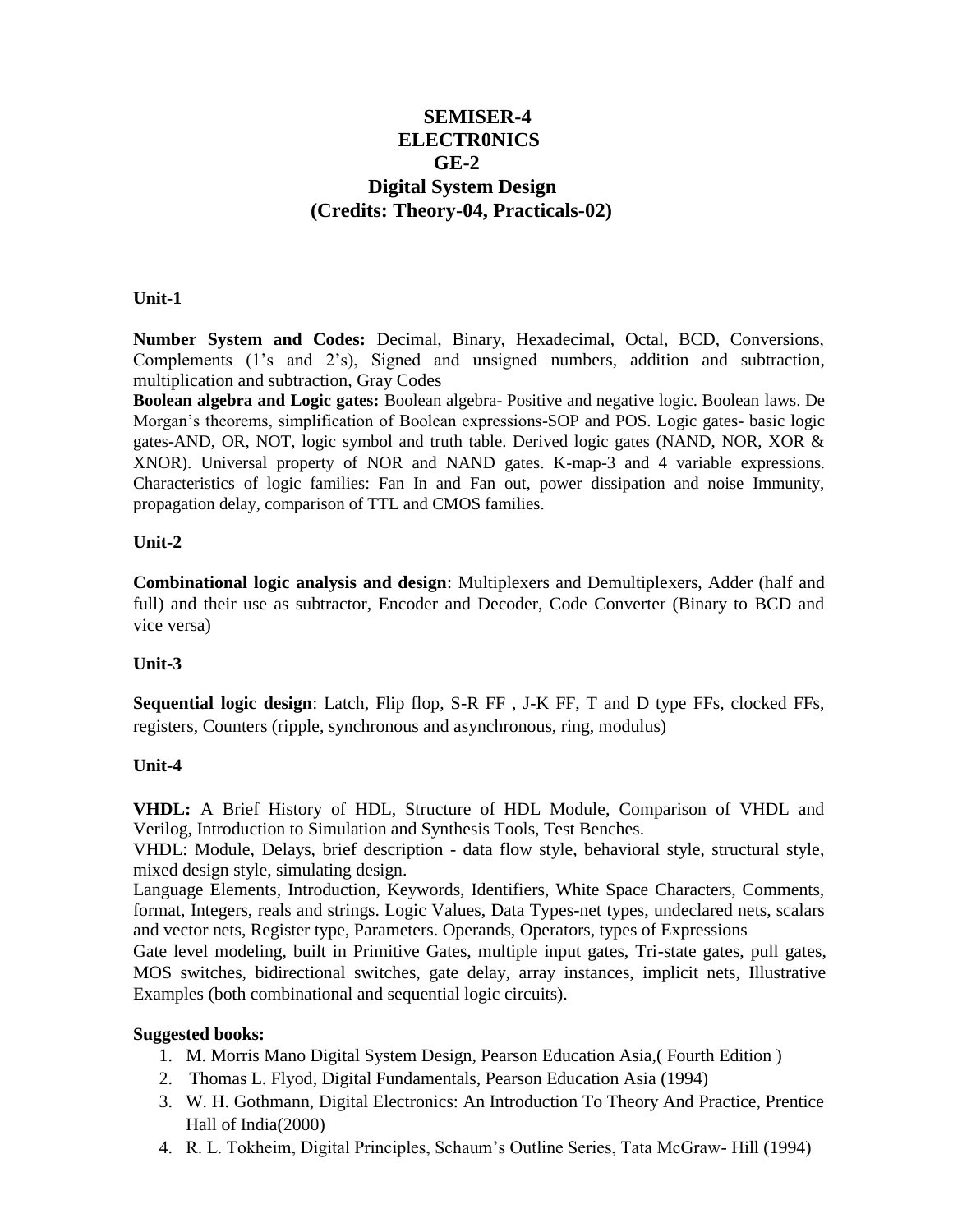# SEMISER-4
# ELECTR0NICS
## GE-2
## Digital System Design
### (Credits: Theory-04, Practicals-02)

**Unit-1**

**Number System and Codes:** Decimal, Binary, Hexadecimal, Octal, BCD, Conversions, Complements (1's and 2's), Signed and unsigned numbers, addition and subtraction, multiplication and subtraction, Gray Codes

**Boolean algebra and Logic gates:** Boolean algebra- Positive and negative logic. Boolean laws. De Morgan's theorems, simplification of Boolean expressions-SOP and POS. Logic gates- basic logic gates-AND, OR, NOT, logic symbol and truth table. Derived logic gates (NAND, NOR, XOR & XNOR). Universal property of NOR and NAND gates. K-map-3 and 4 variable expressions. Characteristics of logic families: Fan In and Fan out, power dissipation and noise Immunity, propagation delay, comparison of TTL and CMOS families.

**Unit-2**

**Combinational logic analysis and design**: Multiplexers and Demultiplexers, Adder (half and full) and their use as subtractor, Encoder and Decoder, Code Converter (Binary to BCD and vice versa)

**Unit-3**

**Sequential logic design**: Latch, Flip flop, S-R FF , J-K FF, T and D type FFs, clocked FFs, registers, Counters (ripple, synchronous and asynchronous, ring, modulus)

**Unit-4**

**VHDL:** A Brief History of HDL, Structure of HDL Module, Comparison of VHDL and Verilog, Introduction to Simulation and Synthesis Tools, Test Benches.

VHDL: Module, Delays, brief description - data flow style, behavioral style, structural style, mixed design style, simulating design.

Language Elements, Introduction, Keywords, Identifiers, White Space Characters, Comments, format, Integers, reals and strings. Logic Values, Data Types-net types, undeclared nets, scalars and vector nets, Register type, Parameters. Operands, Operators, types of Expressions

Gate level modeling, built in Primitive Gates, multiple input gates, Tri-state gates, pull gates, MOS switches, bidirectional switches, gate delay, array instances, implicit nets, Illustrative Examples (both combinational and sequential logic circuits).

**Suggested books:**

1. M. Morris Mano Digital System Design, Pearson Education Asia,( Fourth Edition )
2. Thomas L. Flyod, Digital Fundamentals, Pearson Education Asia (1994)
3. W. H. Gothmann, Digital Electronics: An Introduction To Theory And Practice, Prentice Hall of India(2000)
4. R. L. Tokheim, Digital Principles, Schaum's Outline Series, Tata McGraw- Hill (1994)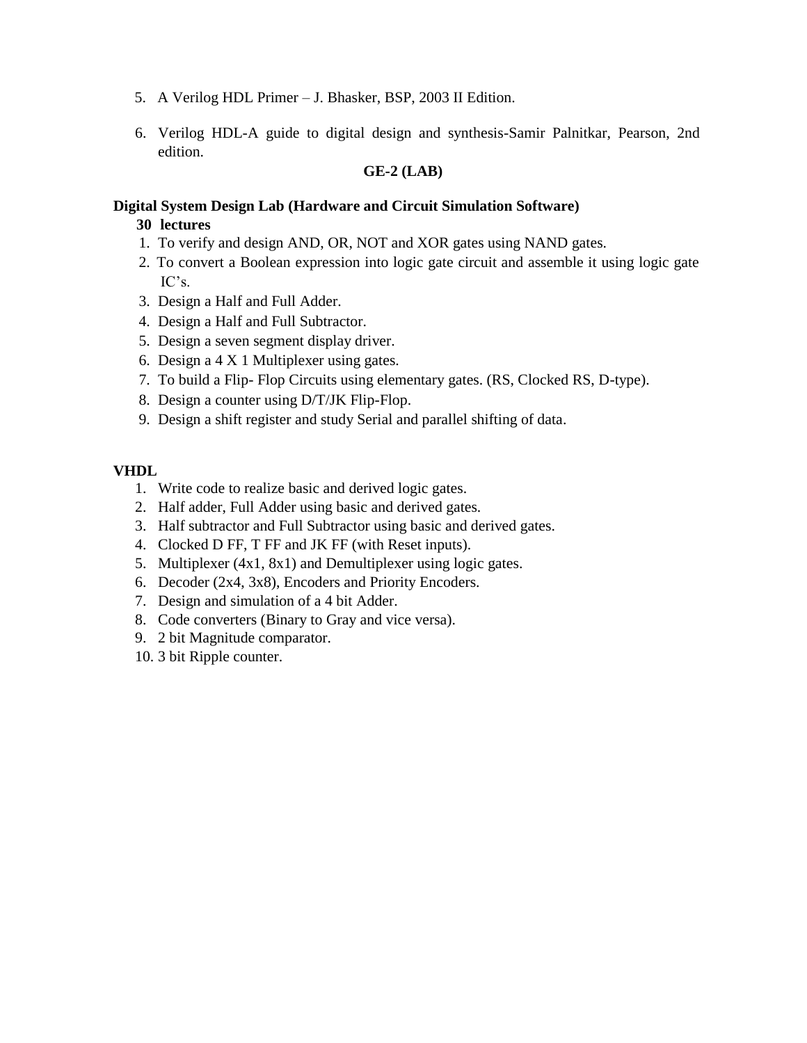5. A Verilog HDL Primer – J. Bhasker, BSP, 2003 II Edition.

6. Verilog HDL-A guide to digital design and synthesis-Samir Palnitkar, Pearson, 2nd edition.

## GE-2 (LAB)

**Digital System Design Lab (Hardware and Circuit Simulation Software)**

**30 lectures**

1. To verify and design AND, OR, NOT and XOR gates using NAND gates.
2. To convert a Boolean expression into logic gate circuit and assemble it using logic gate IC's.
3. Design a Half and Full Adder.
4. Design a Half and Full Subtractor.
5. Design a seven segment display driver.
6. Design a 4 X 1 Multiplexer using gates.
7. To build a Flip- Flop Circuits using elementary gates. (RS, Clocked RS, D-type).
8. Design a counter using D/T/JK Flip-Flop.
9. Design a shift register and study Serial and parallel shifting of data.

**VHDL**

1. Write code to realize basic and derived logic gates.
2. Half adder, Full Adder using basic and derived gates.
3. Half subtractor and Full Subtractor using basic and derived gates.
4. Clocked D FF, T FF and JK FF (with Reset inputs).
5. Multiplexer (4x1, 8x1) and Demultiplexer using logic gates.
6. Decoder (2x4, 3x8), Encoders and Priority Encoders.
7. Design and simulation of a 4 bit Adder.
8. Code converters (Binary to Gray and vice versa).
9. 2 bit Magnitude comparator.
10. 3 bit Ripple counter.